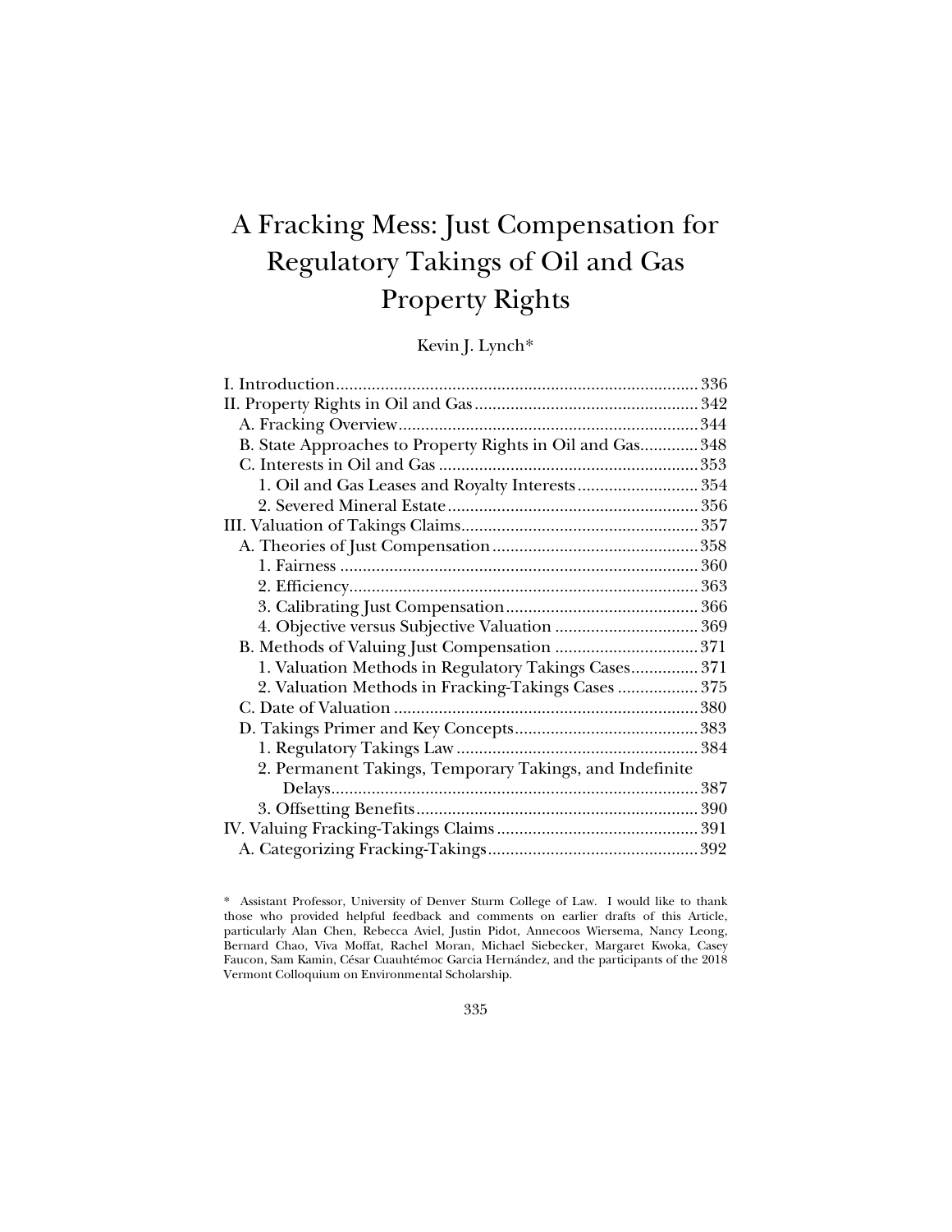# A Fracking Mess: Just Compensation for Regulatory Takings of Oil and Gas Property Rights

Kevin J. Lynch*

I. Introduction ............................................................................. 336
II. Property Rights in Oil and Gas .................................................. 342
  A. Fracking Overview ................................................................ 344
  B. State Approaches to Property Rights in Oil and Gas ............ 348
  C. Interests in Oil and Gas ........................................................ 353
    1. Oil and Gas Leases and Royalty Interests .......................... 354
    2. Severed Mineral Estate ....................................................... 356
III. Valuation of Takings Claims ..................................................... 357
  A. Theories of Just Compensation ............................................ 358
    1. Fairness ............................................................................... 360
    2. Efficiency ............................................................................ 363
    3. Calibrating Just Compensation .......................................... 366
    4. Objective versus Subjective Valuation ............................... 369
  B. Methods of Valuing Just Compensation ............................... 371
    1. Valuation Methods in Regulatory Takings Cases ............... 371
    2. Valuation Methods in Fracking-Takings Cases .................. 375
  C. Date of Valuation .................................................................. 380
  D. Takings Primer and Key Concepts ......................................... 383
    1. Regulatory Takings Law ..................................................... 384
    2. Permanent Takings, Temporary Takings, and Indefinite Delays ................................................................................. 387
    3. Offsetting Benefits .............................................................. 390
IV. Valuing Fracking-Takings Claims .............................................. 391
  A. Categorizing Fracking-Takings ............................................. 392

\* Assistant Professor, University of Denver Sturm College of Law. I would like to thank those who provided helpful feedback and comments on earlier drafts of this Article, particularly Alan Chen, Rebecca Aviel, Justin Pidot, Annecoos Wiersema, Nancy Leong, Bernard Chao, Viva Moffat, Rachel Moran, Michael Siebecker, Margaret Kwoka, Casey Faucon, Sam Kamin, César Cuauhtémoc Garcia Hernández, and the participants of the 2018 Vermont Colloquium on Environmental Scholarship.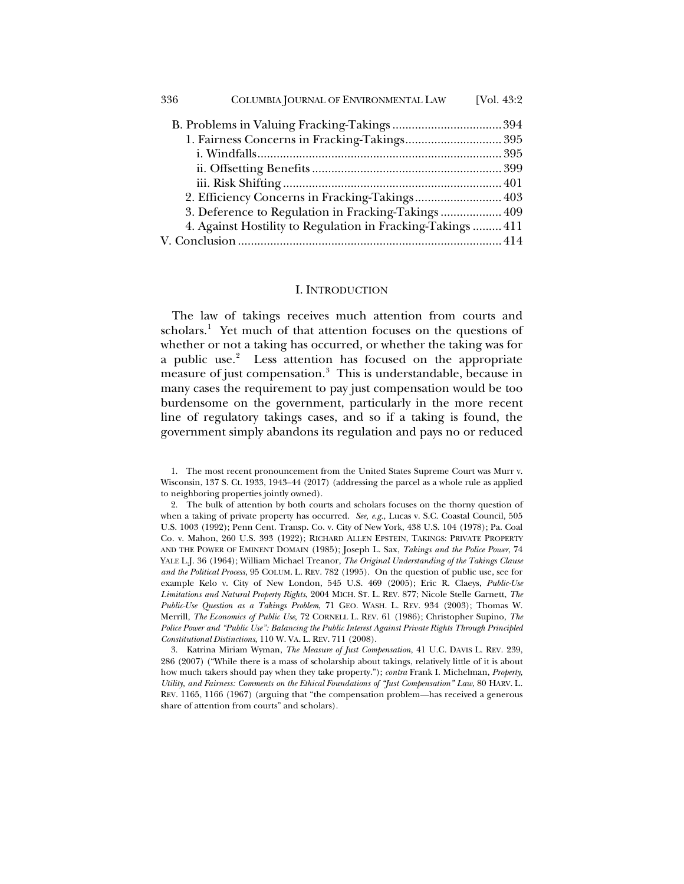B. Problems in Valuing Fracking-Takings .................................. 394
  1. Fairness Concerns in Fracking-Takings.............................. 395
    i. Windfalls............................................................................ 395
    ii. Offsetting Benefits ........................................................... 399
    iii. Risk Shifting .................................................................... 401
  2. Efficiency Concerns in Fracking-Takings........................... 403
  3. Deference to Regulation in Fracking-Takings ................... 409
  4. Against Hostility to Regulation in Fracking-Takings ......... 411
V. Conclusion ................................................................................. 414

## I. INTRODUCTION

The law of takings receives much attention from courts and scholars.[1] Yet much of that attention focuses on the questions of whether or not a taking has occurred, or whether the taking was for a public use.[2] Less attention has focused on the appropriate measure of just compensation.[3] This is understandable, because in many cases the requirement to pay just compensation would be too burdensome on the government, particularly in the more recent line of regulatory takings cases, and so if a taking is found, the government simply abandons its regulation and pays no or reduced

1. The most recent pronouncement from the United States Supreme Court was Murr v. Wisconsin, 137 S. Ct. 1933, 1943–44 (2017) (addressing the parcel as a whole rule as applied to neighboring properties jointly owned).

2. The bulk of attention by both courts and scholars focuses on the thorny question of when a taking of private property has occurred. *See, e.g.*, Lucas v. S.C. Coastal Council, 505 U.S. 1003 (1992); Penn Cent. Transp. Co. v. City of New York, 438 U.S. 104 (1978); Pa. Coal Co. v. Mahon, 260 U.S. 393 (1922); RICHARD ALLEN EPSTEIN, TAKINGS: PRIVATE PROPERTY AND THE POWER OF EMINENT DOMAIN (1985); Joseph L. Sax, *Takings and the Police Power*, 74 YALE L.J. 36 (1964); William Michael Treanor, *The Original Understanding of the Takings Clause and the Political Process*, 95 COLUM. L. REV. 782 (1995). On the question of public use, see for example Kelo v. City of New London, 545 U.S. 469 (2005); Eric R. Claeys, *Public-Use Limitations and Natural Property Rights*, 2004 MICH. ST. L. REV. 877; Nicole Stelle Garnett, *The Public-Use Question as a Takings Problem*, 71 GEO. WASH. L. REV. 934 (2003); Thomas W. Merrill, *The Economics of Public Use*, 72 CORNELL L. REV. 61 (1986); Christopher Supino, *The Police Power and "Public Use": Balancing the Public Interest Against Private Rights Through Principled Constitutional Distinctions*, 110 W. VA. L. REV. 711 (2008).

3. Katrina Miriam Wyman, *The Measure of Just Compensation*, 41 U.C. DAVIS L. REV. 239, 286 (2007) ("While there is a mass of scholarship about takings, relatively little of it is about how much takers should pay when they take property."); *contra* Frank I. Michelman, *Property, Utility, and Fairness: Comments on the Ethical Foundations of "Just Compensation" Law*, 80 HARV. L. REV. 1165, 1166 (1967) (arguing that "the compensation problem—has received a generous share of attention from courts" and scholars).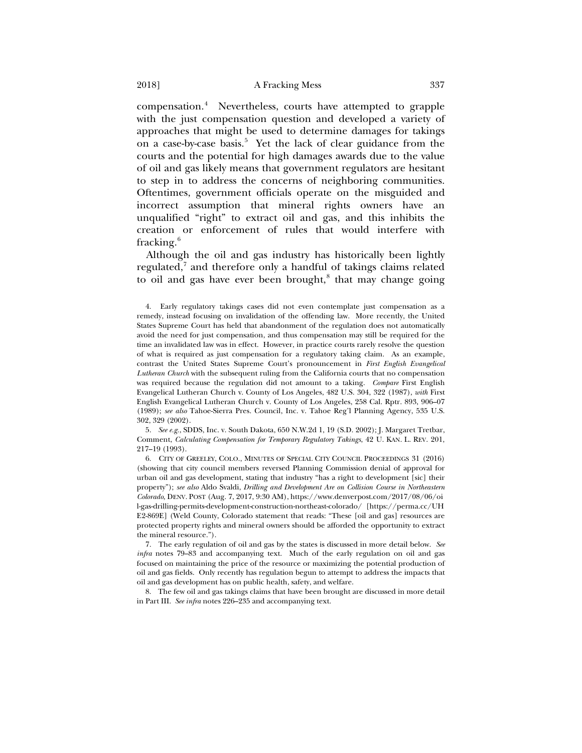compensation.[4] Nevertheless, courts have attempted to grapple with the just compensation question and developed a variety of approaches that might be used to determine damages for takings on a case-by-case basis.[5] Yet the lack of clear guidance from the courts and the potential for high damages awards due to the value of oil and gas likely means that government regulators are hesitant to step in to address the concerns of neighboring communities. Oftentimes, government officials operate on the misguided and incorrect assumption that mineral rights owners have an unqualified "right" to extract oil and gas, and this inhibits the creation or enforcement of rules that would interfere with fracking.[6]

Although the oil and gas industry has historically been lightly regulated,[7] and therefore only a handful of takings claims related to oil and gas have ever been brought,[8] that may change going

---

4. Early regulatory takings cases did not even contemplate just compensation as a remedy, instead focusing on invalidation of the offending law. More recently, the United States Supreme Court has held that abandonment of the regulation does not automatically avoid the need for just compensation, and thus compensation may still be required for the time an invalidated law was in effect. However, in practice courts rarely resolve the question of what is required as just compensation for a regulatory taking claim. As an example, contrast the United States Supreme Court's pronouncement in *First English Evangelical Lutheran Church* with the subsequent ruling from the California courts that no compensation was required because the regulation did not amount to a taking. *Compare* First English Evangelical Lutheran Church v. County of Los Angeles, 482 U.S. 304, 322 (1987), *with* First English Evangelical Lutheran Church v. County of Los Angeles, 258 Cal. Rptr. 893, 906–07 (1989); *see also* Tahoe-Sierra Pres. Council, Inc. v. Tahoe Reg'l Planning Agency, 535 U.S. 302, 329 (2002).

5. *See e.g.*, SDDS, Inc. v. South Dakota, 650 N.W.2d 1, 19 (S.D. 2002); J. Margaret Tretbar, Comment, *Calculating Compensation for Temporary Regulatory Takings*, 42 U. KAN. L. REV. 201, 217–19 (1993).

6. CITY OF GREELEY, COLO., MINUTES OF SPECIAL CITY COUNCIL PROCEEDINGS 31 (2016) (showing that city council members reversed Planning Commission denial of approval for urban oil and gas development, stating that industry "has a right to development [sic] their property"); *see also* Aldo Svaldi, *Drilling and Development Are on Collision Course in Northeastern Colorado*, DENV. POST (Aug. 7, 2017, 9:30 AM), https://www.denverpost.com/2017/08/06/oil-gas-drilling-permits-development-construction-northeast-colorado/ [https://perma.cc/UHE2-869E] (Weld County, Colorado statement that reads: "These [oil and gas] resources are protected property rights and mineral owners should be afforded the opportunity to extract the mineral resource.").

7. The early regulation of oil and gas by the states is discussed in more detail below. *See infra* notes 79–83 and accompanying text. Much of the early regulation on oil and gas focused on maintaining the price of the resource or maximizing the potential production of oil and gas fields. Only recently has regulation begun to attempt to address the impacts that oil and gas development has on public health, safety, and welfare.

8. The few oil and gas takings claims that have been brought are discussed in more detail in Part III. *See infra* notes 226–235 and accompanying text.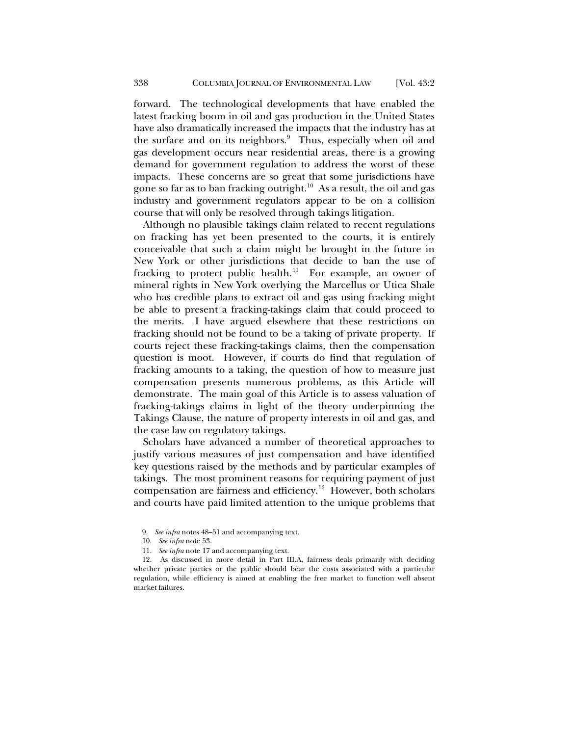forward. The technological developments that have enabled the latest fracking boom in oil and gas production in the United States have also dramatically increased the impacts that the industry has at the surface and on its neighbors.[9] Thus, especially when oil and gas development occurs near residential areas, there is a growing demand for government regulation to address the worst of these impacts. These concerns are so great that some jurisdictions have gone so far as to ban fracking outright.[10] As a result, the oil and gas industry and government regulators appear to be on a collision course that will only be resolved through takings litigation.

Although no plausible takings claim related to recent regulations on fracking has yet been presented to the courts, it is entirely conceivable that such a claim might be brought in the future in New York or other jurisdictions that decide to ban the use of fracking to protect public health.[11] For example, an owner of mineral rights in New York overlying the Marcellus or Utica Shale who has credible plans to extract oil and gas using fracking might be able to present a fracking-takings claim that could proceed to the merits. I have argued elsewhere that these restrictions on fracking should not be found to be a taking of private property. If courts reject these fracking-takings claims, then the compensation question is moot. However, if courts do find that regulation of fracking amounts to a taking, the question of how to measure just compensation presents numerous problems, as this Article will demonstrate. The main goal of this Article is to assess valuation of fracking-takings claims in light of the theory underpinning the Takings Clause, the nature of property interests in oil and gas, and the case law on regulatory takings.

Scholars have advanced a number of theoretical approaches to justify various measures of just compensation and have identified key questions raised by the methods and by particular examples of takings. The most prominent reasons for requiring payment of just compensation are fairness and efficiency.[12] However, both scholars and courts have paid limited attention to the unique problems that

9. *See infra* notes 48–51 and accompanying text.

10. *See infra* note 53.

11. *See infra* note 17 and accompanying text.

12. As discussed in more detail in Part III.A, fairness deals primarily with deciding whether private parties or the public should bear the costs associated with a particular regulation, while efficiency is aimed at enabling the free market to function well absent market failures.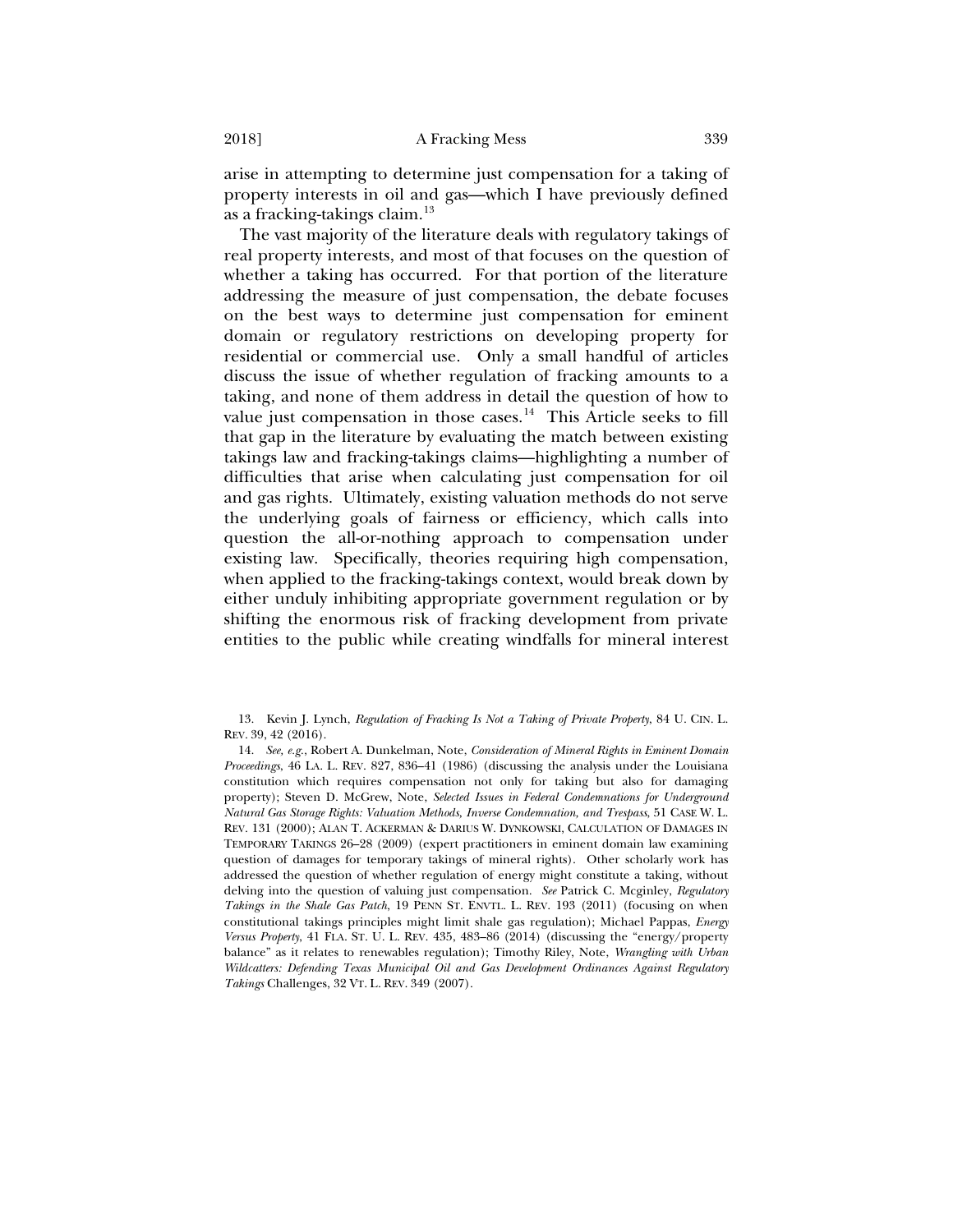arise in attempting to determine just compensation for a taking of property interests in oil and gas—which I have previously defined as a fracking-takings claim.[13]

The vast majority of the literature deals with regulatory takings of real property interests, and most of that focuses on the question of whether a taking has occurred. For that portion of the literature addressing the measure of just compensation, the debate focuses on the best ways to determine just compensation for eminent domain or regulatory restrictions on developing property for residential or commercial use. Only a small handful of articles discuss the issue of whether regulation of fracking amounts to a taking, and none of them address in detail the question of how to value just compensation in those cases.[14] This Article seeks to fill that gap in the literature by evaluating the match between existing takings law and fracking-takings claims—highlighting a number of difficulties that arise when calculating just compensation for oil and gas rights. Ultimately, existing valuation methods do not serve the underlying goals of fairness or efficiency, which calls into question the all-or-nothing approach to compensation under existing law. Specifically, theories requiring high compensation, when applied to the fracking-takings context, would break down by either unduly inhibiting appropriate government regulation or by shifting the enormous risk of fracking development from private entities to the public while creating windfalls for mineral interest

13. Kevin J. Lynch, *Regulation of Fracking Is Not a Taking of Private Property*, 84 U. CIN. L. REV. 39, 42 (2016).

14. *See, e.g.*, Robert A. Dunkelman, Note, *Consideration of Mineral Rights in Eminent Domain Proceedings*, 46 LA. L. REV. 827, 836–41 (1986) (discussing the analysis under the Louisiana constitution which requires compensation not only for taking but also for damaging property); Steven D. McGrew, Note, *Selected Issues in Federal Condemnations for Underground Natural Gas Storage Rights: Valuation Methods, Inverse Condemnation, and Trespass*, 51 CASE W. L. REV. 131 (2000); ALAN T. ACKERMAN & DARIUS W. DYNKOWSKI, CALCULATION OF DAMAGES IN TEMPORARY TAKINGS 26–28 (2009) (expert practitioners in eminent domain law examining question of damages for temporary takings of mineral rights). Other scholarly work has addressed the question of whether regulation of energy might constitute a taking, without delving into the question of valuing just compensation. *See* Patrick C. Mcginley, *Regulatory Takings in the Shale Gas Patch*, 19 PENN ST. ENVTL. L. REV. 193 (2011) (focusing on when constitutional takings principles might limit shale gas regulation); Michael Pappas, *Energy Versus Property*, 41 FLA. ST. U. L. REV. 435, 483–86 (2014) (discussing the "energy/property balance" as it relates to renewables regulation); Timothy Riley, Note, *Wrangling with Urban Wildcatters: Defending Texas Municipal Oil and Gas Development Ordinances Against Regulatory Takings* Challenges, 32 VT. L. REV. 349 (2007).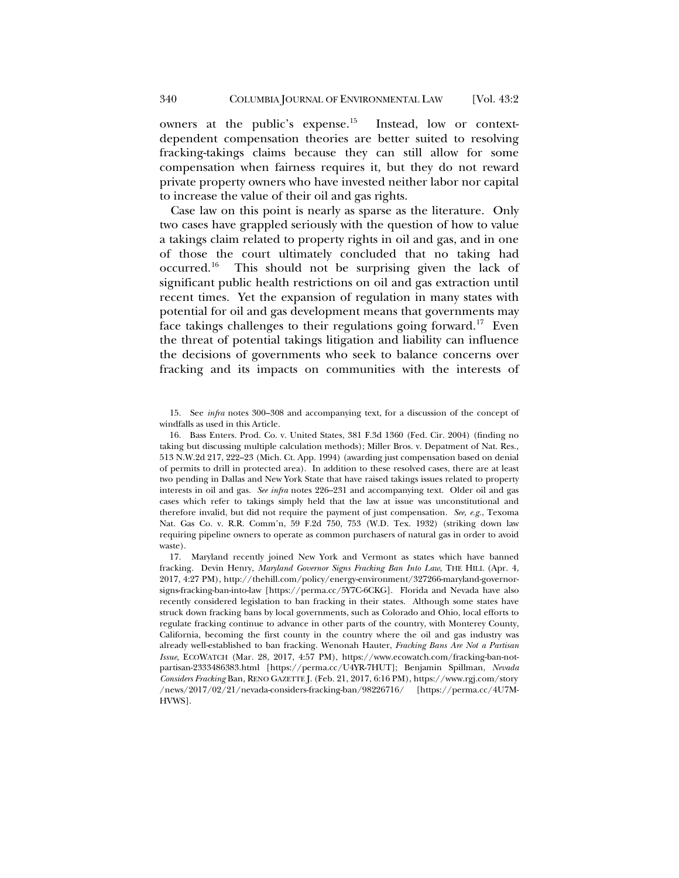owners at the public's expense.[15] Instead, low or context-dependent compensation theories are better suited to resolving fracking-takings claims because they can still allow for some compensation when fairness requires it, but they do not reward private property owners who have invested neither labor nor capital to increase the value of their oil and gas rights.

Case law on this point is nearly as sparse as the literature. Only two cases have grappled seriously with the question of how to value a takings claim related to property rights in oil and gas, and in one of those the court ultimately concluded that no taking had occurred.[16] This should not be surprising given the lack of significant public health restrictions on oil and gas extraction until recent times. Yet the expansion of regulation in many states with potential for oil and gas development means that governments may face takings challenges to their regulations going forward.[17] Even the threat of potential takings litigation and liability can influence the decisions of governments who seek to balance concerns over fracking and its impacts on communities with the interests of

---

15. See *infra* notes 300–308 and accompanying text, for a discussion of the concept of windfalls as used in this Article.

16. Bass Enters. Prod. Co. v. United States, 381 F.3d 1360 (Fed. Cir. 2004) (finding no taking but discussing multiple calculation methods); Miller Bros. v. Depatment of Nat. Res., 513 N.W.2d 217, 222–23 (Mich. Ct. App. 1994) (awarding just compensation based on denial of permits to drill in protected area). In addition to these resolved cases, there are at least two pending in Dallas and New York State that have raised takings issues related to property interests in oil and gas. *See infra* notes 226–231 and accompanying text. Older oil and gas cases which refer to takings simply held that the law at issue was unconstitutional and therefore invalid, but did not require the payment of just compensation. *See, e.g.*, Texoma Nat. Gas Co. v. R.R. Comm'n, 59 F.2d 750, 753 (W.D. Tex. 1932) (striking down law requiring pipeline owners to operate as common purchasers of natural gas in order to avoid waste).

17. Maryland recently joined New York and Vermont as states which have banned fracking. Devin Henry, *Maryland Governor Signs Fracking Ban Into Law*, THE HILL (Apr. 4, 2017, 4:27 PM), http://thehill.com/policy/energy-environment/327266-maryland-governor-signs-fracking-ban-into-law [https://perma.cc/5Y7C-6CKG]. Florida and Nevada have also recently considered legislation to ban fracking in their states. Although some states have struck down fracking bans by local governments, such as Colorado and Ohio, local efforts to regulate fracking continue to advance in other parts of the country, with Monterey County, California, becoming the first county in the country where the oil and gas industry was already well-established to ban fracking. Wenonah Hauter, *Fracking Bans Are Not a Partisan Issue*, ECOWATCH (Mar. 28, 2017, 4:57 PM), https://www.ecowatch.com/fracking-ban-not-partisan-2333486383.html [https://perma.cc/U4YR-7HUT]; Benjamin Spillman, *Nevada Considers Fracking* Ban, RENO GAZETTE J. (Feb. 21, 2017, 6:16 PM), https://www.rgj.com/story/news/2017/02/21/nevada-considers-fracking-ban/98226716/ [https://perma.cc/4U7M-HVWS].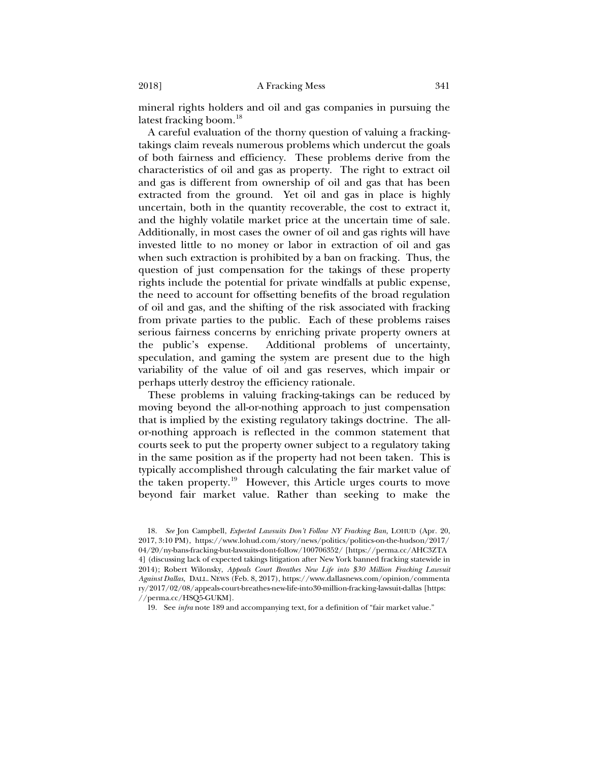mineral rights holders and oil and gas companies in pursuing the latest fracking boom.[18]

A careful evaluation of the thorny question of valuing a fracking-takings claim reveals numerous problems which undercut the goals of both fairness and efficiency. These problems derive from the characteristics of oil and gas as property. The right to extract oil and gas is different from ownership of oil and gas that has been extracted from the ground. Yet oil and gas in place is highly uncertain, both in the quantity recoverable, the cost to extract it, and the highly volatile market price at the uncertain time of sale. Additionally, in most cases the owner of oil and gas rights will have invested little to no money or labor in extraction of oil and gas when such extraction is prohibited by a ban on fracking. Thus, the question of just compensation for the takings of these property rights include the potential for private windfalls at public expense, the need to account for offsetting benefits of the broad regulation of oil and gas, and the shifting of the risk associated with fracking from private parties to the public. Each of these problems raises serious fairness concerns by enriching private property owners at the public's expense. Additional problems of uncertainty, speculation, and gaming the system are present due to the high variability of the value of oil and gas reserves, which impair or perhaps utterly destroy the efficiency rationale.

These problems in valuing fracking-takings can be reduced by moving beyond the all-or-nothing approach to just compensation that is implied by the existing regulatory takings doctrine. The all-or-nothing approach is reflected in the common statement that courts seek to put the property owner subject to a regulatory taking in the same position as if the property had not been taken. This is typically accomplished through calculating the fair market value of the taken property.[19] However, this Article urges courts to move beyond fair market value. Rather than seeking to make the

---

18. *See* Jon Campbell, *Expected Lawsuits Don't Follow NY Fracking Ban*, LOHUD (Apr. 20, 2017, 3:10 PM), https://www.lohud.com/story/news/politics/politics-on-the-hudson/2017/04/20/ny-bans-fracking-but-lawsuits-dont-follow/100706352/ [https://perma.cc/AHC3ZTA4] (discussing lack of expected takings litigation after New York banned fracking statewide in 2014); Robert Wilonsky, *Appeals Court Breathes New Life into $30 Million Fracking Lawsuit Against Dallas*, DALL. NEWS (Feb. 8, 2017), https://www.dallasnews.com/opinion/commentary/2017/02/08/appeals-court-breathes-new-life-into30-million-fracking-lawsuit-dallas [https://perma.cc/HSQ5-GUKM].

19. See *infra* note 189 and accompanying text, for a definition of "fair market value."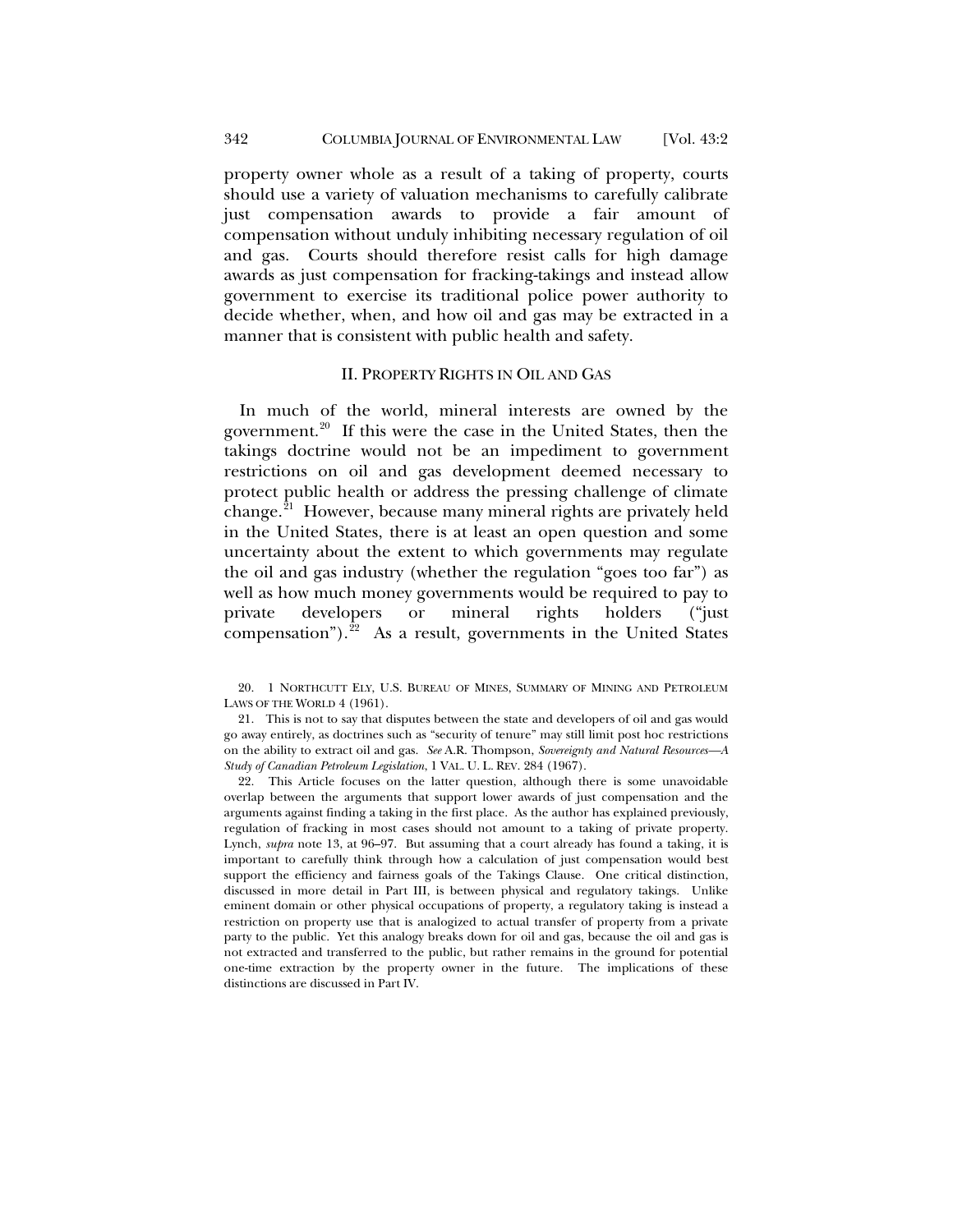property owner whole as a result of a taking of property, courts should use a variety of valuation mechanisms to carefully calibrate just compensation awards to provide a fair amount of compensation without unduly inhibiting necessary regulation of oil and gas. Courts should therefore resist calls for high damage awards as just compensation for fracking-takings and instead allow government to exercise its traditional police power authority to decide whether, when, and how oil and gas may be extracted in a manner that is consistent with public health and safety.

## II. PROPERTY RIGHTS IN OIL AND GAS

In much of the world, mineral interests are owned by the government.[20] If this were the case in the United States, then the takings doctrine would not be an impediment to government restrictions on oil and gas development deemed necessary to protect public health or address the pressing challenge of climate change.[21] However, because many mineral rights are privately held in the United States, there is at least an open question and some uncertainty about the extent to which governments may regulate the oil and gas industry (whether the regulation "goes too far") as well as how much money governments would be required to pay to private developers or mineral rights holders ("just compensation").[22] As a result, governments in the United States

20. 1 NORTHCUTT ELY, U.S. BUREAU OF MINES, SUMMARY OF MINING AND PETROLEUM LAWS OF THE WORLD 4 (1961).

21. This is not to say that disputes between the state and developers of oil and gas would go away entirely, as doctrines such as "security of tenure" may still limit post hoc restrictions on the ability to extract oil and gas. *See* A.R. Thompson, *Sovereignty and Natural Resources—A Study of Canadian Petroleum Legislation*, 1 VAL. U. L. REV. 284 (1967).

22. This Article focuses on the latter question, although there is some unavoidable overlap between the arguments that support lower awards of just compensation and the arguments against finding a taking in the first place. As the author has explained previously, regulation of fracking in most cases should not amount to a taking of private property. Lynch, *supra* note 13, at 96–97. But assuming that a court already has found a taking, it is important to carefully think through how a calculation of just compensation would best support the efficiency and fairness goals of the Takings Clause. One critical distinction, discussed in more detail in Part III, is between physical and regulatory takings. Unlike eminent domain or other physical occupations of property, a regulatory taking is instead a restriction on property use that is analogized to actual transfer of property from a private party to the public. Yet this analogy breaks down for oil and gas, because the oil and gas is not extracted and transferred to the public, but rather remains in the ground for potential one-time extraction by the property owner in the future. The implications of these distinctions are discussed in Part IV.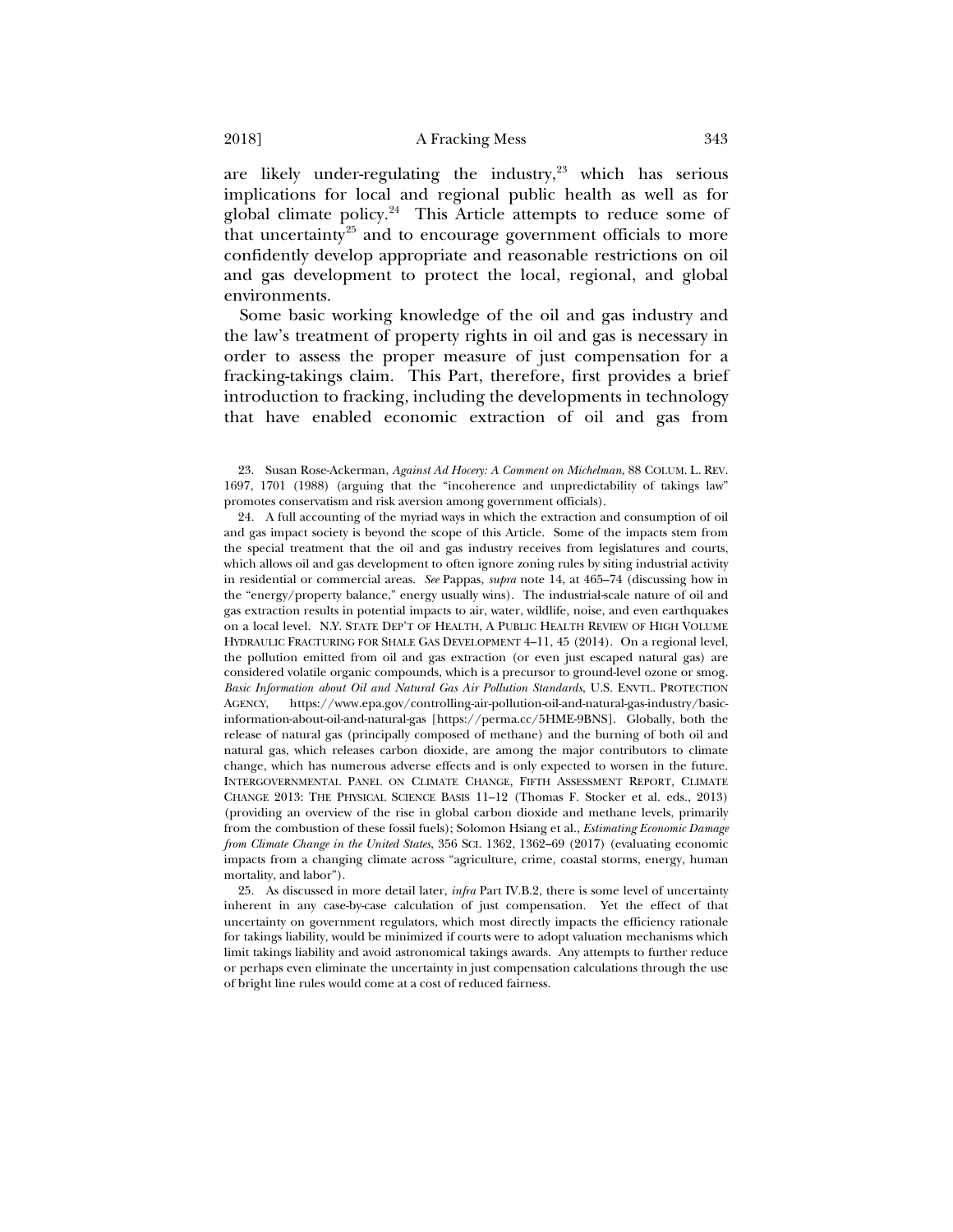are likely under-regulating the industry,[23] which has serious implications for local and regional public health as well as for global climate policy.[24] This Article attempts to reduce some of that uncertainty[25] and to encourage government officials to more confidently develop appropriate and reasonable restrictions on oil and gas development to protect the local, regional, and global environments.

Some basic working knowledge of the oil and gas industry and the law's treatment of property rights in oil and gas is necessary in order to assess the proper measure of just compensation for a fracking-takings claim. This Part, therefore, first provides a brief introduction to fracking, including the developments in technology that have enabled economic extraction of oil and gas from

23. Susan Rose-Ackerman, *Against Ad Hocery: A Comment on Michelman*, 88 COLUM. L. REV. 1697, 1701 (1988) (arguing that the "incoherence and unpredictability of takings law" promotes conservatism and risk aversion among government officials).

24. A full accounting of the myriad ways in which the extraction and consumption of oil and gas impact society is beyond the scope of this Article. Some of the impacts stem from the special treatment that the oil and gas industry receives from legislatures and courts, which allows oil and gas development to often ignore zoning rules by siting industrial activity in residential or commercial areas. *See* Pappas, *supra* note 14, at 465–74 (discussing how in the "energy/property balance," energy usually wins). The industrial-scale nature of oil and gas extraction results in potential impacts to air, water, wildlife, noise, and even earthquakes on a local level. N.Y. STATE DEP'T OF HEALTH, A PUBLIC HEALTH REVIEW OF HIGH VOLUME HYDRAULIC FRACTURING FOR SHALE GAS DEVELOPMENT 4–11, 45 (2014). On a regional level, the pollution emitted from oil and gas extraction (or even just escaped natural gas) are considered volatile organic compounds, which is a precursor to ground-level ozone or smog. *Basic Information about Oil and Natural Gas Air Pollution Standards*, U.S. ENVTL. PROTECTION AGENCY, https://www.epa.gov/controlling-air-pollution-oil-and-natural-gas-industry/basic-information-about-oil-and-natural-gas [https://perma.cc/5HME-9BNS]. Globally, both the release of natural gas (principally composed of methane) and the burning of both oil and natural gas, which releases carbon dioxide, are among the major contributors to climate change, which has numerous adverse effects and is only expected to worsen in the future. INTERGOVERNMENTAL PANEL ON CLIMATE CHANGE, FIFTH ASSESSMENT REPORT, CLIMATE CHANGE 2013: THE PHYSICAL SCIENCE BASIS 11–12 (Thomas F. Stocker et al. eds., 2013) (providing an overview of the rise in global carbon dioxide and methane levels, primarily from the combustion of these fossil fuels); Solomon Hsiang et al., *Estimating Economic Damage from Climate Change in the United States*, 356 SCI. 1362, 1362–69 (2017) (evaluating economic impacts from a changing climate across "agriculture, crime, coastal storms, energy, human mortality, and labor").

25. As discussed in more detail later, *infra* Part IV.B.2, there is some level of uncertainty inherent in any case-by-case calculation of just compensation. Yet the effect of that uncertainty on government regulators, which most directly impacts the efficiency rationale for takings liability, would be minimized if courts were to adopt valuation mechanisms which limit takings liability and avoid astronomical takings awards. Any attempts to further reduce or perhaps even eliminate the uncertainty in just compensation calculations through the use of bright line rules would come at a cost of reduced fairness.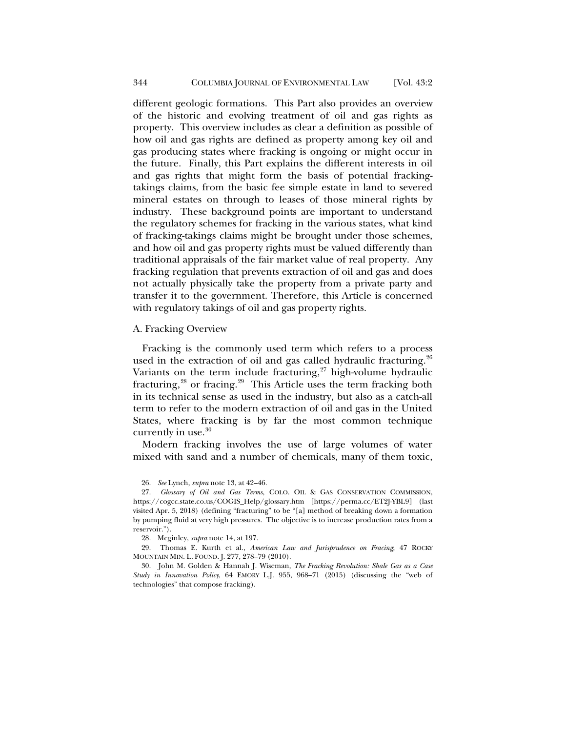different geologic formations. This Part also provides an overview of the historic and evolving treatment of oil and gas rights as property. This overview includes as clear a definition as possible of how oil and gas rights are defined as property among key oil and gas producing states where fracking is ongoing or might occur in the future. Finally, this Part explains the different interests in oil and gas rights that might form the basis of potential fracking-takings claims, from the basic fee simple estate in land to severed mineral estates on through to leases of those mineral rights by industry. These background points are important to understand the regulatory schemes for fracking in the various states, what kind of fracking-takings claims might be brought under those schemes, and how oil and gas property rights must be valued differently than traditional appraisals of the fair market value of real property. Any fracking regulation that prevents extraction of oil and gas and does not actually physically take the property from a private party and transfer it to the government. Therefore, this Article is concerned with regulatory takings of oil and gas property rights.

### A. Fracking Overview

Fracking is the commonly used term which refers to a process used in the extraction of oil and gas called hydraulic fracturing.[26] Variants on the term include fracturing,[27] high-volume hydraulic fracturing,[28] or fracing.[29] This Article uses the term fracking both in its technical sense as used in the industry, but also as a catch-all term to refer to the modern extraction of oil and gas in the United States, where fracking is by far the most common technique currently in use.[30]

Modern fracking involves the use of large volumes of water mixed with sand and a number of chemicals, many of them toxic,

---

26. *See* Lynch, *supra* note 13, at 42–46.

27. *Glossary of Oil and Gas Terms*, COLO. OIL & GAS CONSERVATION COMMISSION, https://cogcc.state.co.us/COGIS_Help/glossary.htm [https://perma.cc/ET2J-YBL9] (last visited Apr. 5, 2018) (defining "fracturing" to be "[a] method of breaking down a formation by pumping fluid at very high pressures. The objective is to increase production rates from a reservoir.").

28. Mcginley, *supra* note 14, at 197.

29. Thomas E. Kurth et al., *American Law and Jurisprudence on Fracing*, 47 ROCKY MOUNTAIN MIN. L. FOUND. J. 277, 278–79 (2010).

30. John M. Golden & Hannah J. Wiseman, *The Fracking Revolution: Shale Gas as a Case Study in Innovation Policy*, 64 EMORY L.J. 955, 968–71 (2015) (discussing the "web of technologies" that compose fracking).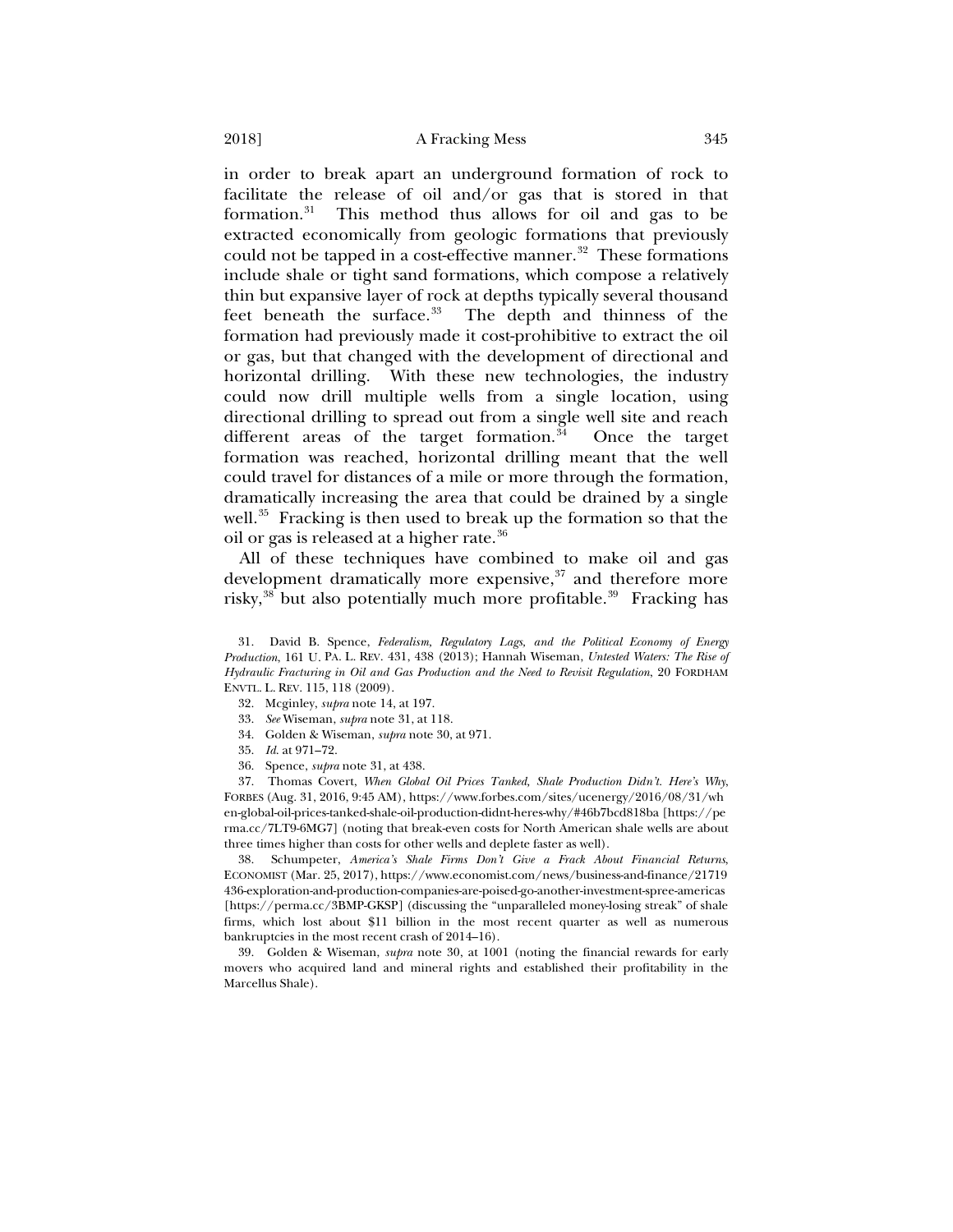in order to break apart an underground formation of rock to facilitate the release of oil and/or gas that is stored in that formation.[31] This method thus allows for oil and gas to be extracted economically from geologic formations that previously could not be tapped in a cost-effective manner.[32] These formations include shale or tight sand formations, which compose a relatively thin but expansive layer of rock at depths typically several thousand feet beneath the surface.[33] The depth and thinness of the formation had previously made it cost-prohibitive to extract the oil or gas, but that changed with the development of directional and horizontal drilling. With these new technologies, the industry could now drill multiple wells from a single location, using directional drilling to spread out from a single well site and reach different areas of the target formation.[34] Once the target formation was reached, horizontal drilling meant that the well could travel for distances of a mile or more through the formation, dramatically increasing the area that could be drained by a single well.[35] Fracking is then used to break up the formation so that the oil or gas is released at a higher rate.[36]

All of these techniques have combined to make oil and gas development dramatically more expensive,[37] and therefore more risky,[38] but also potentially much more profitable.[39] Fracking has

31. David B. Spence, *Federalism, Regulatory Lags, and the Political Economy of Energy Production*, 161 U. PA. L. REV. 431, 438 (2013); Hannah Wiseman, *Untested Waters: The Rise of Hydraulic Fracturing in Oil and Gas Production and the Need to Revisit Regulation*, 20 FORDHAM ENVTL. L. REV. 115, 118 (2009).

32. Mcginley, *supra* note 14, at 197.

33. *See* Wiseman, *supra* note 31, at 118.

34. Golden & Wiseman, *supra* note 30, at 971.

35. *Id.* at 971–72.

36. Spence, *supra* note 31, at 438.

37. Thomas Covert, *When Global Oil Prices Tanked, Shale Production Didn't. Here's Why*, FORBES (Aug. 31, 2016, 9:45 AM), https://www.forbes.com/sites/ucenergy/2016/08/31/when-global-oil-prices-tanked-shale-oil-production-didnt-heres-why/#46b7bcd818ba [https://perma.cc/7LT9-6MG7] (noting that break-even costs for North American shale wells are about three times higher than costs for other wells and deplete faster as well).

38. Schumpeter, *America's Shale Firms Don't Give a Frack About Financial Returns*, ECONOMIST (Mar. 25, 2017), https://www.economist.com/news/business-and-finance/21719436-exploration-and-production-companies-are-poised-go-another-investment-spree-americas [https://perma.cc/3BMP-GKSP] (discussing the "unparalleled money-losing streak" of shale firms, which lost about $11 billion in the most recent quarter as well as numerous bankruptcies in the most recent crash of 2014–16).

39. Golden & Wiseman, *supra* note 30, at 1001 (noting the financial rewards for early movers who acquired land and mineral rights and established their profitability in the Marcellus Shale).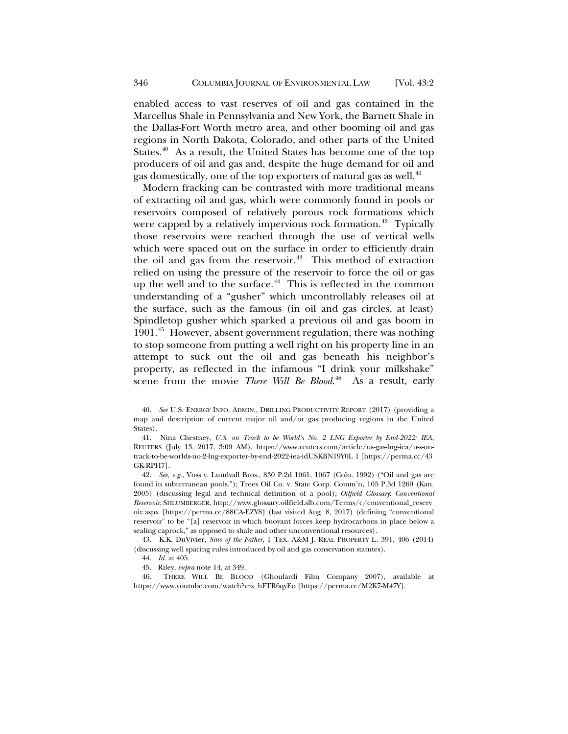enabled access to vast reserves of oil and gas contained in the Marcellus Shale in Pennsylvania and New York, the Barnett Shale in the Dallas-Fort Worth metro area, and other booming oil and gas regions in North Dakota, Colorado, and other parts of the United States.[40] As a result, the United States has become one of the top producers of oil and gas and, despite the huge demand for oil and gas domestically, one of the top exporters of natural gas as well.[41]

Modern fracking can be contrasted with more traditional means of extracting oil and gas, which were commonly found in pools or reservoirs composed of relatively porous rock formations which were capped by a relatively impervious rock formation.[42] Typically those reservoirs were reached through the use of vertical wells which were spaced out on the surface in order to efficiently drain the oil and gas from the reservoir.[43] This method of extraction relied on using the pressure of the reservoir to force the oil or gas up the well and to the surface.[44] This is reflected in the common understanding of a "gusher" which uncontrollably releases oil at the surface, such as the famous (in oil and gas circles, at least) Spindletop gusher which sparked a previous oil and gas boom in 1901.[45] However, absent government regulation, there was nothing to stop someone from putting a well right on his property line in an attempt to suck out the oil and gas beneath his neighbor's property, as reflected in the infamous "I drink your milkshake" scene from the movie *There Will Be Blood*.[46] As a result, early

40. *See* U.S. ENERGY INFO. ADMIN., DRILLING PRODUCTIVITY REPORT (2017) (providing a map and description of current major oil and/or gas producing regions in the United States).

41. Nina Chestney, *U.S. on Track to be World's No. 2 LNG Exporter by End-2022: IEA*, REUTERS (July 13, 2017, 3:09 AM), https://www.reuters.com/article/us-gas-lng-iea/u-s-on-track-to-be-worlds-no-2-lng-exporter-by-end-2022-iea-idUSKBN19Y0L1 [https://perma.cc/43GK-RPH7].

42. *See, e.g.*, Voss v. Lundvall Bros., 830 P.2d 1061, 1067 (Colo. 1992) ("Oil and gas are found in subterranean pools."); Trees Oil Co. v. State Corp. Comm'n, 105 P.3d 1269 (Kan. 2005) (discussing legal and technical definition of a pool); *Oilfield Glossary*: *Conventional Reservoir*, SHLUMBERGER, http://www.glossary.oilfield.slb.com/Terms/c/conventional_reservoir.aspx [https://perma.cc/88CA-EZY8] (last visited Aug. 8, 2017) (defining "conventional reservoir" to be "[a] reservoir in which buoyant forces keep hydrocarbons in place below a sealing caprock," as opposed to shale and other unconventional resources).

43. K.K. DuVivier, *Sins of the Father*, 1 TEX. A&M J. REAL PROPERTY L. 391, 406 (2014) (discussing well spacing rules introduced by oil and gas conservation statutes).

44. *Id.* at 405.

45. Riley, *supra* note 14, at 349.

46. THERE WILL BE BLOOD (Ghoulardi Film Company 2007), available at https://www.youtube.com/watch?v=s_hFTR6qyEo [https://perma.cc/M2K7-M47Y].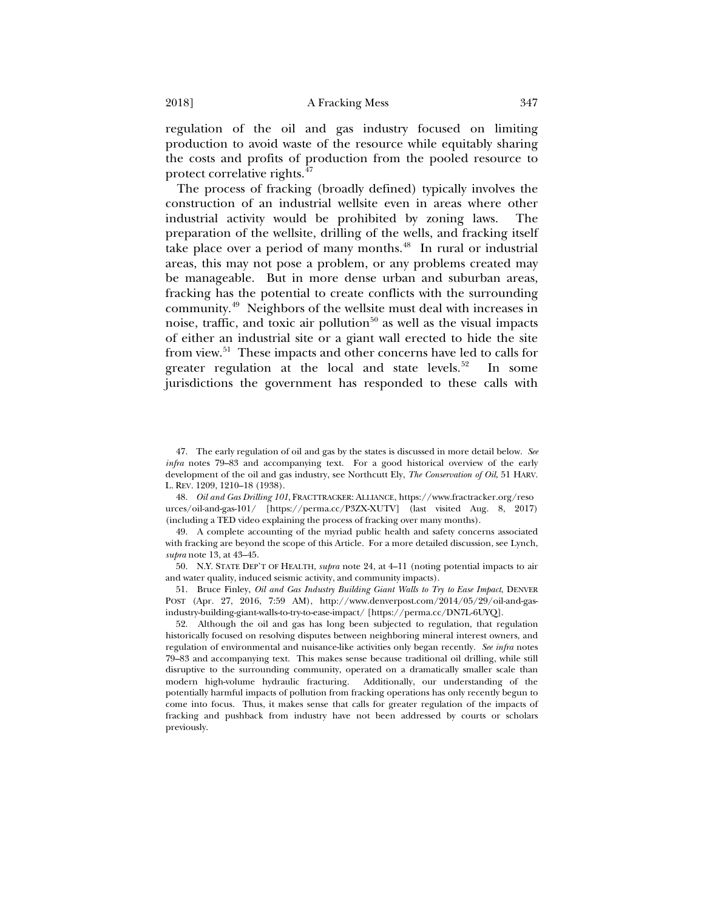regulation of the oil and gas industry focused on limiting production to avoid waste of the resource while equitably sharing the costs and profits of production from the pooled resource to protect correlative rights.[47]

The process of fracking (broadly defined) typically involves the construction of an industrial wellsite even in areas where other industrial activity would be prohibited by zoning laws. The preparation of the wellsite, drilling of the wells, and fracking itself take place over a period of many months.[48] In rural or industrial areas, this may not pose a problem, or any problems created may be manageable. But in more dense urban and suburban areas, fracking has the potential to create conflicts with the surrounding community.[49] Neighbors of the wellsite must deal with increases in noise, traffic, and toxic air pollution[50] as well as the visual impacts of either an industrial site or a giant wall erected to hide the site from view.[51] These impacts and other concerns have led to calls for greater regulation at the local and state levels.[52] In some jurisdictions the government has responded to these calls with

---

47. The early regulation of oil and gas by the states is discussed in more detail below. *See infra* notes 79–83 and accompanying text. For a good historical overview of the early development of the oil and gas industry, see Northcutt Ely, *The Conservation of Oil*, 51 HARV. L. REV. 1209, 1210–18 (1938).

48. *Oil and Gas Drilling 101*, FRACTTRACKER: ALLIANCE, https://www.fractracker.org/resources/oil-and-gas-101/ [https://perma.cc/P3ZX-XUTV] (last visited Aug. 8, 2017) (including a TED video explaining the process of fracking over many months).

49. A complete accounting of the myriad public health and safety concerns associated with fracking are beyond the scope of this Article. For a more detailed discussion, see Lynch, *supra* note 13, at 43–45.

50. N.Y. STATE DEP'T OF HEALTH, *supra* note 24, at 4–11 (noting potential impacts to air and water quality, induced seismic activity, and community impacts).

51. Bruce Finley, *Oil and Gas Industry Building Giant Walls to Try to Ease Impact*, DENVER POST (Apr. 27, 2016, 7:59 AM), http://www.denverpost.com/2014/05/29/oil-and-gas-industry-building-giant-walls-to-try-to-ease-impact/ [https://perma.cc/DN7L-6UYQ].

52. Although the oil and gas has long been subjected to regulation, that regulation historically focused on resolving disputes between neighboring mineral interest owners, and regulation of environmental and nuisance-like activities only began recently. *See infra* notes 79–83 and accompanying text. This makes sense because traditional oil drilling, while still disruptive to the surrounding community, operated on a dramatically smaller scale than modern high-volume hydraulic fracturing. Additionally, our understanding of the potentially harmful impacts of pollution from fracking operations has only recently begun to come into focus. Thus, it makes sense that calls for greater regulation of the impacts of fracking and pushback from industry have not been addressed by courts or scholars previously.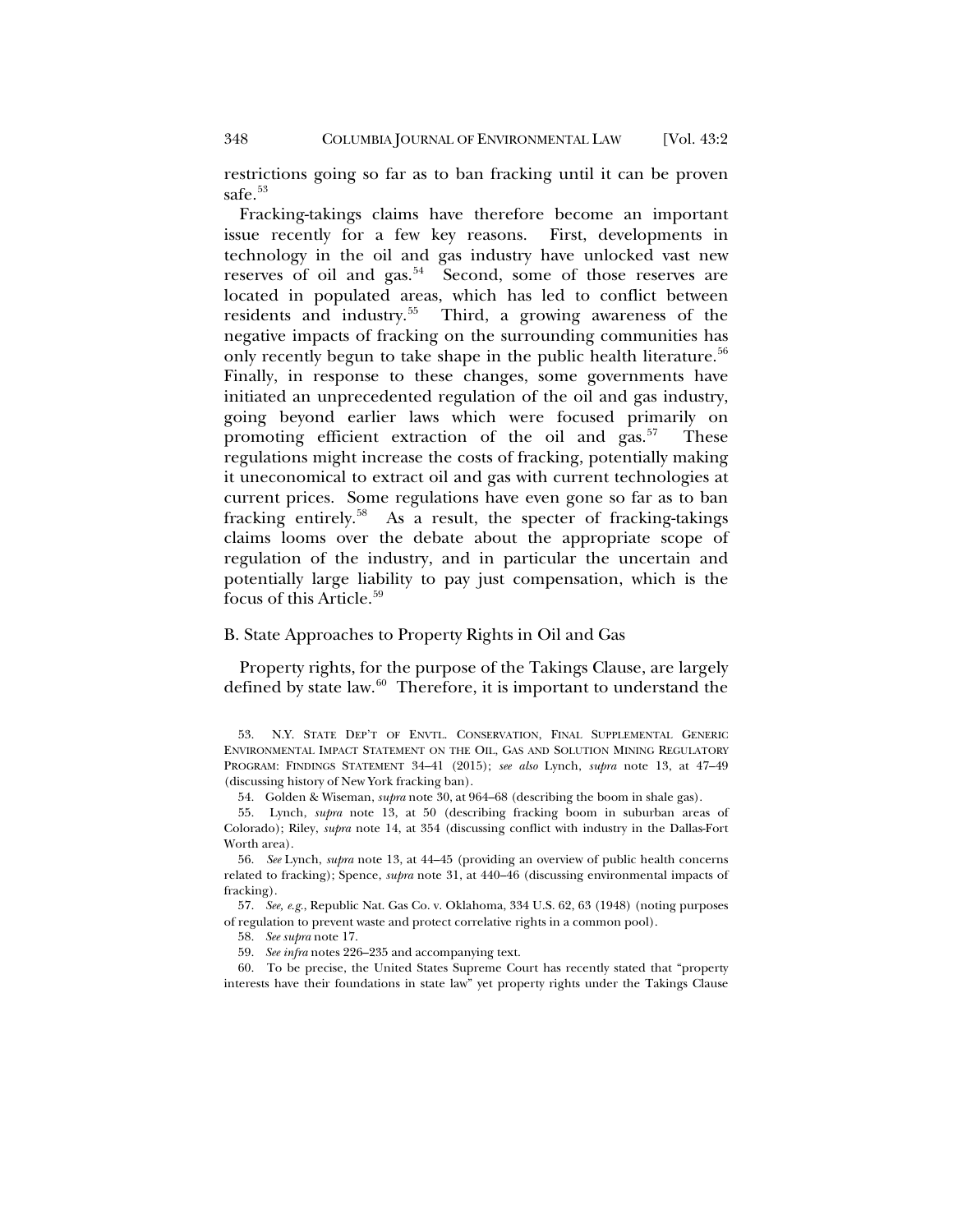restrictions going so far as to ban fracking until it can be proven safe.[53]

Fracking-takings claims have therefore become an important issue recently for a few key reasons. First, developments in technology in the oil and gas industry have unlocked vast new reserves of oil and gas.[54] Second, some of those reserves are located in populated areas, which has led to conflict between residents and industry.[55] Third, a growing awareness of the negative impacts of fracking on the surrounding communities has only recently begun to take shape in the public health literature.[56] Finally, in response to these changes, some governments have initiated an unprecedented regulation of the oil and gas industry, going beyond earlier laws which were focused primarily on promoting efficient extraction of the oil and gas.[57] These regulations might increase the costs of fracking, potentially making it uneconomical to extract oil and gas with current technologies at current prices. Some regulations have even gone so far as to ban fracking entirely.[58] As a result, the specter of fracking-takings claims looms over the debate about the appropriate scope of regulation of the industry, and in particular the uncertain and potentially large liability to pay just compensation, which is the focus of this Article.[59]

## B. State Approaches to Property Rights in Oil and Gas

Property rights, for the purpose of the Takings Clause, are largely defined by state law.[60] Therefore, it is important to understand the

53. N.Y. STATE DEP'T OF ENVTL. CONSERVATION, FINAL SUPPLEMENTAL GENERIC ENVIRONMENTAL IMPACT STATEMENT ON THE OIL, GAS AND SOLUTION MINING REGULATORY PROGRAM: FINDINGS STATEMENT 34–41 (2015); *see also* Lynch, *supra* note 13, at 47–49 (discussing history of New York fracking ban).

54. Golden & Wiseman, *supra* note 30, at 964–68 (describing the boom in shale gas).

55. Lynch, *supra* note 13, at 50 (describing fracking boom in suburban areas of Colorado); Riley, *supra* note 14, at 354 (discussing conflict with industry in the Dallas-Fort Worth area).

56. *See* Lynch, *supra* note 13, at 44–45 (providing an overview of public health concerns related to fracking); Spence, *supra* note 31, at 440–46 (discussing environmental impacts of fracking).

57. *See, e.g.*, Republic Nat. Gas Co. v. Oklahoma, 334 U.S. 62, 63 (1948) (noting purposes of regulation to prevent waste and protect correlative rights in a common pool).

58. *See supra* note 17.

59. *See infra* notes 226–235 and accompanying text.

60. To be precise, the United States Supreme Court has recently stated that "property interests have their foundations in state law" yet property rights under the Takings Clause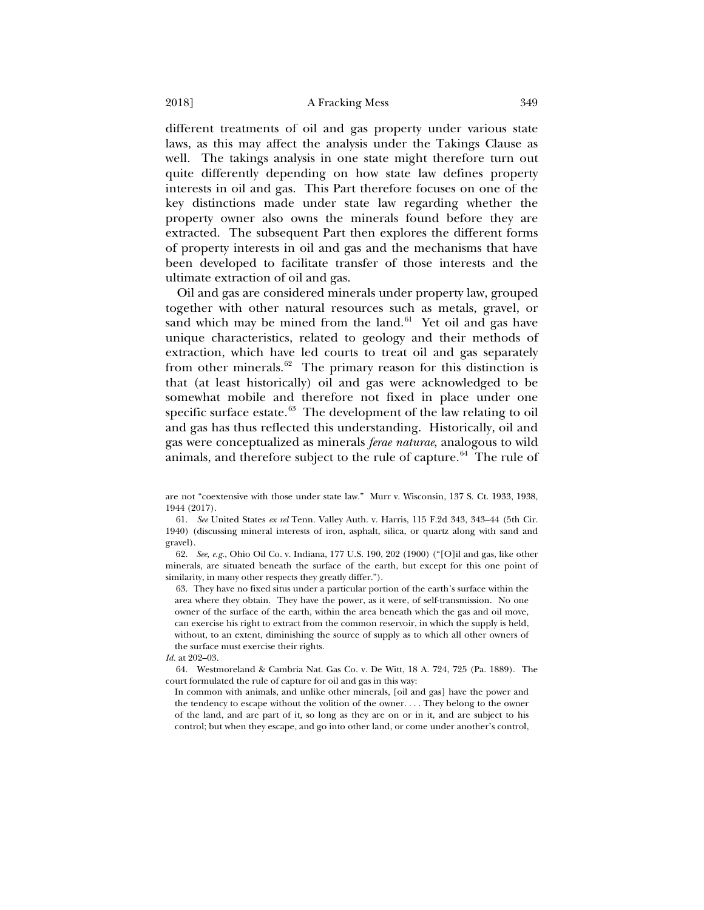different treatments of oil and gas property under various state laws, as this may affect the analysis under the Takings Clause as well. The takings analysis in one state might therefore turn out quite differently depending on how state law defines property interests in oil and gas. This Part therefore focuses on one of the key distinctions made under state law regarding whether the property owner also owns the minerals found before they are extracted. The subsequent Part then explores the different forms of property interests in oil and gas and the mechanisms that have been developed to facilitate transfer of those interests and the ultimate extraction of oil and gas.

Oil and gas are considered minerals under property law, grouped together with other natural resources such as metals, gravel, or sand which may be mined from the land.[61] Yet oil and gas have unique characteristics, related to geology and their methods of extraction, which have led courts to treat oil and gas separately from other minerals.[62] The primary reason for this distinction is that (at least historically) oil and gas were acknowledged to be somewhat mobile and therefore not fixed in place under one specific surface estate.[63] The development of the law relating to oil and gas has thus reflected this understanding. Historically, oil and gas were conceptualized as minerals *ferae naturae*, analogous to wild animals, and therefore subject to the rule of capture.[64] The rule of

---

are not "coextensive with those under state law." Murr v. Wisconsin, 137 S. Ct. 1933, 1938, 1944 (2017).

61. *See* United States *ex rel* Tenn. Valley Auth. v. Harris, 115 F.2d 343, 343–44 (5th Cir. 1940) (discussing mineral interests of iron, asphalt, silica, or quartz along with sand and gravel).

62. *See, e.g.*, Ohio Oil Co. v. Indiana, 177 U.S. 190, 202 (1900) ("[O]il and gas, like other minerals, are situated beneath the surface of the earth, but except for this one point of similarity, in many other respects they greatly differ.").

63. They have no fixed situs under a particular portion of the earth's surface within the area where they obtain. They have the power, as it were, of self-transmission. No one owner of the surface of the earth, within the area beneath which the gas and oil move, can exercise his right to extract from the common reservoir, in which the supply is held, without, to an extent, diminishing the source of supply as to which all other owners of the surface must exercise their rights.

*Id.* at 202–03.

64. Westmoreland & Cambria Nat. Gas Co. v. De Witt, 18 A. 724, 725 (Pa. 1889). The court formulated the rule of capture for oil and gas in this way:

In common with animals, and unlike other minerals, [oil and gas] have the power and the tendency to escape without the volition of the owner. . . . They belong to the owner of the land, and are part of it, so long as they are on or in it, and are subject to his control; but when they escape, and go into other land, or come under another's control,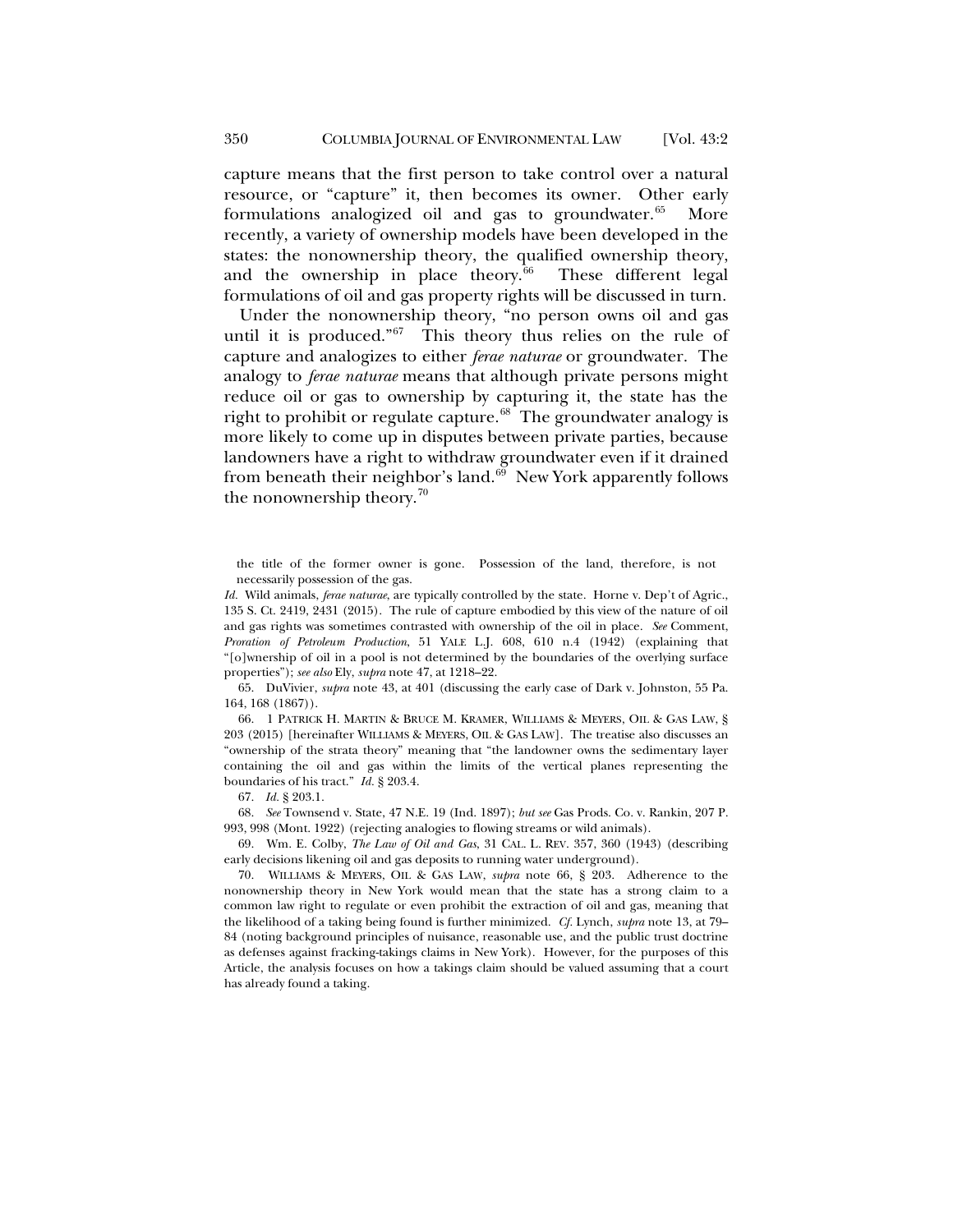capture means that the first person to take control over a natural resource, or "capture" it, then becomes its owner. Other early formulations analogized oil and gas to groundwater.[65] More recently, a variety of ownership models have been developed in the states: the nonownership theory, the qualified ownership theory, and the ownership in place theory.[66] These different legal formulations of oil and gas property rights will be discussed in turn.

Under the nonownership theory, "no person owns oil and gas until it is produced."[67] This theory thus relies on the rule of capture and analogizes to either *ferae naturae* or groundwater. The analogy to *ferae naturae* means that although private persons might reduce oil or gas to ownership by capturing it, the state has the right to prohibit or regulate capture.[68] The groundwater analogy is more likely to come up in disputes between private parties, because landowners have a right to withdraw groundwater even if it drained from beneath their neighbor's land.[69] New York apparently follows the nonownership theory.[70]

---

> the title of the former owner is gone. Possession of the land, therefore, is not necessarily possession of the gas.

*Id.* Wild animals, *ferae naturae*, are typically controlled by the state. Horne v. Dep't of Agric., 135 S. Ct. 2419, 2431 (2015). The rule of capture embodied by this view of the nature of oil and gas rights was sometimes contrasted with ownership of the oil in place. *See* Comment, *Proration of Petroleum Production*, 51 YALE L.J. 608, 610 n.4 (1942) (explaining that "[o]wnership of oil in a pool is not determined by the boundaries of the overlying surface properties"); *see also* Ely, *supra* note 47, at 1218–22.

65. DuVivier, *supra* note 43, at 401 (discussing the early case of Dark v. Johnston, 55 Pa. 164, 168 (1867)).

66. 1 PATRICK H. MARTIN & BRUCE M. KRAMER, WILLIAMS & MEYERS, OIL & GAS LAW, § 203 (2015) [hereinafter WILLIAMS & MEYERS, OIL & GAS LAW]. The treatise also discusses an "ownership of the strata theory" meaning that "the landowner owns the sedimentary layer containing the oil and gas within the limits of the vertical planes representing the boundaries of his tract." *Id.* § 203.4.

67. *Id.* § 203.1.

68. *See* Townsend v. State, 47 N.E. 19 (Ind. 1897); *but see* Gas Prods. Co. v. Rankin, 207 P. 993, 998 (Mont. 1922) (rejecting analogies to flowing streams or wild animals).

69. Wm. E. Colby, *The Law of Oil and Gas*, 31 CAL. L. REV. 357, 360 (1943) (describing early decisions likening oil and gas deposits to running water underground).

70. WILLIAMS & MEYERS, OIL & GAS LAW, *supra* note 66, § 203. Adherence to the nonownership theory in New York would mean that the state has a strong claim to a common law right to regulate or even prohibit the extraction of oil and gas, meaning that the likelihood of a taking being found is further minimized. *Cf.* Lynch, *supra* note 13, at 79–84 (noting background principles of nuisance, reasonable use, and the public trust doctrine as defenses against fracking-takings claims in New York). However, for the purposes of this Article, the analysis focuses on how a takings claim should be valued assuming that a court has already found a taking.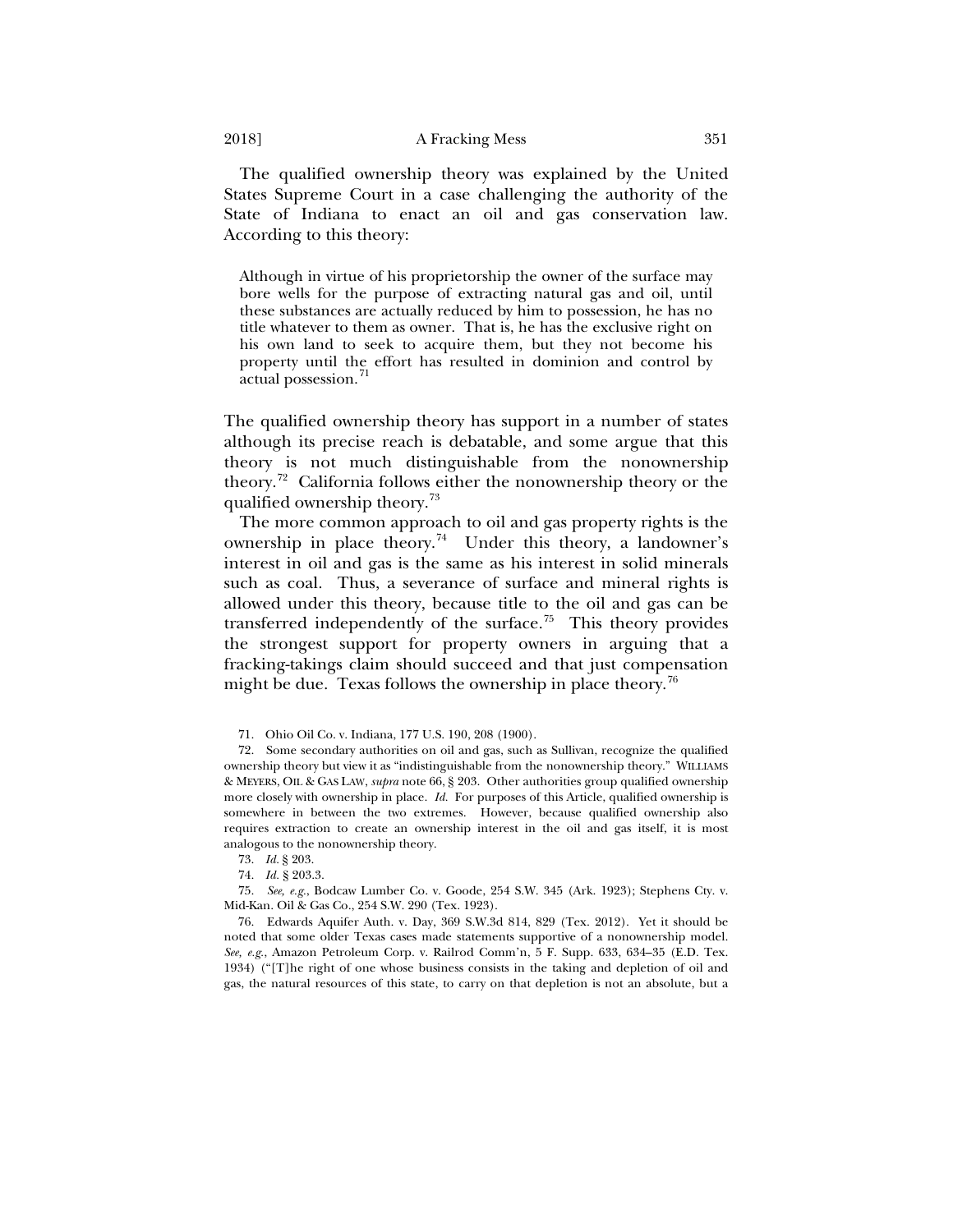The qualified ownership theory was explained by the United States Supreme Court in a case challenging the authority of the State of Indiana to enact an oil and gas conservation law. According to this theory:

> Although in virtue of his proprietorship the owner of the surface may bore wells for the purpose of extracting natural gas and oil, until these substances are actually reduced by him to possession, he has no title whatever to them as owner. That is, he has the exclusive right on his own land to seek to acquire them, but they not become his property until the effort has resulted in dominion and control by actual possession.[71]

The qualified ownership theory has support in a number of states although its precise reach is debatable, and some argue that this theory is not much distinguishable from the nonownership theory.[72] California follows either the nonownership theory or the qualified ownership theory.[73]

The more common approach to oil and gas property rights is the ownership in place theory.[74] Under this theory, a landowner's interest in oil and gas is the same as his interest in solid minerals such as coal. Thus, a severance of surface and mineral rights is allowed under this theory, because title to the oil and gas can be transferred independently of the surface.[75] This theory provides the strongest support for property owners in arguing that a fracking-takings claim should succeed and that just compensation might be due. Texas follows the ownership in place theory.[76]

---

71. Ohio Oil Co. v. Indiana, 177 U.S. 190, 208 (1900).

72. Some secondary authorities on oil and gas, such as Sullivan, recognize the qualified ownership theory but view it as "indistinguishable from the nonownership theory." WILLIAMS & MEYERS, OIL & GAS LAW, *supra* note 66, § 203. Other authorities group qualified ownership more closely with ownership in place. *Id.* For purposes of this Article, qualified ownership is somewhere in between the two extremes. However, because qualified ownership also requires extraction to create an ownership interest in the oil and gas itself, it is most analogous to the nonownership theory.

73. *Id.* § 203.

74. *Id.* § 203.3.

75. *See, e.g.*, Bodcaw Lumber Co. v. Goode, 254 S.W. 345 (Ark. 1923); Stephens Cty. v. Mid-Kan. Oil & Gas Co., 254 S.W. 290 (Tex. 1923).

76. Edwards Aquifer Auth. v. Day, 369 S.W.3d 814, 829 (Tex. 2012). Yet it should be noted that some older Texas cases made statements supportive of a nonownership model. *See, e.g.*, Amazon Petroleum Corp. v. Railrod Comm'n, 5 F. Supp. 633, 634–35 (E.D. Tex. 1934) ("[T]he right of one whose business consists in the taking and depletion of oil and gas, the natural resources of this state, to carry on that depletion is not an absolute, but a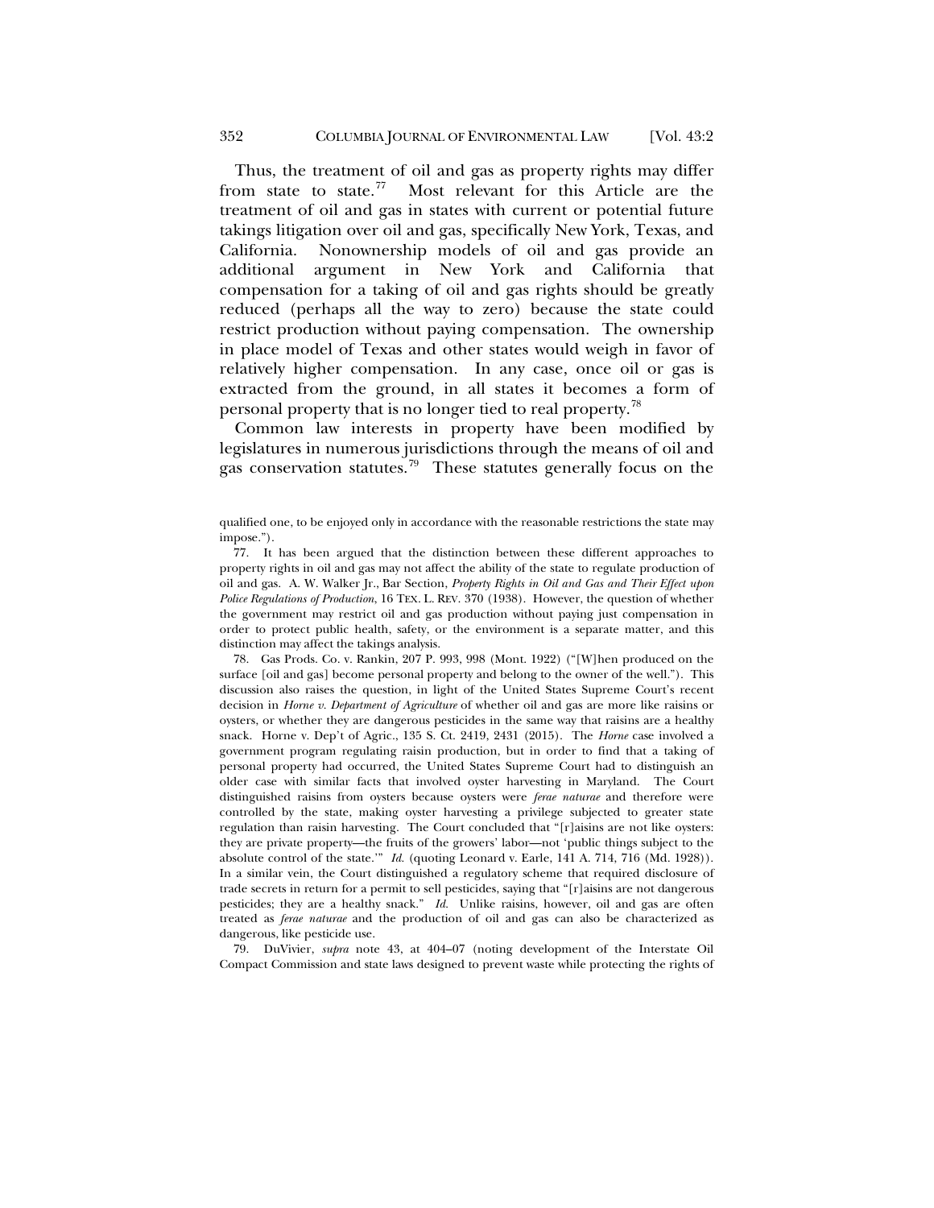Thus, the treatment of oil and gas as property rights may differ from state to state.[77] Most relevant for this Article are the treatment of oil and gas in states with current or potential future takings litigation over oil and gas, specifically New York, Texas, and California. Nonownership models of oil and gas provide an additional argument in New York and California that compensation for a taking of oil and gas rights should be greatly reduced (perhaps all the way to zero) because the state could restrict production without paying compensation. The ownership in place model of Texas and other states would weigh in favor of relatively higher compensation. In any case, once oil or gas is extracted from the ground, in all states it becomes a form of personal property that is no longer tied to real property.[78]

Common law interests in property have been modified by legislatures in numerous jurisdictions through the means of oil and gas conservation statutes.[79] These statutes generally focus on the

---

qualified one, to be enjoyed only in accordance with the reasonable restrictions the state may impose.").

77. It has been argued that the distinction between these different approaches to property rights in oil and gas may not affect the ability of the state to regulate production of oil and gas. A. W. Walker Jr., Bar Section, *Property Rights in Oil and Gas and Their Effect upon Police Regulations of Production*, 16 TEX. L. REV. 370 (1938). However, the question of whether the government may restrict oil and gas production without paying just compensation in order to protect public health, safety, or the environment is a separate matter, and this distinction may affect the takings analysis.

78. Gas Prods. Co. v. Rankin, 207 P. 993, 998 (Mont. 1922) ("[W]hen produced on the surface [oil and gas] become personal property and belong to the owner of the well."). This discussion also raises the question, in light of the United States Supreme Court's recent decision in *Horne v. Department of Agriculture* of whether oil and gas are more like raisins or oysters, or whether they are dangerous pesticides in the same way that raisins are a healthy snack. Horne v. Dep't of Agric., 135 S. Ct. 2419, 2431 (2015). The *Horne* case involved a government program regulating raisin production, but in order to find that a taking of personal property had occurred, the United States Supreme Court had to distinguish an older case with similar facts that involved oyster harvesting in Maryland. The Court distinguished raisins from oysters because oysters were *ferae naturae* and therefore were controlled by the state, making oyster harvesting a privilege subjected to greater state regulation than raisin harvesting. The Court concluded that "[r]aisins are not like oysters: they are private property—the fruits of the growers' labor—not 'public things subject to the absolute control of the state.'" *Id.* (quoting Leonard v. Earle, 141 A. 714, 716 (Md. 1928)). In a similar vein, the Court distinguished a regulatory scheme that required disclosure of trade secrets in return for a permit to sell pesticides, saying that "[r]aisins are not dangerous pesticides; they are a healthy snack." *Id.* Unlike raisins, however, oil and gas are often treated as *ferae naturae* and the production of oil and gas can also be characterized as dangerous, like pesticide use.

79. DuVivier, *supra* note 43, at 404–07 (noting development of the Interstate Oil Compact Commission and state laws designed to prevent waste while protecting the rights of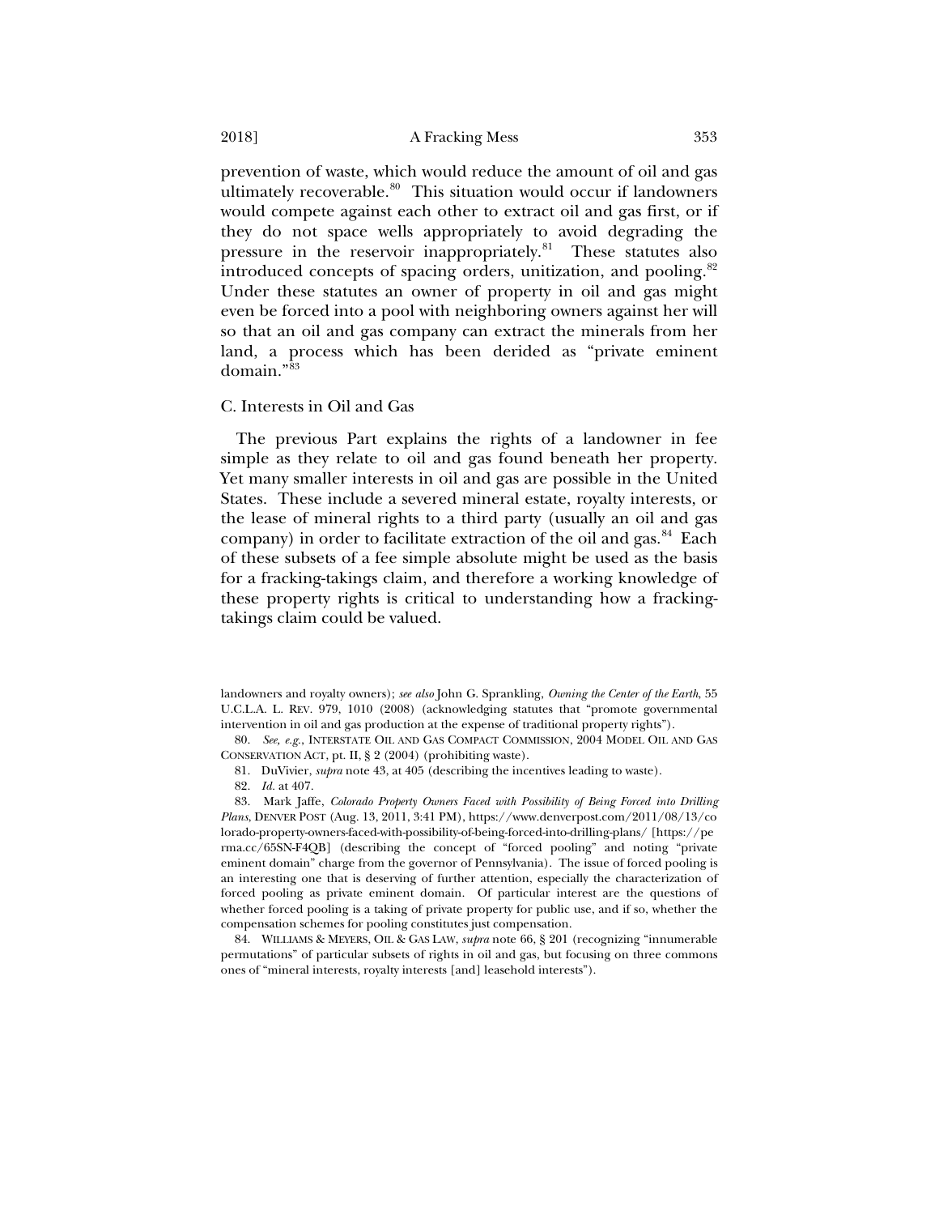prevention of waste, which would reduce the amount of oil and gas ultimately recoverable.[80] This situation would occur if landowners would compete against each other to extract oil and gas first, or if they do not space wells appropriately to avoid degrading the pressure in the reservoir inappropriately.[81] These statutes also introduced concepts of spacing orders, unitization, and pooling.[82] Under these statutes an owner of property in oil and gas might even be forced into a pool with neighboring owners against her will so that an oil and gas company can extract the minerals from her land, a process which has been derided as "private eminent domain."[83]

### C. Interests in Oil and Gas

The previous Part explains the rights of a landowner in fee simple as they relate to oil and gas found beneath her property. Yet many smaller interests in oil and gas are possible in the United States. These include a severed mineral estate, royalty interests, or the lease of mineral rights to a third party (usually an oil and gas company) in order to facilitate extraction of the oil and gas.[84] Each of these subsets of a fee simple absolute might be used as the basis for a fracking-takings claim, and therefore a working knowledge of these property rights is critical to understanding how a fracking-takings claim could be valued.

---

landowners and royalty owners); *see also* John G. Sprankling, *Owning the Center of the Earth*, 55 U.C.L.A. L. REV. 979, 1010 (2008) (acknowledging statutes that "promote governmental intervention in oil and gas production at the expense of traditional property rights").

80. *See, e.g.*, INTERSTATE OIL AND GAS COMPACT COMMISSION, 2004 MODEL OIL AND GAS CONSERVATION ACT, pt. II, § 2 (2004) (prohibiting waste).

81. DuVivier, *supra* note 43, at 405 (describing the incentives leading to waste).

82. *Id.* at 407.

83. Mark Jaffe, *Colorado Property Owners Faced with Possibility of Being Forced into Drilling Plans*, DENVER POST (Aug. 13, 2011, 3:41 PM), https://www.denverpost.com/2011/08/13/colorado-property-owners-faced-with-possibility-of-being-forced-into-drilling-plans/ [https://perma.cc/65SN-F4QB] (describing the concept of "forced pooling" and noting "private eminent domain" charge from the governor of Pennsylvania). The issue of forced pooling is an interesting one that is deserving of further attention, especially the characterization of forced pooling as private eminent domain. Of particular interest are the questions of whether forced pooling is a taking of private property for public use, and if so, whether the compensation schemes for pooling constitutes just compensation.

84. WILLIAMS & MEYERS, OIL & GAS LAW, *supra* note 66, § 201 (recognizing "innumerable permutations" of particular subsets of rights in oil and gas, but focusing on three commons ones of "mineral interests, royalty interests [and] leasehold interests").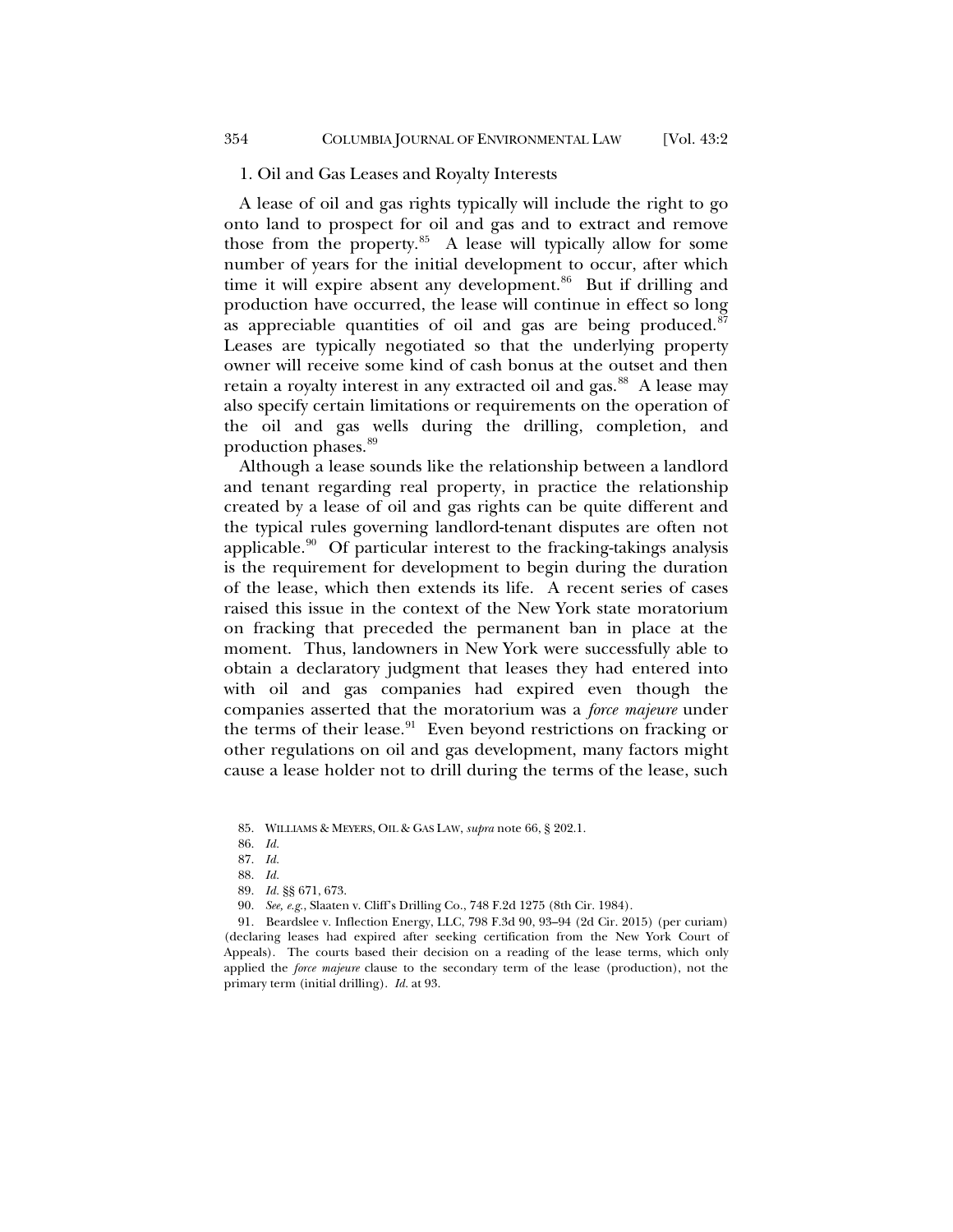### 1. Oil and Gas Leases and Royalty Interests

A lease of oil and gas rights typically will include the right to go onto land to prospect for oil and gas and to extract and remove those from the property.[85] A lease will typically allow for some number of years for the initial development to occur, after which time it will expire absent any development.[86] But if drilling and production have occurred, the lease will continue in effect so long as appreciable quantities of oil and gas are being produced.[87] Leases are typically negotiated so that the underlying property owner will receive some kind of cash bonus at the outset and then retain a royalty interest in any extracted oil and gas.[88] A lease may also specify certain limitations or requirements on the operation of the oil and gas wells during the drilling, completion, and production phases.[89]

Although a lease sounds like the relationship between a landlord and tenant regarding real property, in practice the relationship created by a lease of oil and gas rights can be quite different and the typical rules governing landlord-tenant disputes are often not applicable.[90] Of particular interest to the fracking-takings analysis is the requirement for development to begin during the duration of the lease, which then extends its life. A recent series of cases raised this issue in the context of the New York state moratorium on fracking that preceded the permanent ban in place at the moment. Thus, landowners in New York were successfully able to obtain a declaratory judgment that leases they had entered into with oil and gas companies had expired even though the companies asserted that the moratorium was a *force majeure* under the terms of their lease.[91] Even beyond restrictions on fracking or other regulations on oil and gas development, many factors might cause a lease holder not to drill during the terms of the lease, such

---

85. WILLIAMS & MEYERS, OIL & GAS LAW, *supra* note 66, § 202.1.

86. *Id.*

87. *Id.*

88. *Id.*

89. *Id.* §§ 671, 673.

90. *See, e.g.*, Slaaten v. Cliff's Drilling Co., 748 F.2d 1275 (8th Cir. 1984).

91. Beardslee v. Inflection Energy, LLC, 798 F.3d 90, 93–94 (2d Cir. 2015) (per curiam) (declaring leases had expired after seeking certification from the New York Court of Appeals). The courts based their decision on a reading of the lease terms, which only applied the *force majeure* clause to the secondary term of the lease (production), not the primary term (initial drilling). *Id.* at 93.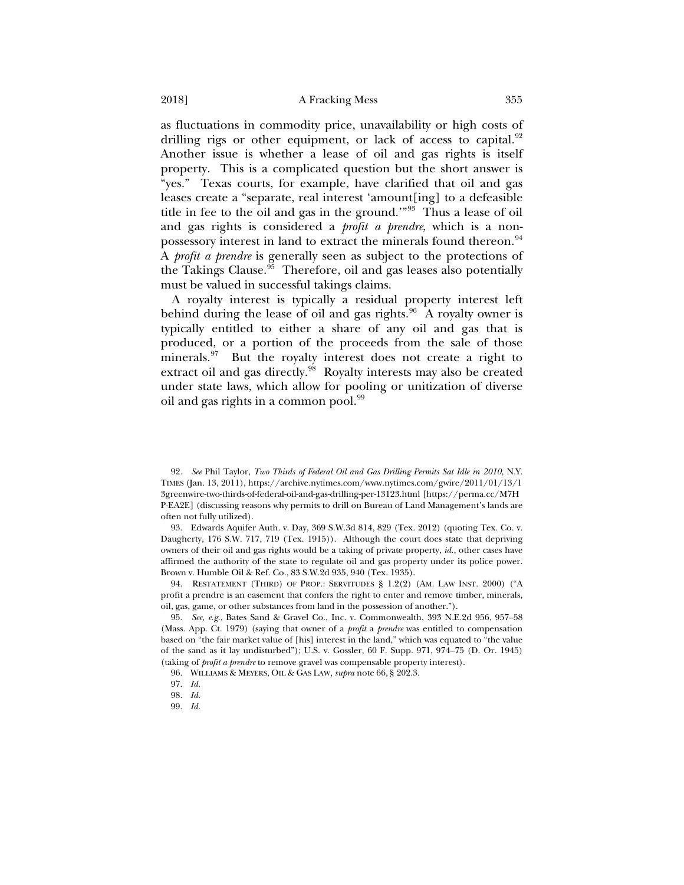as fluctuations in commodity price, unavailability or high costs of drilling rigs or other equipment, or lack of access to capital.[92] Another issue is whether a lease of oil and gas rights is itself property. This is a complicated question but the short answer is "yes." Texas courts, for example, have clarified that oil and gas leases create a "separate, real interest 'amount[ing] to a defeasible title in fee to the oil and gas in the ground.'"[93] Thus a lease of oil and gas rights is considered a *profit a prendre*, which is a non-possessory interest in land to extract the minerals found thereon.[94] A *profit a prendre* is generally seen as subject to the protections of the Takings Clause.[95] Therefore, oil and gas leases also potentially must be valued in successful takings claims.

A royalty interest is typically a residual property interest left behind during the lease of oil and gas rights.[96] A royalty owner is typically entitled to either a share of any oil and gas that is produced, or a portion of the proceeds from the sale of those minerals.[97] But the royalty interest does not create a right to extract oil and gas directly.[98] Royalty interests may also be created under state laws, which allow for pooling or unitization of diverse oil and gas rights in a common pool.[99]

---

92. *See* Phil Taylor, *Two Thirds of Federal Oil and Gas Drilling Permits Sat Idle in 2010*, N.Y. TIMES (Jan. 13, 2011), https://archive.nytimes.com/www.nytimes.com/gwire/2011/01/13/13greenwire-two-thirds-of-federal-oil-and-gas-drilling-per-13123.html [https://perma.cc/M7HP-EA2E] (discussing reasons why permits to drill on Bureau of Land Management's lands are often not fully utilized).

93. Edwards Aquifer Auth. v. Day, 369 S.W.3d 814, 829 (Tex. 2012) (quoting Tex. Co. v. Daugherty, 176 S.W. 717, 719 (Tex. 1915)). Although the court does state that depriving owners of their oil and gas rights would be a taking of private property, *id.*, other cases have affirmed the authority of the state to regulate oil and gas property under its police power. Brown v. Humble Oil & Ref. Co., 83 S.W.2d 935, 940 (Tex. 1935).

94. RESTATEMENT (THIRD) OF PROP.: SERVITUDES § 1.2(2) (AM. LAW INST. 2000) ("A profit a prendre is an easement that confers the right to enter and remove timber, minerals, oil, gas, game, or other substances from land in the possession of another.").

95. *See, e.g.*, Bates Sand & Gravel Co., Inc. v. Commonwealth, 393 N.E.2d 956, 957–58 (Mass. App. Ct. 1979) (saying that owner of a *profit* a *prendre* was entitled to compensation based on "the fair market value of [his] interest in the land," which was equated to "the value of the sand as it lay undisturbed"); U.S. v. Gossler, 60 F. Supp. 971, 974–75 (D. Or. 1945) (taking of *profit a prendre* to remove gravel was compensable property interest).

96. WILLIAMS & MEYERS, OIL & GAS LAW, *supra* note 66, § 202.3.

97. *Id.*

98. *Id.*

99. *Id.*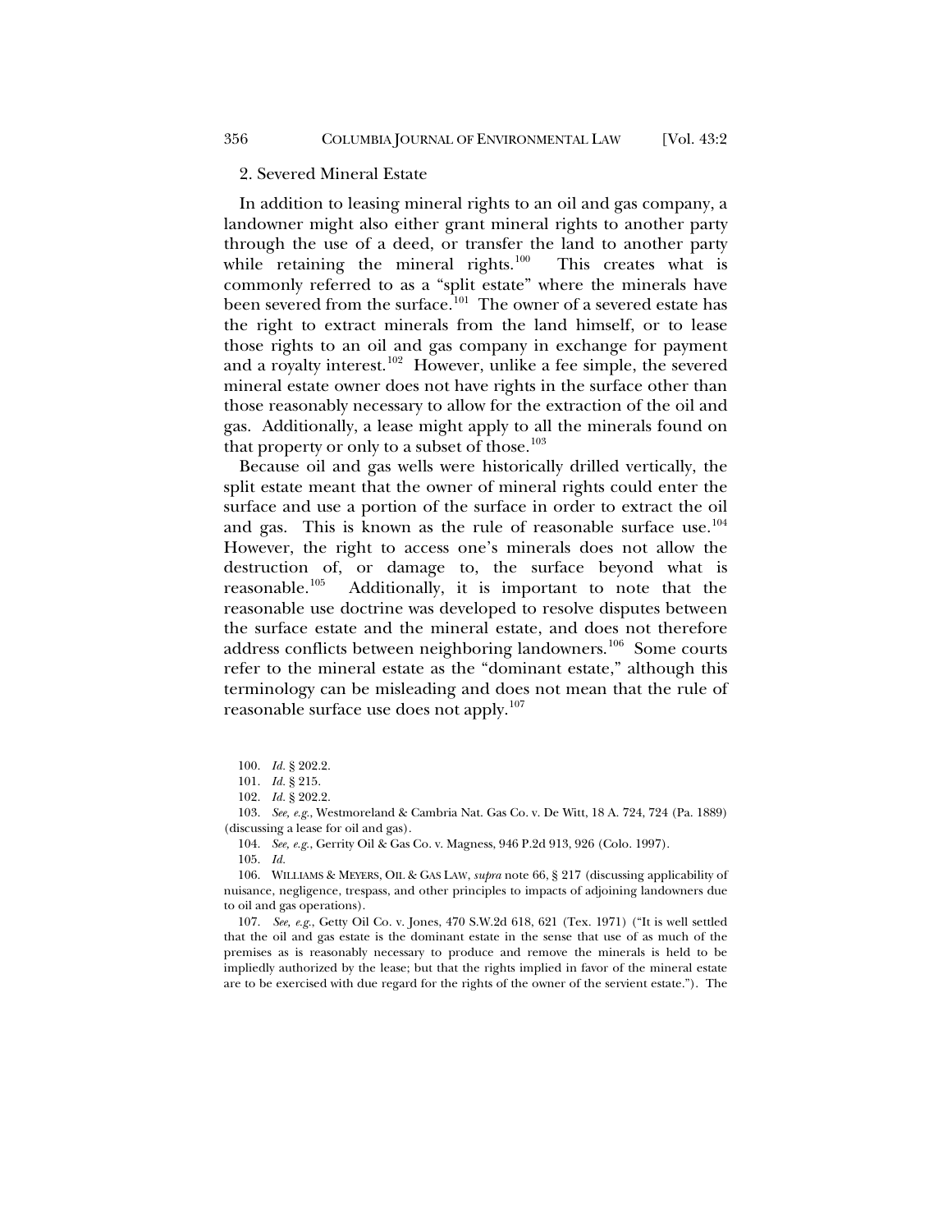### 2. Severed Mineral Estate

In addition to leasing mineral rights to an oil and gas company, a landowner might also either grant mineral rights to another party through the use of a deed, or transfer the land to another party while retaining the mineral rights.[100] This creates what is commonly referred to as a "split estate" where the minerals have been severed from the surface.[101] The owner of a severed estate has the right to extract minerals from the land himself, or to lease those rights to an oil and gas company in exchange for payment and a royalty interest.[102] However, unlike a fee simple, the severed mineral estate owner does not have rights in the surface other than those reasonably necessary to allow for the extraction of the oil and gas. Additionally, a lease might apply to all the minerals found on that property or only to a subset of those.[103]

Because oil and gas wells were historically drilled vertically, the split estate meant that the owner of mineral rights could enter the surface and use a portion of the surface in order to extract the oil and gas. This is known as the rule of reasonable surface use.[104] However, the right to access one's minerals does not allow the destruction of, or damage to, the surface beyond what is reasonable.[105] Additionally, it is important to note that the reasonable use doctrine was developed to resolve disputes between the surface estate and the mineral estate, and does not therefore address conflicts between neighboring landowners.[106] Some courts refer to the mineral estate as the "dominant estate," although this terminology can be misleading and does not mean that the rule of reasonable surface use does not apply.[107]

---

100. *Id.* § 202.2.

101. *Id.* § 215.

102. *Id.* § 202.2.

103. *See, e.g.*, Westmoreland & Cambria Nat. Gas Co. v. De Witt, 18 A. 724, 724 (Pa. 1889) (discussing a lease for oil and gas).

104. *See, e.g.*, Gerrity Oil & Gas Co. v. Magness, 946 P.2d 913, 926 (Colo. 1997).

105. *Id.*

106. WILLIAMS & MEYERS, OIL & GAS LAW, *supra* note 66, § 217 (discussing applicability of nuisance, negligence, trespass, and other principles to impacts of adjoining landowners due to oil and gas operations).

107. *See, e.g.*, Getty Oil Co. v. Jones, 470 S.W.2d 618, 621 (Tex. 1971) ("It is well settled that the oil and gas estate is the dominant estate in the sense that use of as much of the premises as is reasonably necessary to produce and remove the minerals is held to be impliedly authorized by the lease; but that the rights implied in favor of the mineral estate are to be exercised with due regard for the rights of the owner of the servient estate."). The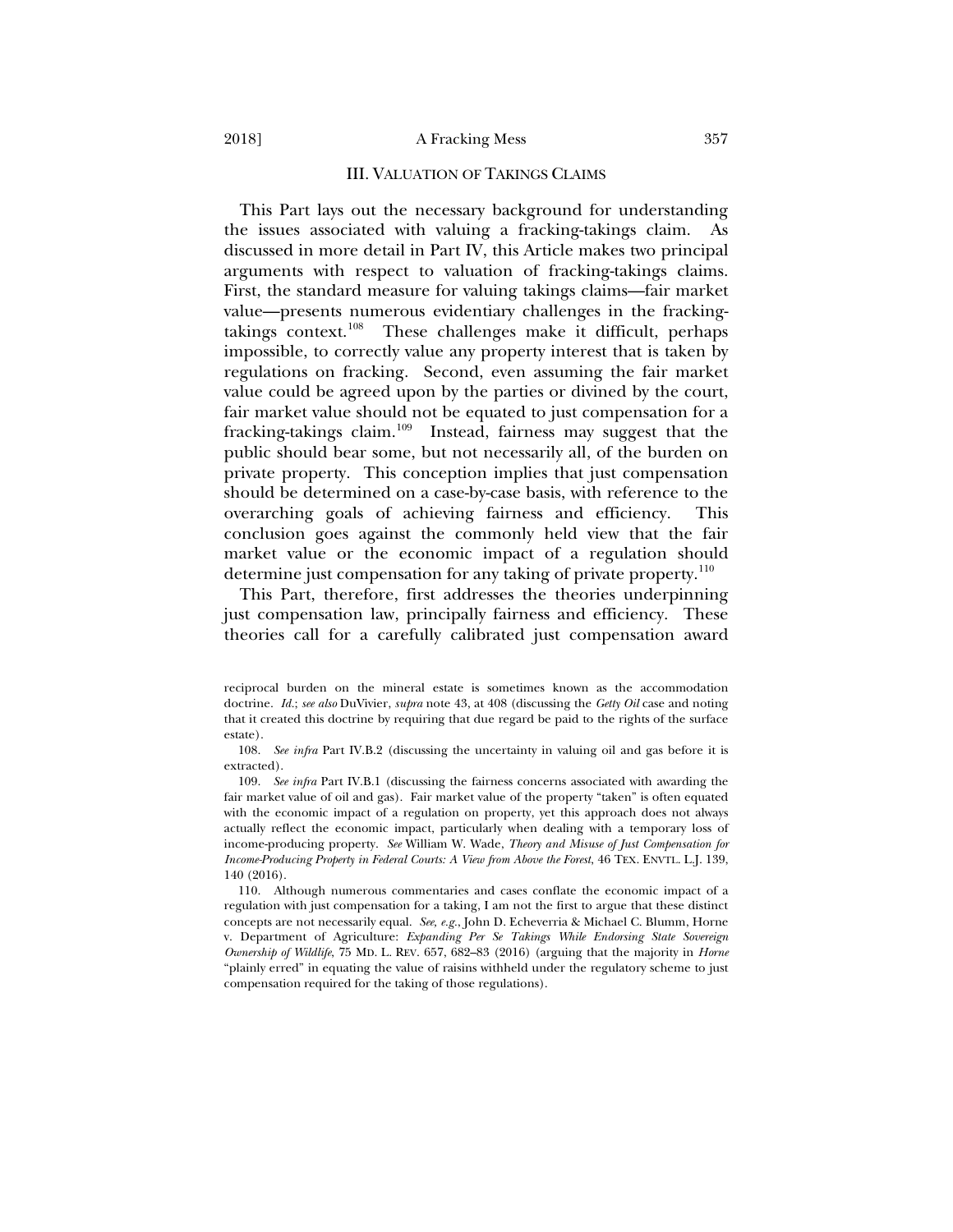## III. VALUATION OF TAKINGS CLAIMS

This Part lays out the necessary background for understanding the issues associated with valuing a fracking-takings claim. As discussed in more detail in Part IV, this Article makes two principal arguments with respect to valuation of fracking-takings claims. First, the standard measure for valuing takings claims—fair market value—presents numerous evidentiary challenges in the fracking-takings context.[108] These challenges make it difficult, perhaps impossible, to correctly value any property interest that is taken by regulations on fracking. Second, even assuming the fair market value could be agreed upon by the parties or divined by the court, fair market value should not be equated to just compensation for a fracking-takings claim.[109] Instead, fairness may suggest that the public should bear some, but not necessarily all, of the burden on private property. This conception implies that just compensation should be determined on a case-by-case basis, with reference to the overarching goals of achieving fairness and efficiency. This conclusion goes against the commonly held view that the fair market value or the economic impact of a regulation should determine just compensation for any taking of private property.[110]

This Part, therefore, first addresses the theories underpinning just compensation law, principally fairness and efficiency. These theories call for a carefully calibrated just compensation award

---

reciprocal burden on the mineral estate is sometimes known as the accommodation doctrine. *Id.*; *see also* DuVivier, *supra* note 43, at 408 (discussing the *Getty Oil* case and noting that it created this doctrine by requiring that due regard be paid to the rights of the surface estate).

108. *See infra* Part IV.B.2 (discussing the uncertainty in valuing oil and gas before it is extracted).

109. *See infra* Part IV.B.1 (discussing the fairness concerns associated with awarding the fair market value of oil and gas). Fair market value of the property "taken" is often equated with the economic impact of a regulation on property, yet this approach does not always actually reflect the economic impact, particularly when dealing with a temporary loss of income-producing property. *See* William W. Wade, *Theory and Misuse of Just Compensation for Income-Producing Property in Federal Courts: A View from Above the Forest*, 46 TEX. ENVTL. L.J. 139, 140 (2016).

110. Although numerous commentaries and cases conflate the economic impact of a regulation with just compensation for a taking, I am not the first to argue that these distinct concepts are not necessarily equal. *See, e.g.*, John D. Echeverria & Michael C. Blumm, Horne v. Department of Agriculture: *Expanding Per Se Takings While Endorsing State Sovereign Ownership of Wildlife*, 75 MD. L. REV. 657, 682–83 (2016) (arguing that the majority in *Horne* "plainly erred" in equating the value of raisins withheld under the regulatory scheme to just compensation required for the taking of those regulations).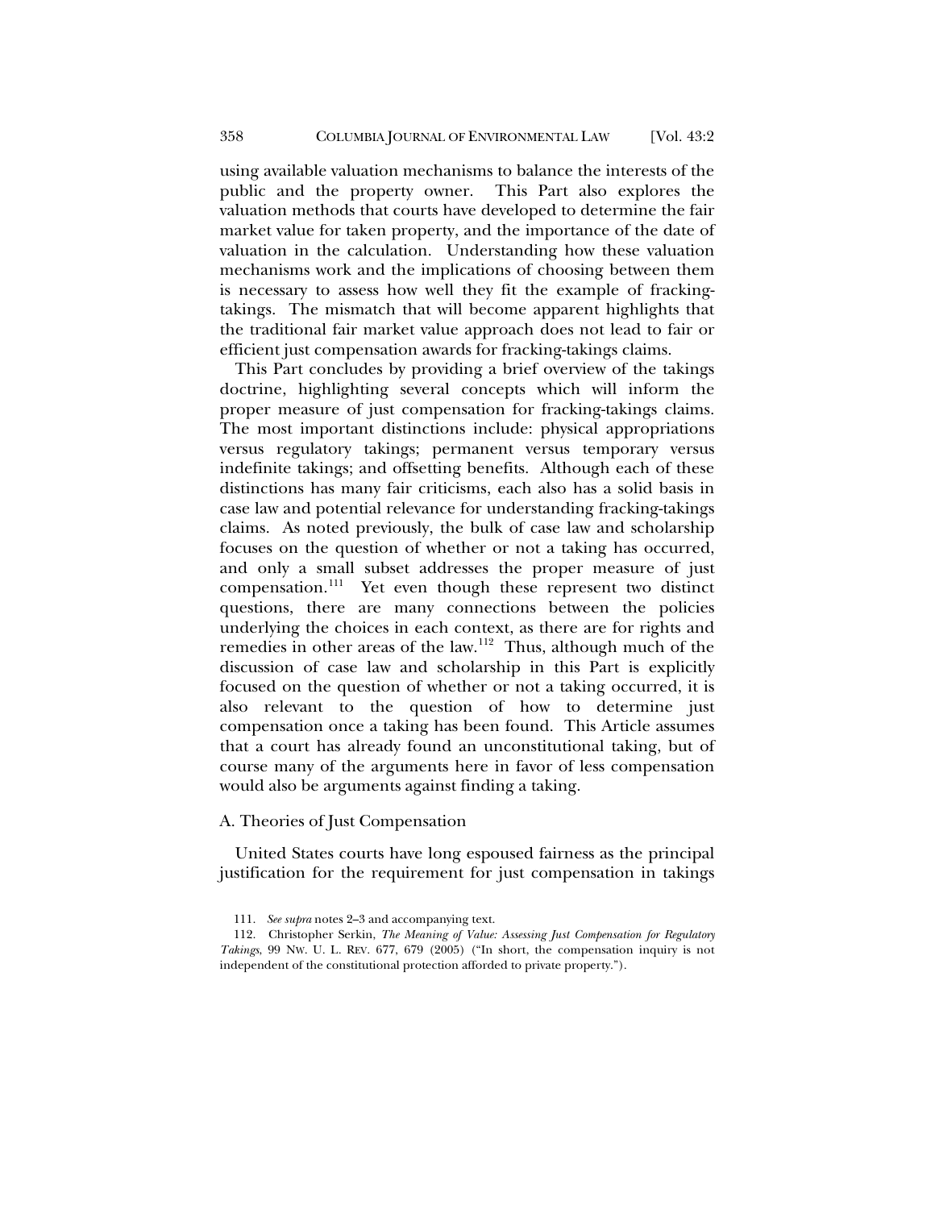using available valuation mechanisms to balance the interests of the public and the property owner. This Part also explores the valuation methods that courts have developed to determine the fair market value for taken property, and the importance of the date of valuation in the calculation. Understanding how these valuation mechanisms work and the implications of choosing between them is necessary to assess how well they fit the example of fracking-takings. The mismatch that will become apparent highlights that the traditional fair market value approach does not lead to fair or efficient just compensation awards for fracking-takings claims.

This Part concludes by providing a brief overview of the takings doctrine, highlighting several concepts which will inform the proper measure of just compensation for fracking-takings claims. The most important distinctions include: physical appropriations versus regulatory takings; permanent versus temporary versus indefinite takings; and offsetting benefits. Although each of these distinctions has many fair criticisms, each also has a solid basis in case law and potential relevance for understanding fracking-takings claims. As noted previously, the bulk of case law and scholarship focuses on the question of whether or not a taking has occurred, and only a small subset addresses the proper measure of just compensation.[111] Yet even though these represent two distinct questions, there are many connections between the policies underlying the choices in each context, as there are for rights and remedies in other areas of the law.[112] Thus, although much of the discussion of case law and scholarship in this Part is explicitly focused on the question of whether or not a taking occurred, it is also relevant to the question of how to determine just compensation once a taking has been found. This Article assumes that a court has already found an unconstitutional taking, but of course many of the arguments here in favor of less compensation would also be arguments against finding a taking.

### A. Theories of Just Compensation

United States courts have long espoused fairness as the principal justification for the requirement for just compensation in takings

111. *See supra* notes 2–3 and accompanying text.

112. Christopher Serkin, *The Meaning of Value: Assessing Just Compensation for Regulatory Takings*, 99 NW. U. L. REV. 677, 679 (2005) ("In short, the compensation inquiry is not independent of the constitutional protection afforded to private property.").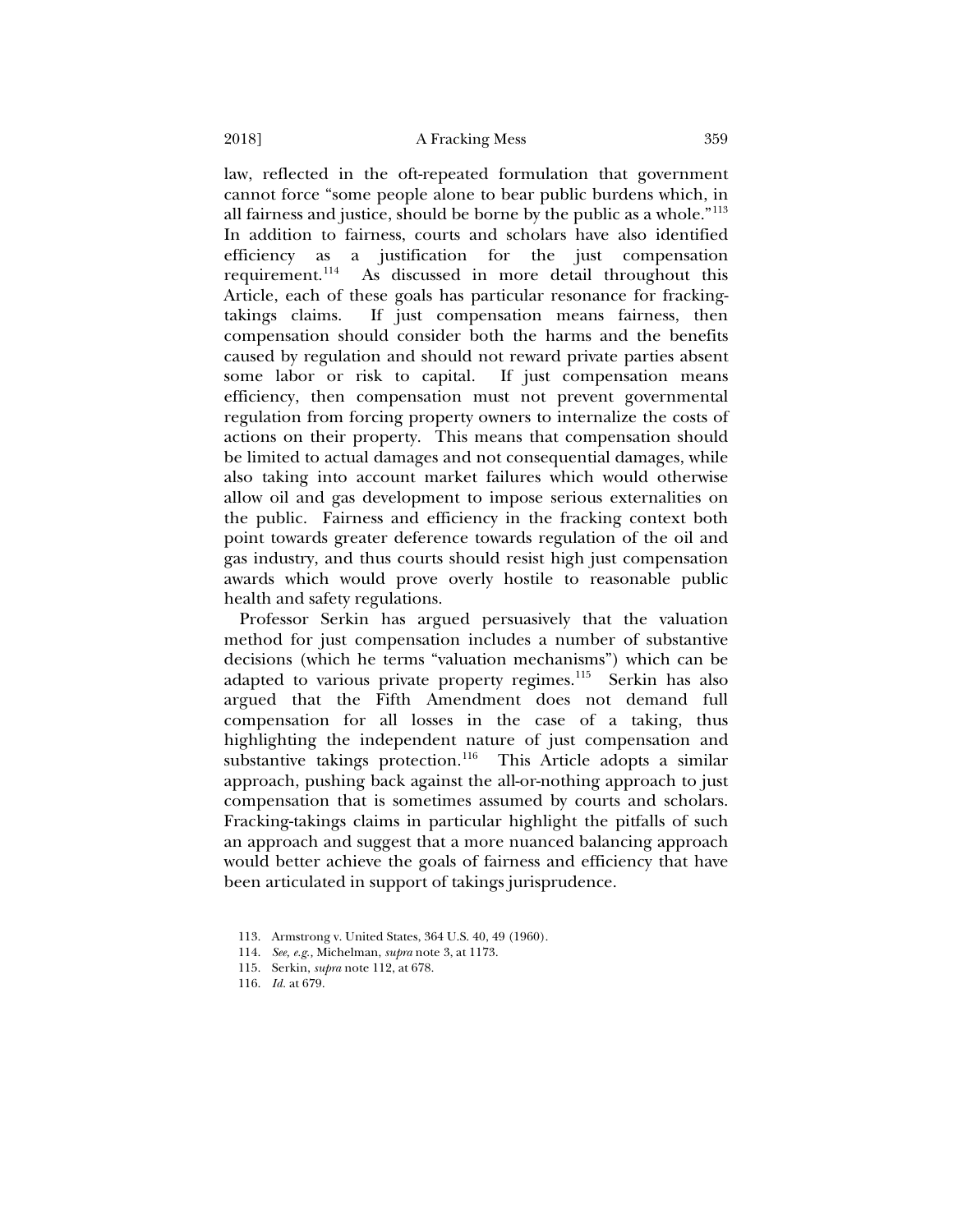law, reflected in the oft-repeated formulation that government cannot force "some people alone to bear public burdens which, in all fairness and justice, should be borne by the public as a whole."[113] In addition to fairness, courts and scholars have also identified efficiency as a justification for the just compensation requirement.[114] As discussed in more detail throughout this Article, each of these goals has particular resonance for fracking-takings claims. If just compensation means fairness, then compensation should consider both the harms and the benefits caused by regulation and should not reward private parties absent some labor or risk to capital. If just compensation means efficiency, then compensation must not prevent governmental regulation from forcing property owners to internalize the costs of actions on their property. This means that compensation should be limited to actual damages and not consequential damages, while also taking into account market failures which would otherwise allow oil and gas development to impose serious externalities on the public. Fairness and efficiency in the fracking context both point towards greater deference towards regulation of the oil and gas industry, and thus courts should resist high just compensation awards which would prove overly hostile to reasonable public health and safety regulations.

Professor Serkin has argued persuasively that the valuation method for just compensation includes a number of substantive decisions (which he terms "valuation mechanisms") which can be adapted to various private property regimes.[115] Serkin has also argued that the Fifth Amendment does not demand full compensation for all losses in the case of a taking, thus highlighting the independent nature of just compensation and substantive takings protection.[116] This Article adopts a similar approach, pushing back against the all-or-nothing approach to just compensation that is sometimes assumed by courts and scholars. Fracking-takings claims in particular highlight the pitfalls of such an approach and suggest that a more nuanced balancing approach would better achieve the goals of fairness and efficiency that have been articulated in support of takings jurisprudence.

113. Armstrong v. United States, 364 U.S. 40, 49 (1960).

114. *See, e.g.,* Michelman, *supra* note 3, at 1173.

115. Serkin, *supra* note 112, at 678.

116. *Id.* at 679.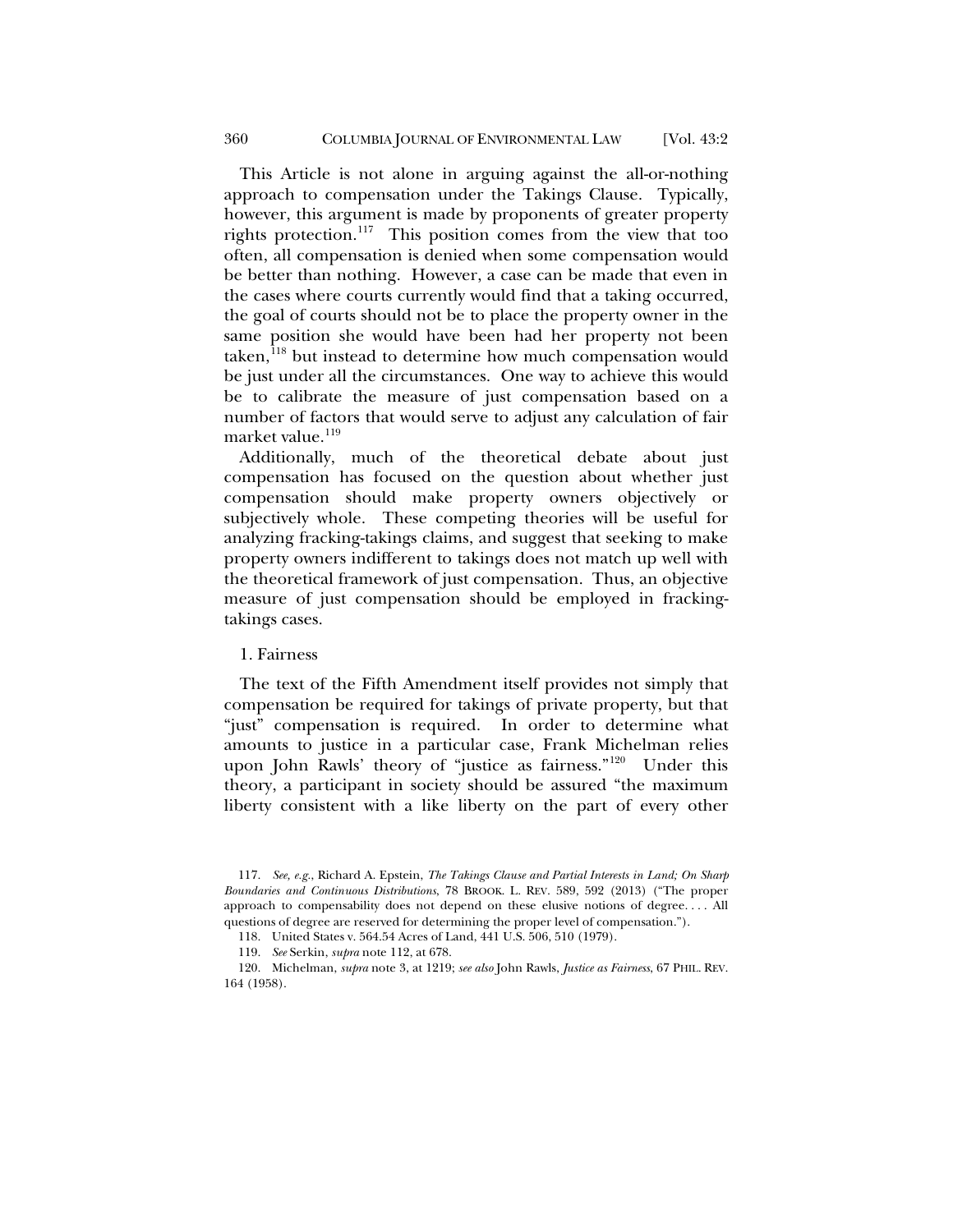This Article is not alone in arguing against the all-or-nothing approach to compensation under the Takings Clause. Typically, however, this argument is made by proponents of greater property rights protection.[117] This position comes from the view that too often, all compensation is denied when some compensation would be better than nothing. However, a case can be made that even in the cases where courts currently would find that a taking occurred, the goal of courts should not be to place the property owner in the same position she would have been had her property not been taken,[118] but instead to determine how much compensation would be just under all the circumstances. One way to achieve this would be to calibrate the measure of just compensation based on a number of factors that would serve to adjust any calculation of fair market value.[119]

Additionally, much of the theoretical debate about just compensation has focused on the question about whether just compensation should make property owners objectively or subjectively whole. These competing theories will be useful for analyzing fracking-takings claims, and suggest that seeking to make property owners indifferent to takings does not match up well with the theoretical framework of just compensation. Thus, an objective measure of just compensation should be employed in fracking-takings cases.

### 1. Fairness

The text of the Fifth Amendment itself provides not simply that compensation be required for takings of private property, but that "just" compensation is required. In order to determine what amounts to justice in a particular case, Frank Michelman relies upon John Rawls' theory of "justice as fairness."[120] Under this theory, a participant in society should be assured "the maximum liberty consistent with a like liberty on the part of every other

---

117. *See, e.g.*, Richard A. Epstein, *The Takings Clause and Partial Interests in Land; On Sharp Boundaries and Continuous Distributions*, 78 BROOK. L. REV. 589, 592 (2013) ("The proper approach to compensability does not depend on these elusive notions of degree. . . . All questions of degree are reserved for determining the proper level of compensation.").

118. United States v. 564.54 Acres of Land, 441 U.S. 506, 510 (1979).

119. *See* Serkin, *supra* note 112, at 678.

120. Michelman, *supra* note 3, at 1219; *see also* John Rawls, *Justice as Fairness*, 67 PHIL. REV. 164 (1958).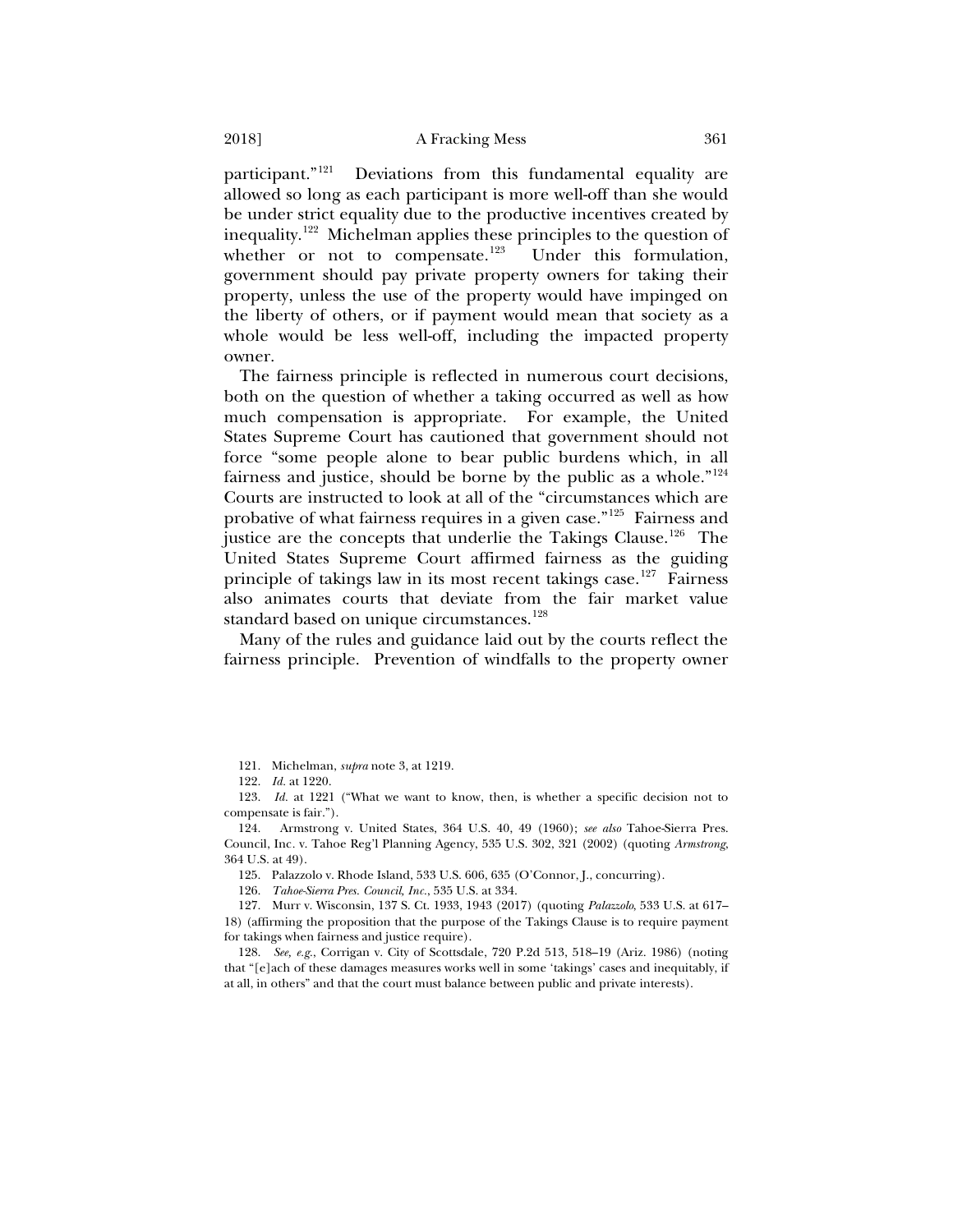participant."[121] Deviations from this fundamental equality are allowed so long as each participant is more well-off than she would be under strict equality due to the productive incentives created by inequality.[122] Michelman applies these principles to the question of whether or not to compensate.[123] Under this formulation, government should pay private property owners for taking their property, unless the use of the property would have impinged on the liberty of others, or if payment would mean that society as a whole would be less well-off, including the impacted property owner.

The fairness principle is reflected in numerous court decisions, both on the question of whether a taking occurred as well as how much compensation is appropriate. For example, the United States Supreme Court has cautioned that government should not force "some people alone to bear public burdens which, in all fairness and justice, should be borne by the public as a whole."[124] Courts are instructed to look at all of the "circumstances which are probative of what fairness requires in a given case."[125] Fairness and justice are the concepts that underlie the Takings Clause.[126] The United States Supreme Court affirmed fairness as the guiding principle of takings law in its most recent takings case.[127] Fairness also animates courts that deviate from the fair market value standard based on unique circumstances.[128]

Many of the rules and guidance laid out by the courts reflect the fairness principle. Prevention of windfalls to the property owner

121. Michelman, *supra* note 3, at 1219.

122. *Id.* at 1220.

123. *Id.* at 1221 ("What we want to know, then, is whether a specific decision not to compensate is fair.").

124. Armstrong v. United States, 364 U.S. 40, 49 (1960); *see also* Tahoe-Sierra Pres. Council, Inc. v. Tahoe Reg'l Planning Agency, 535 U.S. 302, 321 (2002) (quoting *Armstrong*, 364 U.S. at 49).

125. Palazzolo v. Rhode Island, 533 U.S. 606, 635 (O'Connor, J., concurring).

126. *Tahoe-Sierra Pres. Council, Inc.*, 535 U.S. at 334.

127. Murr v. Wisconsin, 137 S. Ct. 1933, 1943 (2017) (quoting *Palazzolo*, 533 U.S. at 617–18) (affirming the proposition that the purpose of the Takings Clause is to require payment for takings when fairness and justice require).

128. *See, e.g.*, Corrigan v. City of Scottsdale, 720 P.2d 513, 518–19 (Ariz. 1986) (noting that "[e]ach of these damages measures works well in some 'takings' cases and inequitably, if at all, in others" and that the court must balance between public and private interests).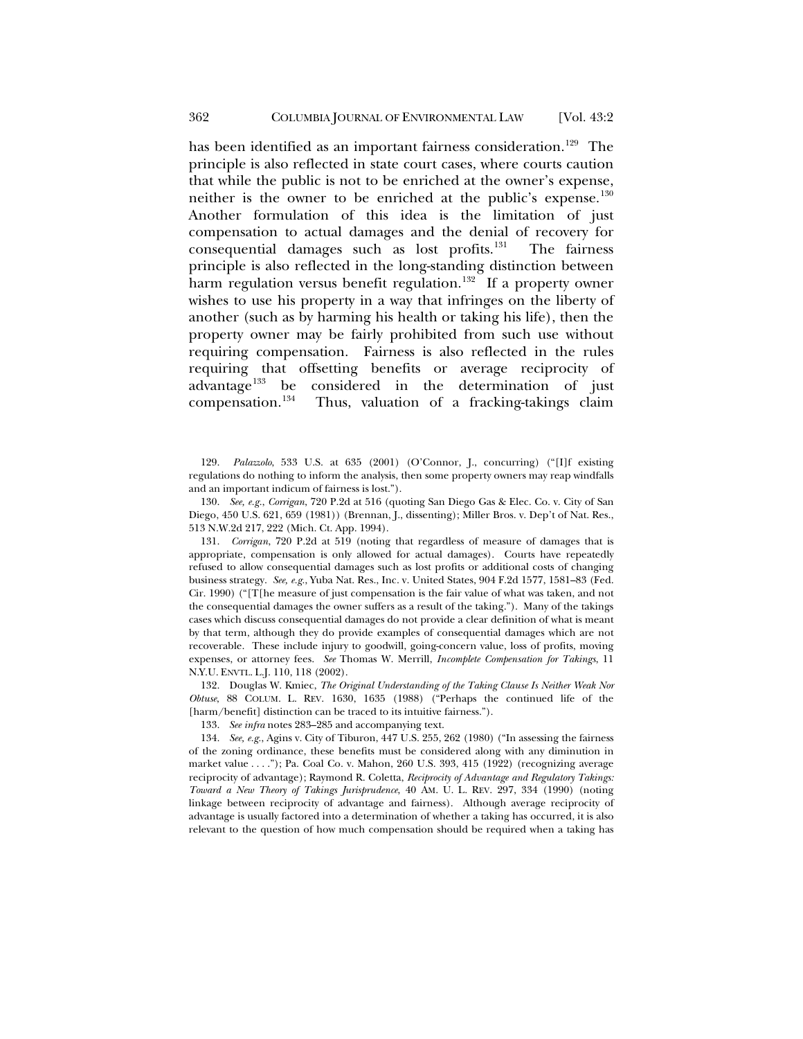has been identified as an important fairness consideration.[129] The principle is also reflected in state court cases, where courts caution that while the public is not to be enriched at the owner's expense, neither is the owner to be enriched at the public's expense.[130] Another formulation of this idea is the limitation of just compensation to actual damages and the denial of recovery for consequential damages such as lost profits.[131] The fairness principle is also reflected in the long-standing distinction between harm regulation versus benefit regulation.[132] If a property owner wishes to use his property in a way that infringes on the liberty of another (such as by harming his health or taking his life), then the property owner may be fairly prohibited from such use without requiring compensation. Fairness is also reflected in the rules requiring that offsetting benefits or average reciprocity of advantage[133] be considered in the determination of just compensation.[134] Thus, valuation of a fracking-takings claim

---

129. *Palazzolo*, 533 U.S. at 635 (2001) (O'Connor, J., concurring) ("[I]f existing regulations do nothing to inform the analysis, then some property owners may reap windfalls and an important indicum of fairness is lost.").

130. *See, e.g.*, *Corrigan*, 720 P.2d at 516 (quoting San Diego Gas & Elec. Co. v. City of San Diego, 450 U.S. 621, 659 (1981)) (Brennan, J., dissenting); Miller Bros. v. Dep't of Nat. Res., 513 N.W.2d 217, 222 (Mich. Ct. App. 1994).

131. *Corrigan*, 720 P.2d at 519 (noting that regardless of measure of damages that is appropriate, compensation is only allowed for actual damages). Courts have repeatedly refused to allow consequential damages such as lost profits or additional costs of changing business strategy. *See, e.g.*, Yuba Nat. Res., Inc. v. United States, 904 F.2d 1577, 1581–83 (Fed. Cir. 1990) ("[T[he measure of just compensation is the fair value of what was taken, and not the consequential damages the owner suffers as a result of the taking."). Many of the takings cases which discuss consequential damages do not provide a clear definition of what is meant by that term, although they do provide examples of consequential damages which are not recoverable. These include injury to goodwill, going-concern value, loss of profits, moving expenses, or attorney fees. *See* Thomas W. Merrill, *Incomplete Compensation for Takings*, 11 N.Y.U. ENVTL. L.J. 110, 118 (2002).

132. Douglas W. Kmiec, *The Original Understanding of the Taking Clause Is Neither Weak Nor Obtuse*, 88 COLUM. L. REV. 1630, 1635 (1988) ("Perhaps the continued life of the [harm/benefit] distinction can be traced to its intuitive fairness.").

133. *See infra* notes 283–285 and accompanying text.

134. *See, e.g.*, Agins v. City of Tiburon, 447 U.S. 255, 262 (1980) ("In assessing the fairness of the zoning ordinance, these benefits must be considered along with any diminution in market value . . . ."); Pa. Coal Co. v. Mahon, 260 U.S. 393, 415 (1922) (recognizing average reciprocity of advantage); Raymond R. Coletta, *Reciprocity of Advantage and Regulatory Takings: Toward a New Theory of Takings Jurisprudence*, 40 AM. U. L. REV. 297, 334 (1990) (noting linkage between reciprocity of advantage and fairness). Although average reciprocity of advantage is usually factored into a determination of whether a taking has occurred, it is also relevant to the question of how much compensation should be required when a taking has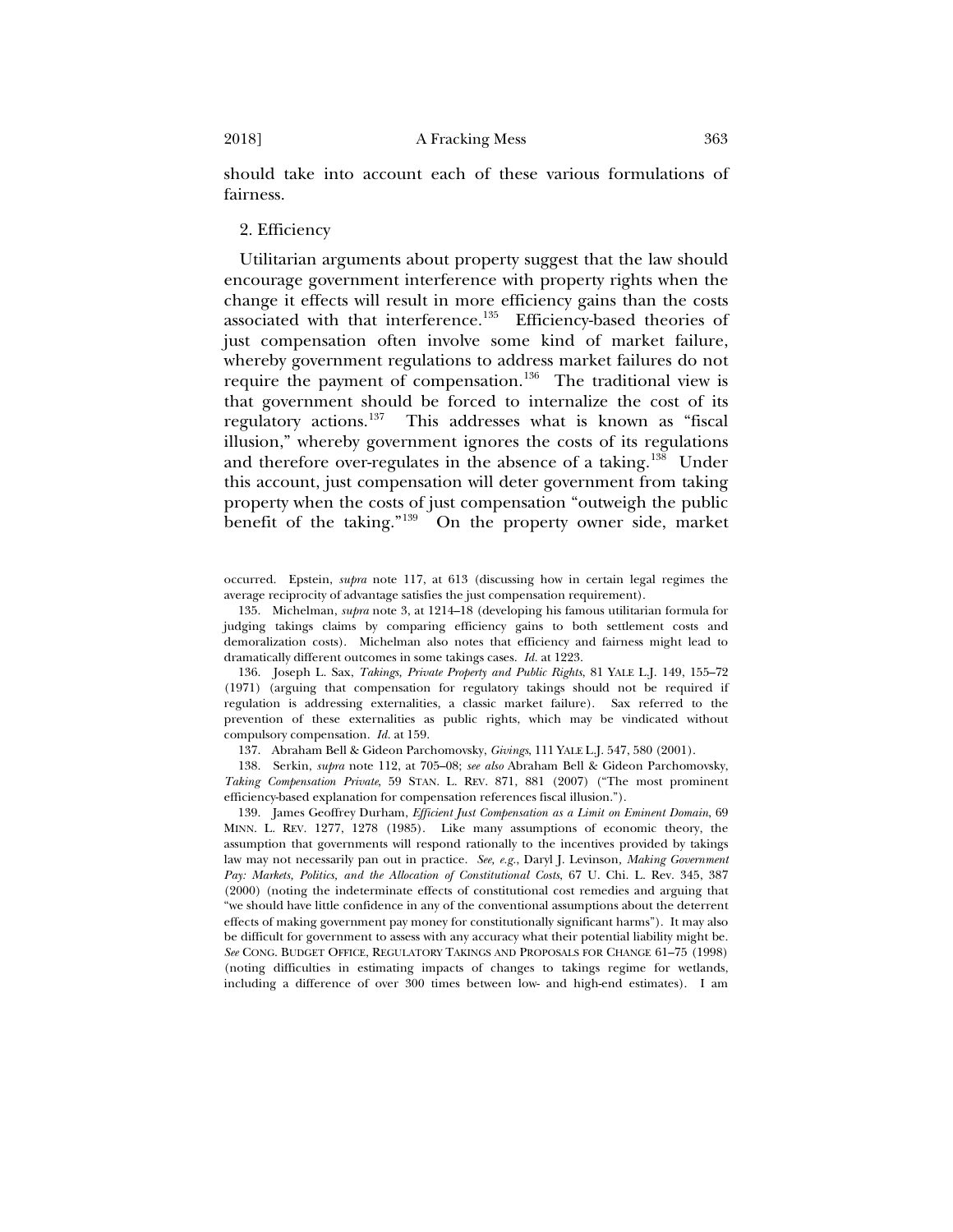should take into account each of these various formulations of fairness.

2. Efficiency

Utilitarian arguments about property suggest that the law should encourage government interference with property rights when the change it effects will result in more efficiency gains than the costs associated with that interference.[135] Efficiency-based theories of just compensation often involve some kind of market failure, whereby government regulations to address market failures do not require the payment of compensation.[136] The traditional view is that government should be forced to internalize the cost of its regulatory actions.[137] This addresses what is known as "fiscal illusion," whereby government ignores the costs of its regulations and therefore over-regulates in the absence of a taking.[138] Under this account, just compensation will deter government from taking property when the costs of just compensation "outweigh the public benefit of the taking."[139] On the property owner side, market

---

occurred. Epstein, *supra* note 117, at 613 (discussing how in certain legal regimes the average reciprocity of advantage satisfies the just compensation requirement).

135. Michelman, *supra* note 3, at 1214–18 (developing his famous utilitarian formula for judging takings claims by comparing efficiency gains to both settlement costs and demoralization costs). Michelman also notes that efficiency and fairness might lead to dramatically different outcomes in some takings cases. *Id.* at 1223.

136. Joseph L. Sax, *Takings, Private Property and Public Rights*, 81 YALE L.J. 149, 155–72 (1971) (arguing that compensation for regulatory takings should not be required if regulation is addressing externalities, a classic market failure). Sax referred to the prevention of these externalities as public rights, which may be vindicated without compulsory compensation. *Id.* at 159.

137. Abraham Bell & Gideon Parchomovsky, *Givings*, 111 YALE L.J. 547, 580 (2001).

138. Serkin, *supra* note 112, at 705–08; *see also* Abraham Bell & Gideon Parchomovsky, *Taking Compensation Private*, 59 STAN. L. REV. 871, 881 (2007) ("The most prominent efficiency-based explanation for compensation references fiscal illusion.").

139. James Geoffrey Durham, *Efficient Just Compensation as a Limit on Eminent Domain*, 69 MINN. L. REV. 1277, 1278 (1985). Like many assumptions of economic theory, the assumption that governments will respond rationally to the incentives provided by takings law may not necessarily pan out in practice. *See, e.g.*, Daryl J. Levinson, *Making Government Pay: Markets, Politics, and the Allocation of Constitutional Costs*, 67 U. Chi. L. Rev. 345, 387 (2000) (noting the indeterminate effects of constitutional cost remedies and arguing that "we should have little confidence in any of the conventional assumptions about the deterrent effects of making government pay money for constitutionally significant harms"). It may also be difficult for government to assess with any accuracy what their potential liability might be. *See* CONG. BUDGET OFFICE, REGULATORY TAKINGS AND PROPOSALS FOR CHANGE 61–75 (1998) (noting difficulties in estimating impacts of changes to takings regime for wetlands, including a difference of over 300 times between low- and high-end estimates). I am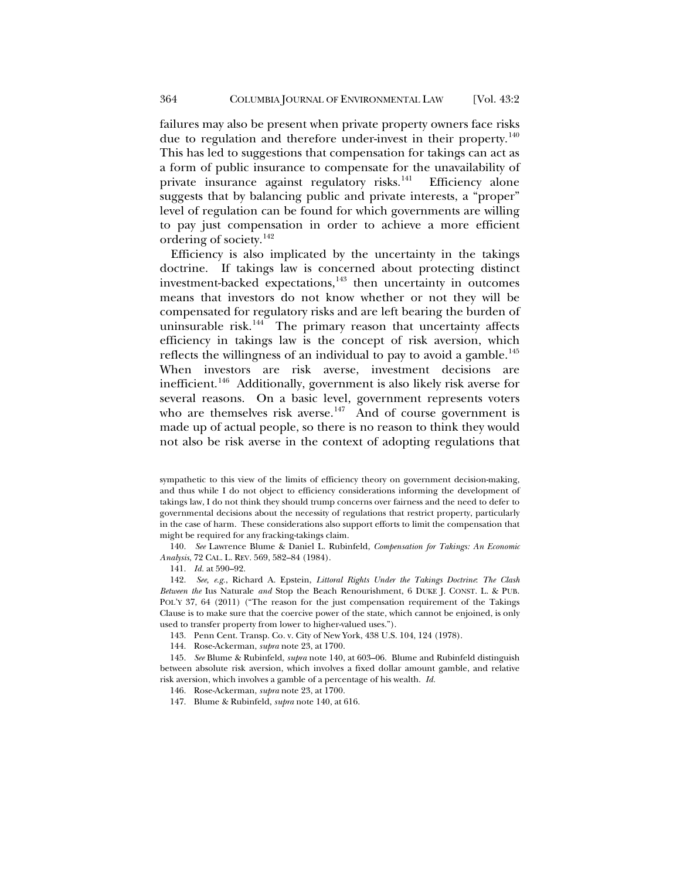failures may also be present when private property owners face risks due to regulation and therefore under-invest in their property.[140] This has led to suggestions that compensation for takings can act as a form of public insurance to compensate for the unavailability of private insurance against regulatory risks.[141] Efficiency alone suggests that by balancing public and private interests, a "proper" level of regulation can be found for which governments are willing to pay just compensation in order to achieve a more efficient ordering of society.[142]

Efficiency is also implicated by the uncertainty in the takings doctrine. If takings law is concerned about protecting distinct investment-backed expectations,[143] then uncertainty in outcomes means that investors do not know whether or not they will be compensated for regulatory risks and are left bearing the burden of uninsurable risk.[144] The primary reason that uncertainty affects efficiency in takings law is the concept of risk aversion, which reflects the willingness of an individual to pay to avoid a gamble.[145] When investors are risk averse, investment decisions are inefficient.[146] Additionally, government is also likely risk averse for several reasons. On a basic level, government represents voters who are themselves risk averse.[147] And of course government is made up of actual people, so there is no reason to think they would not also be risk averse in the context of adopting regulations that

sympathetic to this view of the limits of efficiency theory on government decision-making, and thus while I do not object to efficiency considerations informing the development of takings law, I do not think they should trump concerns over fairness and the need to defer to governmental decisions about the necessity of regulations that restrict property, particularly in the case of harm. These considerations also support efforts to limit the compensation that might be required for any fracking-takings claim.

140. *See* Lawrence Blume & Daniel L. Rubinfeld, *Compensation for Takings: An Economic Analysis*, 72 CAL. L. REV. 569, 582–84 (1984).

141. *Id.* at 590–92.

142. *See, e.g.*, Richard A. Epstein, *Littoral Rights Under the Takings Doctrine: The Clash Between the* Ius Naturale *and* Stop the Beach Renourishment, 6 DUKE J. CONST. L. & PUB. POL'Y 37, 64 (2011) ("The reason for the just compensation requirement of the Takings Clause is to make sure that the coercive power of the state, which cannot be enjoined, is only used to transfer property from lower to higher-valued uses.").

143. Penn Cent. Transp. Co. v. City of New York, 438 U.S. 104, 124 (1978).

144. Rose-Ackerman, *supra* note 23, at 1700.

145. *See* Blume & Rubinfeld, *supra* note 140, at 603–06. Blume and Rubinfeld distinguish between absolute risk aversion, which involves a fixed dollar amount gamble, and relative risk aversion, which involves a gamble of a percentage of his wealth. *Id.*

146. Rose-Ackerman, *supra* note 23, at 1700.

147. Blume & Rubinfeld, *supra* note 140, at 616.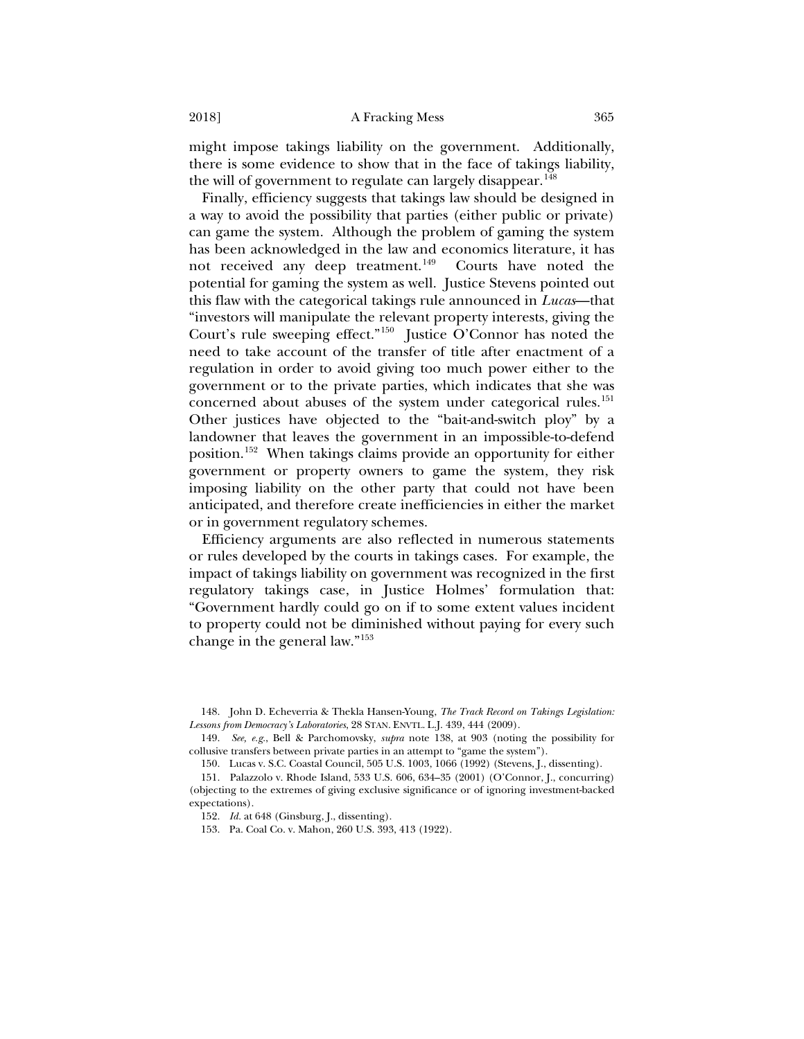might impose takings liability on the government. Additionally, there is some evidence to show that in the face of takings liability, the will of government to regulate can largely disappear.[148]

Finally, efficiency suggests that takings law should be designed in a way to avoid the possibility that parties (either public or private) can game the system. Although the problem of gaming the system has been acknowledged in the law and economics literature, it has not received any deep treatment.[149] Courts have noted the potential for gaming the system as well. Justice Stevens pointed out this flaw with the categorical takings rule announced in *Lucas*—that "investors will manipulate the relevant property interests, giving the Court's rule sweeping effect."[150] Justice O'Connor has noted the need to take account of the transfer of title after enactment of a regulation in order to avoid giving too much power either to the government or to the private parties, which indicates that she was concerned about abuses of the system under categorical rules.[151] Other justices have objected to the "bait-and-switch ploy" by a landowner that leaves the government in an impossible-to-defend position.[152] When takings claims provide an opportunity for either government or property owners to game the system, they risk imposing liability on the other party that could not have been anticipated, and therefore create inefficiencies in either the market or in government regulatory schemes.

Efficiency arguments are also reflected in numerous statements or rules developed by the courts in takings cases. For example, the impact of takings liability on government was recognized in the first regulatory takings case, in Justice Holmes' formulation that: "Government hardly could go on if to some extent values incident to property could not be diminished without paying for every such change in the general law."[153]

---

148. John D. Echeverria & Thekla Hansen-Young, *The Track Record on Takings Legislation: Lessons from Democracy's Laboratories*, 28 STAN. ENVTL. L.J. 439, 444 (2009).

149. *See, e.g.*, Bell & Parchomovsky, *supra* note 138, at 903 (noting the possibility for collusive transfers between private parties in an attempt to "game the system").

150. Lucas v. S.C. Coastal Council, 505 U.S. 1003, 1066 (1992) (Stevens, J., dissenting).

151. Palazzolo v. Rhode Island, 533 U.S. 606, 634–35 (2001) (O'Connor, J., concurring) (objecting to the extremes of giving exclusive significance or of ignoring investment-backed expectations).

152. *Id.* at 648 (Ginsburg, J., dissenting).

153. Pa. Coal Co. v. Mahon, 260 U.S. 393, 413 (1922).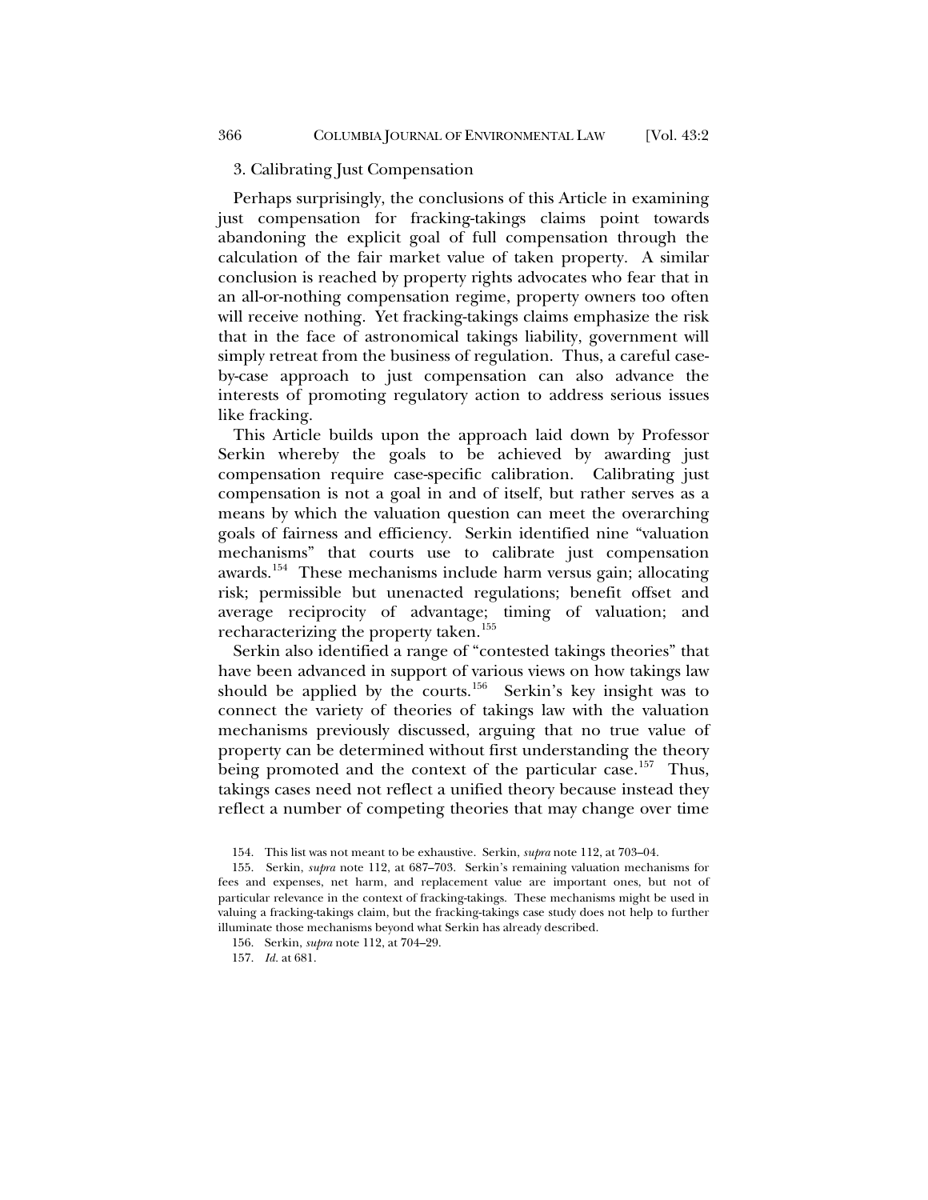### 3. Calibrating Just Compensation

Perhaps surprisingly, the conclusions of this Article in examining just compensation for fracking-takings claims point towards abandoning the explicit goal of full compensation through the calculation of the fair market value of taken property. A similar conclusion is reached by property rights advocates who fear that in an all-or-nothing compensation regime, property owners too often will receive nothing. Yet fracking-takings claims emphasize the risk that in the face of astronomical takings liability, government will simply retreat from the business of regulation. Thus, a careful case-by-case approach to just compensation can also advance the interests of promoting regulatory action to address serious issues like fracking.

This Article builds upon the approach laid down by Professor Serkin whereby the goals to be achieved by awarding just compensation require case-specific calibration. Calibrating just compensation is not a goal in and of itself, but rather serves as a means by which the valuation question can meet the overarching goals of fairness and efficiency. Serkin identified nine "valuation mechanisms" that courts use to calibrate just compensation awards.[154] These mechanisms include harm versus gain; allocating risk; permissible but unenacted regulations; benefit offset and average reciprocity of advantage; timing of valuation; and recharacterizing the property taken.[155]

Serkin also identified a range of "contested takings theories" that have been advanced in support of various views on how takings law should be applied by the courts.[156] Serkin's key insight was to connect the variety of theories of takings law with the valuation mechanisms previously discussed, arguing that no true value of property can be determined without first understanding the theory being promoted and the context of the particular case.[157] Thus, takings cases need not reflect a unified theory because instead they reflect a number of competing theories that may change over time

---

154. This list was not meant to be exhaustive. Serkin, *supra* note 112, at 703–04.

155. Serkin, *supra* note 112, at 687–703. Serkin's remaining valuation mechanisms for fees and expenses, net harm, and replacement value are important ones, but not of particular relevance in the context of fracking-takings. These mechanisms might be used in valuing a fracking-takings claim, but the fracking-takings case study does not help to further illuminate those mechanisms beyond what Serkin has already described.

156. Serkin, *supra* note 112, at 704–29.

157. *Id.* at 681.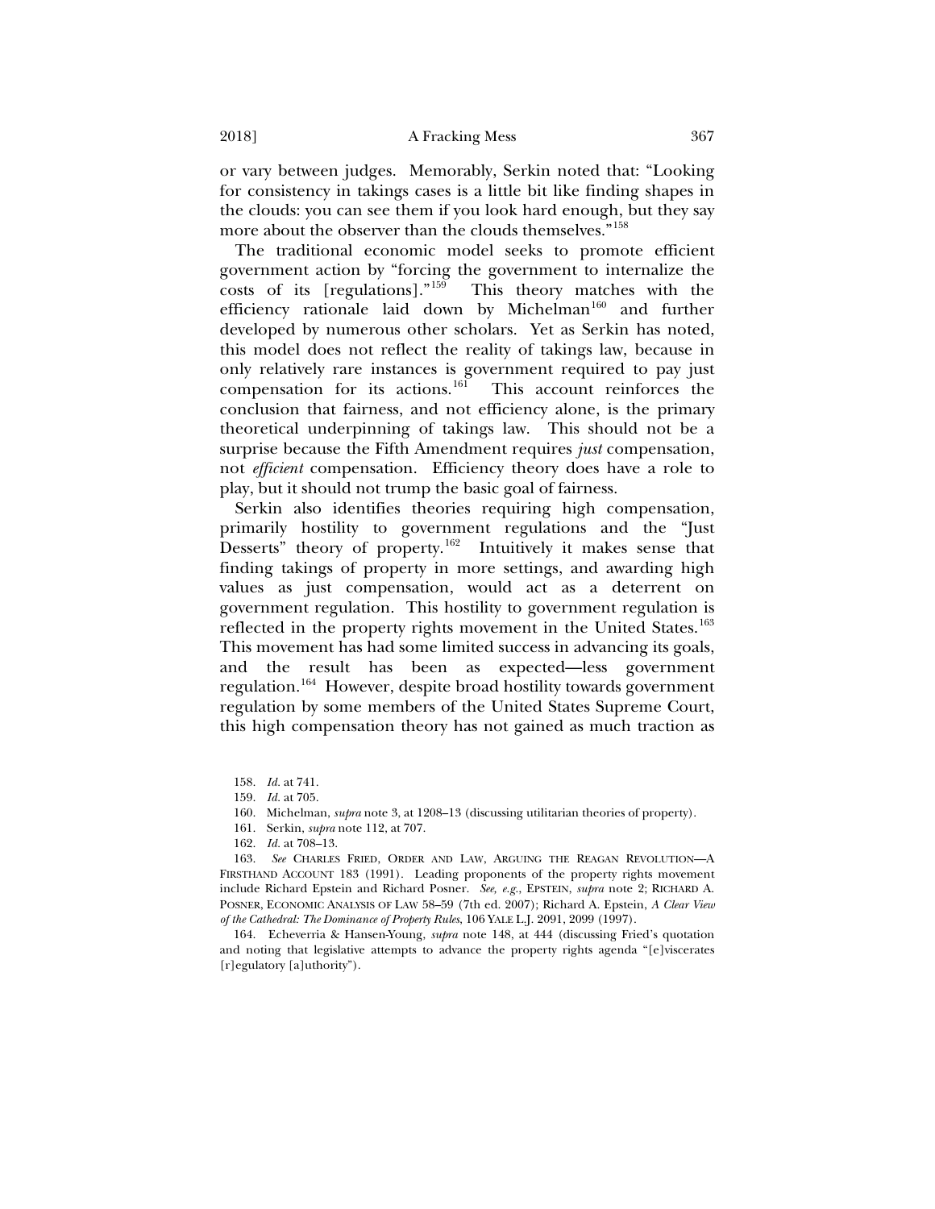or vary between judges. Memorably, Serkin noted that: "Looking for consistency in takings cases is a little bit like finding shapes in the clouds: you can see them if you look hard enough, but they say more about the observer than the clouds themselves."[158]

The traditional economic model seeks to promote efficient government action by "forcing the government to internalize the costs of its [regulations]."[159] This theory matches with the efficiency rationale laid down by Michelman[160] and further developed by numerous other scholars. Yet as Serkin has noted, this model does not reflect the reality of takings law, because in only relatively rare instances is government required to pay just compensation for its actions.[161] This account reinforces the conclusion that fairness, and not efficiency alone, is the primary theoretical underpinning of takings law. This should not be a surprise because the Fifth Amendment requires *just* compensation, not *efficient* compensation. Efficiency theory does have a role to play, but it should not trump the basic goal of fairness.

Serkin also identifies theories requiring high compensation, primarily hostility to government regulations and the "Just Desserts" theory of property.[162] Intuitively it makes sense that finding takings of property in more settings, and awarding high values as just compensation, would act as a deterrent on government regulation. This hostility to government regulation is reflected in the property rights movement in the United States.[163] This movement has had some limited success in advancing its goals, and the result has been as expected—less government regulation.[164] However, despite broad hostility towards government regulation by some members of the United States Supreme Court, this high compensation theory has not gained as much traction as

158. *Id.* at 741.

159. *Id.* at 705.

160. Michelman, *supra* note 3, at 1208–13 (discussing utilitarian theories of property).

161. Serkin, *supra* note 112, at 707.

162. *Id.* at 708–13.

163. *See* CHARLES FRIED, ORDER AND LAW, ARGUING THE REAGAN REVOLUTION—A FIRSTHAND ACCOUNT 183 (1991). Leading proponents of the property rights movement include Richard Epstein and Richard Posner. *See, e.g.*, EPSTEIN, *supra* note 2; RICHARD A. POSNER, ECONOMIC ANALYSIS OF LAW 58–59 (7th ed. 2007); Richard A. Epstein, *A Clear View of the Cathedral: The Dominance of Property Rules*, 106 YALE L.J. 2091, 2099 (1997).

164. Echeverria & Hansen-Young, *supra* note 148, at 444 (discussing Fried's quotation and noting that legislative attempts to advance the property rights agenda "[e]viscerates [r]egulatory [a]uthority").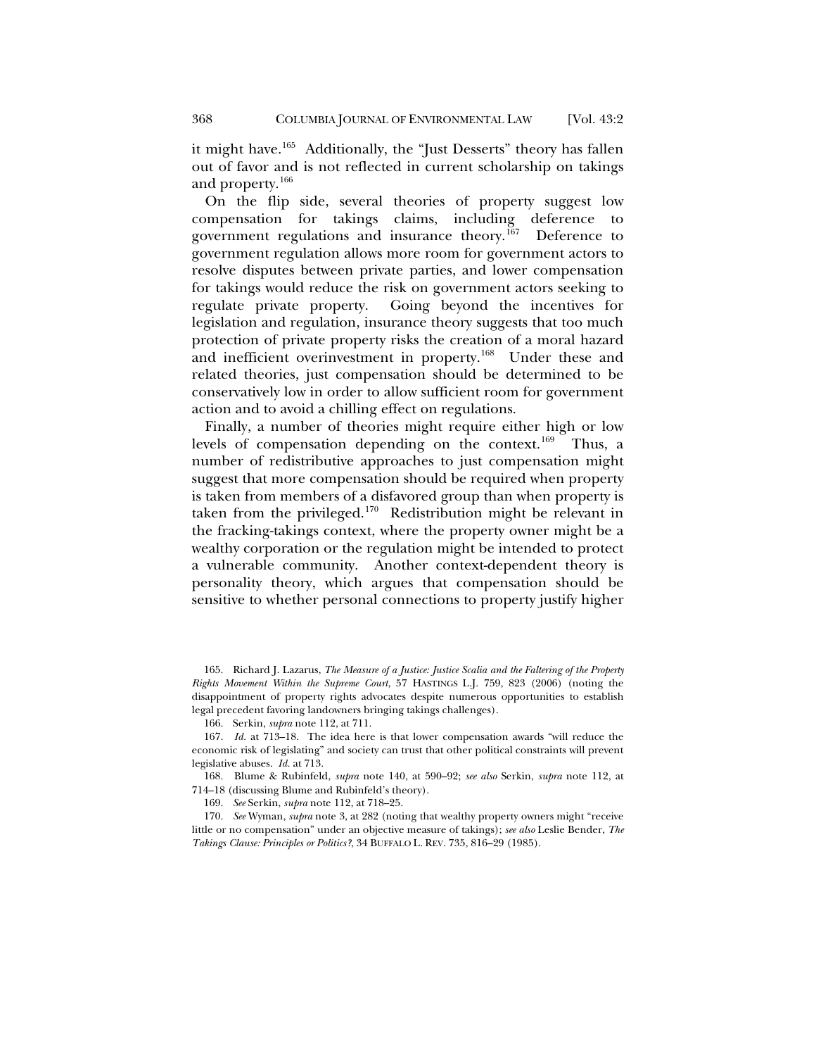it might have.[165] Additionally, the "Just Desserts" theory has fallen out of favor and is not reflected in current scholarship on takings and property.[166]

On the flip side, several theories of property suggest low compensation for takings claims, including deference to government regulations and insurance theory.[167] Deference to government regulation allows more room for government actors to resolve disputes between private parties, and lower compensation for takings would reduce the risk on government actors seeking to regulate private property. Going beyond the incentives for legislation and regulation, insurance theory suggests that too much protection of private property risks the creation of a moral hazard and inefficient overinvestment in property.[168] Under these and related theories, just compensation should be determined to be conservatively low in order to allow sufficient room for government action and to avoid a chilling effect on regulations.

Finally, a number of theories might require either high or low levels of compensation depending on the context.[169] Thus, a number of redistributive approaches to just compensation might suggest that more compensation should be required when property is taken from members of a disfavored group than when property is taken from the privileged.[170] Redistribution might be relevant in the fracking-takings context, where the property owner might be a wealthy corporation or the regulation might be intended to protect a vulnerable community. Another context-dependent theory is personality theory, which argues that compensation should be sensitive to whether personal connections to property justify higher

---

165. Richard J. Lazarus, *The Measure of a Justice: Justice Scalia and the Faltering of the Property Rights Movement Within the Supreme Court*, 57 HASTINGS L.J. 759, 823 (2006) (noting the disappointment of property rights advocates despite numerous opportunities to establish legal precedent favoring landowners bringing takings challenges).

166. Serkin, *supra* note 112, at 711.

167. *Id.* at 713–18. The idea here is that lower compensation awards "will reduce the economic risk of legislating" and society can trust that other political constraints will prevent legislative abuses. *Id.* at 713.

168. Blume & Rubinfeld, *supra* note 140, at 590–92; *see also* Serkin, *supra* note 112, at 714–18 (discussing Blume and Rubinfeld's theory).

169. *See* Serkin, *supra* note 112, at 718–25.

170. *See* Wyman, *supra* note 3, at 282 (noting that wealthy property owners might "receive little or no compensation" under an objective measure of takings); *see also* Leslie Bender, *The Takings Clause: Principles or Politics?*, 34 BUFFALO L. REV. 735, 816–29 (1985).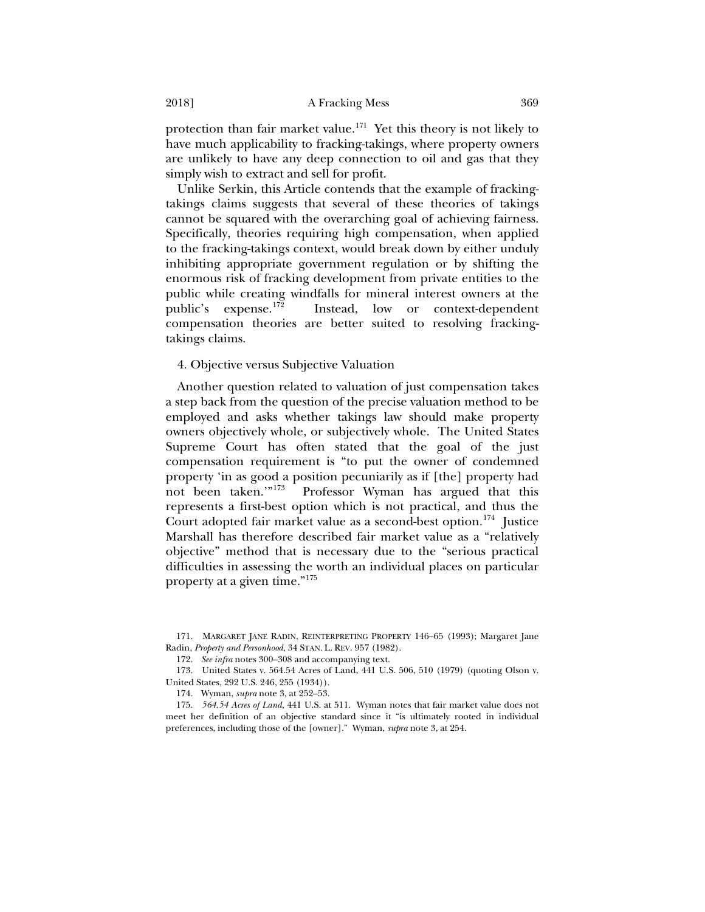protection than fair market value.[171] Yet this theory is not likely to have much applicability to fracking-takings, where property owners are unlikely to have any deep connection to oil and gas that they simply wish to extract and sell for profit.

Unlike Serkin, this Article contends that the example of fracking-takings claims suggests that several of these theories of takings cannot be squared with the overarching goal of achieving fairness. Specifically, theories requiring high compensation, when applied to the fracking-takings context, would break down by either unduly inhibiting appropriate government regulation or by shifting the enormous risk of fracking development from private entities to the public while creating windfalls for mineral interest owners at the public's expense.[172] Instead, low or context-dependent compensation theories are better suited to resolving fracking-takings claims.

4. Objective versus Subjective Valuation

Another question related to valuation of just compensation takes a step back from the question of the precise valuation method to be employed and asks whether takings law should make property owners objectively whole, or subjectively whole. The United States Supreme Court has often stated that the goal of the just compensation requirement is "to put the owner of condemned property 'in as good a position pecuniarily as if [the] property had not been taken.'"[173] Professor Wyman has argued that this represents a first-best option which is not practical, and thus the Court adopted fair market value as a second-best option.[174] Justice Marshall has therefore described fair market value as a "relatively objective" method that is necessary due to the "serious practical difficulties in assessing the worth an individual places on particular property at a given time."[175]

171. MARGARET JANE RADIN, REINTERPRETING PROPERTY 146–65 (1993); Margaret Jane Radin, *Property and Personhood*, 34 STAN. L. REV. 957 (1982).

172. *See infra* notes 300–308 and accompanying text.

173. United States v. 564.54 Acres of Land, 441 U.S. 506, 510 (1979) (quoting Olson v. United States, 292 U.S. 246, 255 (1934)).

174. Wyman, *supra* note 3, at 252–53.

175. *564.54 Acres of Land*, 441 U.S. at 511. Wyman notes that fair market value does not meet her definition of an objective standard since it "is ultimately rooted in individual preferences, including those of the [owner]." Wyman, *supra* note 3, at 254.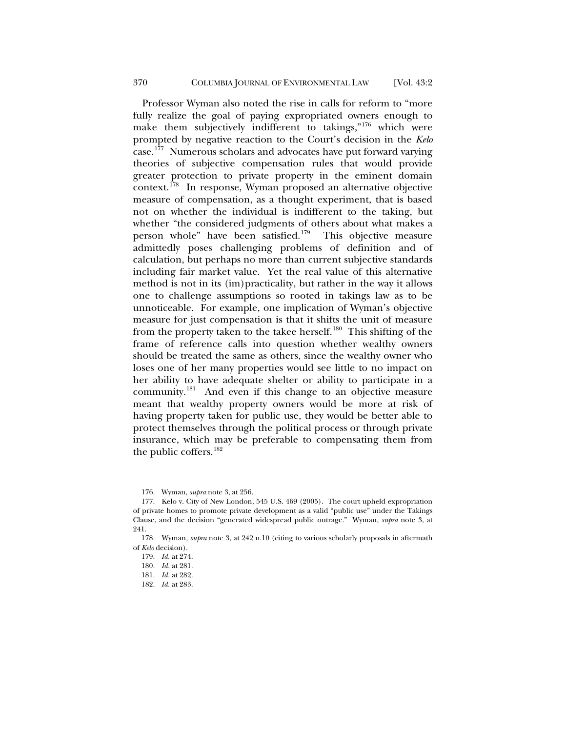Professor Wyman also noted the rise in calls for reform to "more fully realize the goal of paying expropriated owners enough to make them subjectively indifferent to takings,"[176] which were prompted by negative reaction to the Court's decision in the *Kelo* case.[177] Numerous scholars and advocates have put forward varying theories of subjective compensation rules that would provide greater protection to private property in the eminent domain context.[178] In response, Wyman proposed an alternative objective measure of compensation, as a thought experiment, that is based not on whether the individual is indifferent to the taking, but whether "the considered judgments of others about what makes a person whole" have been satisfied.[179] This objective measure admittedly poses challenging problems of definition and of calculation, but perhaps no more than current subjective standards including fair market value. Yet the real value of this alternative method is not in its (im)practicality, but rather in the way it allows one to challenge assumptions so rooted in takings law as to be unnoticeable. For example, one implication of Wyman's objective measure for just compensation is that it shifts the unit of measure from the property taken to the takee herself.[180] This shifting of the frame of reference calls into question whether wealthy owners should be treated the same as others, since the wealthy owner who loses one of her many properties would see little to no impact on her ability to have adequate shelter or ability to participate in a community.[181] And even if this change to an objective measure meant that wealthy property owners would be more at risk of having property taken for public use, they would be better able to protect themselves through the political process or through private insurance, which may be preferable to compensating them from the public coffers.[182]

176. Wyman, *supra* note 3, at 256.

177. Kelo v. City of New London, 545 U.S. 469 (2005). The court upheld expropriation of private homes to promote private development as a valid "public use" under the Takings Clause, and the decision "generated widespread public outrage." Wyman, *supra* note 3, at 241.

178. Wyman, *supra* note 3, at 242 n.10 (citing to various scholarly proposals in aftermath of *Kelo* decision).

179. *Id.* at 274.

180. *Id.* at 281.

181. *Id.* at 282.

182. *Id.* at 283.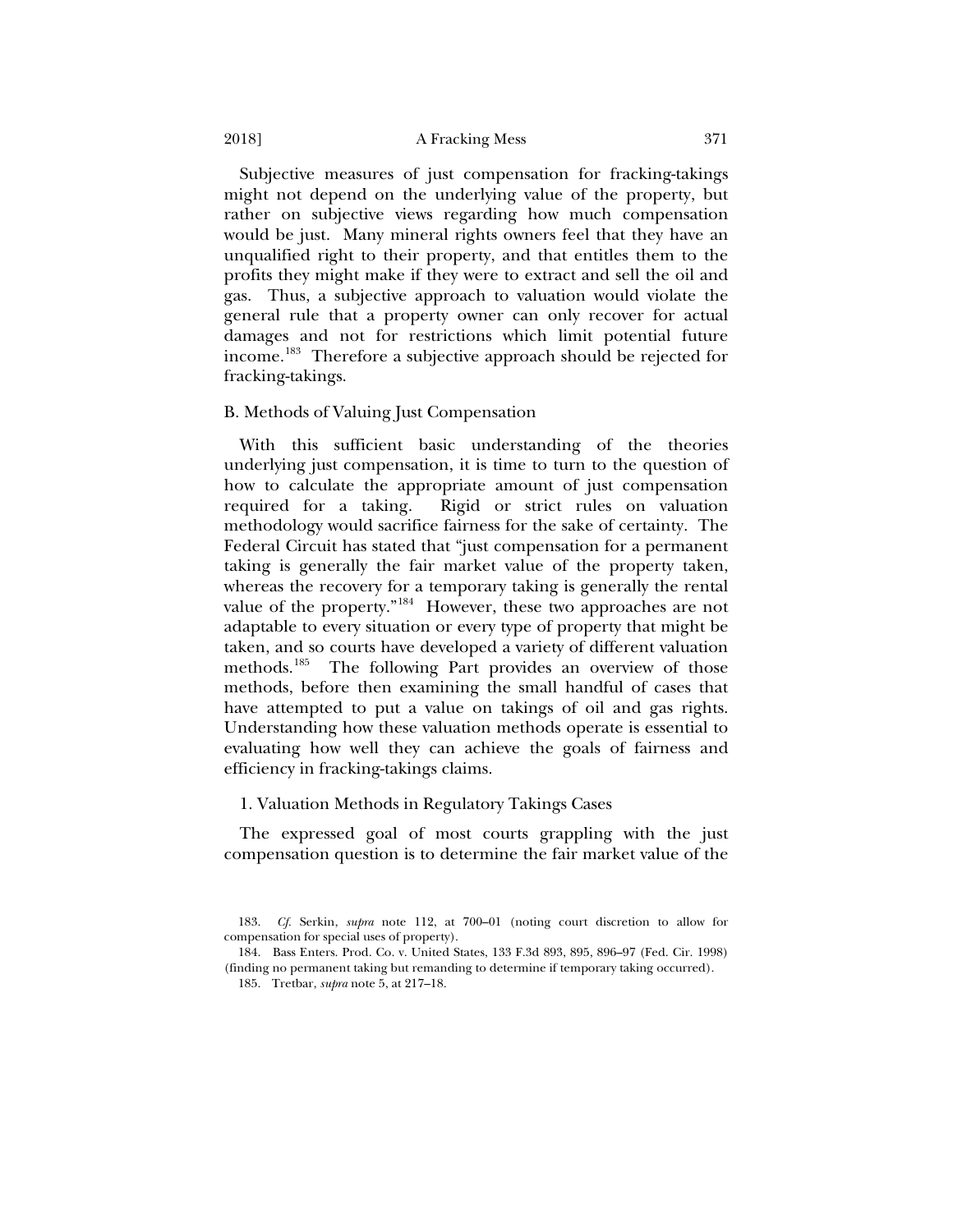Subjective measures of just compensation for fracking-takings might not depend on the underlying value of the property, but rather on subjective views regarding how much compensation would be just. Many mineral rights owners feel that they have an unqualified right to their property, and that entitles them to the profits they might make if they were to extract and sell the oil and gas. Thus, a subjective approach to valuation would violate the general rule that a property owner can only recover for actual damages and not for restrictions which limit potential future income.[183] Therefore a subjective approach should be rejected for fracking-takings.

### B. Methods of Valuing Just Compensation

With this sufficient basic understanding of the theories underlying just compensation, it is time to turn to the question of how to calculate the appropriate amount of just compensation required for a taking. Rigid or strict rules on valuation methodology would sacrifice fairness for the sake of certainty. The Federal Circuit has stated that "just compensation for a permanent taking is generally the fair market value of the property taken, whereas the recovery for a temporary taking is generally the rental value of the property."[184] However, these two approaches are not adaptable to every situation or every type of property that might be taken, and so courts have developed a variety of different valuation methods.[185] The following Part provides an overview of those methods, before then examining the small handful of cases that have attempted to put a value on takings of oil and gas rights. Understanding how these valuation methods operate is essential to evaluating how well they can achieve the goals of fairness and efficiency in fracking-takings claims.

#### 1. Valuation Methods in Regulatory Takings Cases

The expressed goal of most courts grappling with the just compensation question is to determine the fair market value of the

---

183. *Cf.* Serkin, *supra* note 112, at 700–01 (noting court discretion to allow for compensation for special uses of property).

184. Bass Enters. Prod. Co. v. United States, 133 F.3d 893, 895, 896–97 (Fed. Cir. 1998) (finding no permanent taking but remanding to determine if temporary taking occurred).

185. Tretbar, *supra* note 5, at 217–18.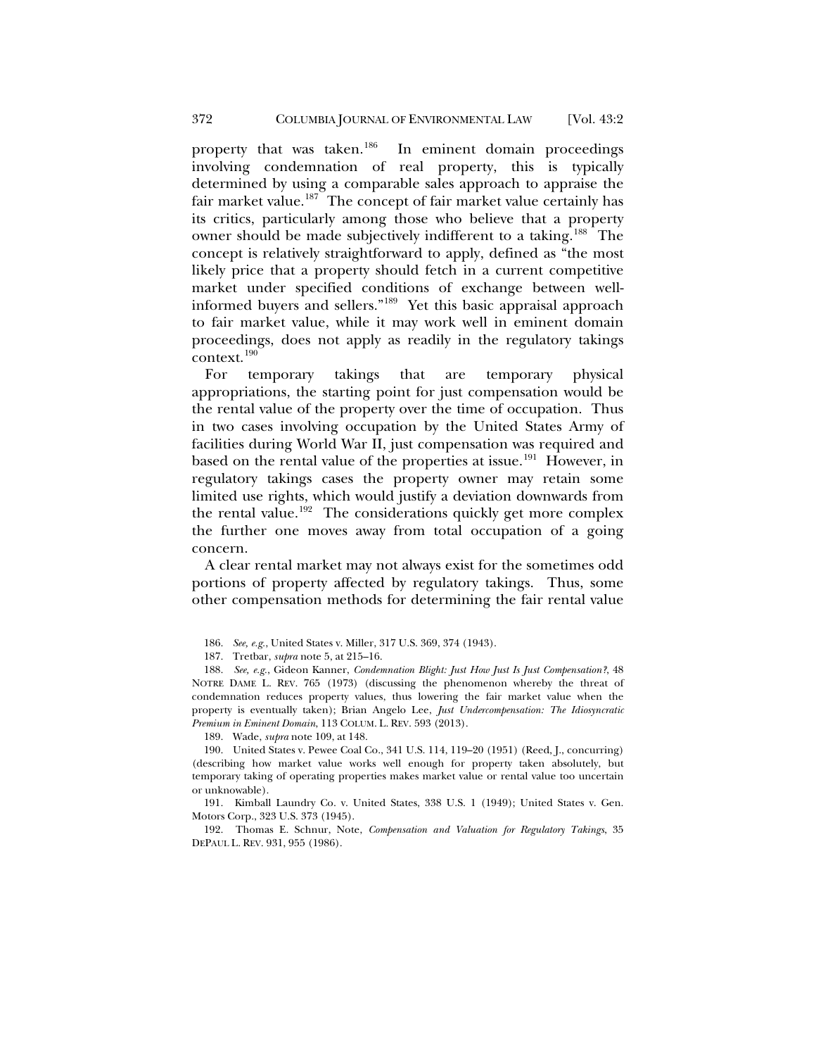property that was taken.[186] In eminent domain proceedings involving condemnation of real property, this is typically determined by using a comparable sales approach to appraise the fair market value.[187] The concept of fair market value certainly has its critics, particularly among those who believe that a property owner should be made subjectively indifferent to a taking.[188] The concept is relatively straightforward to apply, defined as "the most likely price that a property should fetch in a current competitive market under specified conditions of exchange between well-informed buyers and sellers."[189] Yet this basic appraisal approach to fair market value, while it may work well in eminent domain proceedings, does not apply as readily in the regulatory takings context.[190]

For temporary takings that are temporary physical appropriations, the starting point for just compensation would be the rental value of the property over the time of occupation. Thus in two cases involving occupation by the United States Army of facilities during World War II, just compensation was required and based on the rental value of the properties at issue.[191] However, in regulatory takings cases the property owner may retain some limited use rights, which would justify a deviation downwards from the rental value.[192] The considerations quickly get more complex the further one moves away from total occupation of a going concern.

A clear rental market may not always exist for the sometimes odd portions of property affected by regulatory takings. Thus, some other compensation methods for determining the fair rental value

186. *See, e.g.*, United States v. Miller, 317 U.S. 369, 374 (1943).

187. Tretbar, *supra* note 5, at 215–16.

188. *See, e.g.*, Gideon Kanner, *Condemnation Blight: Just How Just Is Just Compensation?*, 48 NOTRE DAME L. REV. 765 (1973) (discussing the phenomenon whereby the threat of condemnation reduces property values, thus lowering the fair market value when the property is eventually taken); Brian Angelo Lee, *Just Undercompensation: The Idiosyncratic Premium in Eminent Domain*, 113 COLUM. L. REV. 593 (2013).

189. Wade, *supra* note 109, at 148.

190. United States v. Pewee Coal Co., 341 U.S. 114, 119–20 (1951) (Reed, J., concurring) (describing how market value works well enough for property taken absolutely, but temporary taking of operating properties makes market value or rental value too uncertain or unknowable).

191. Kimball Laundry Co. v. United States, 338 U.S. 1 (1949); United States v. Gen. Motors Corp., 323 U.S. 373 (1945).

192. Thomas E. Schnur, Note, *Compensation and Valuation for Regulatory Takings*, 35 DEPAUL L. REV. 931, 955 (1986).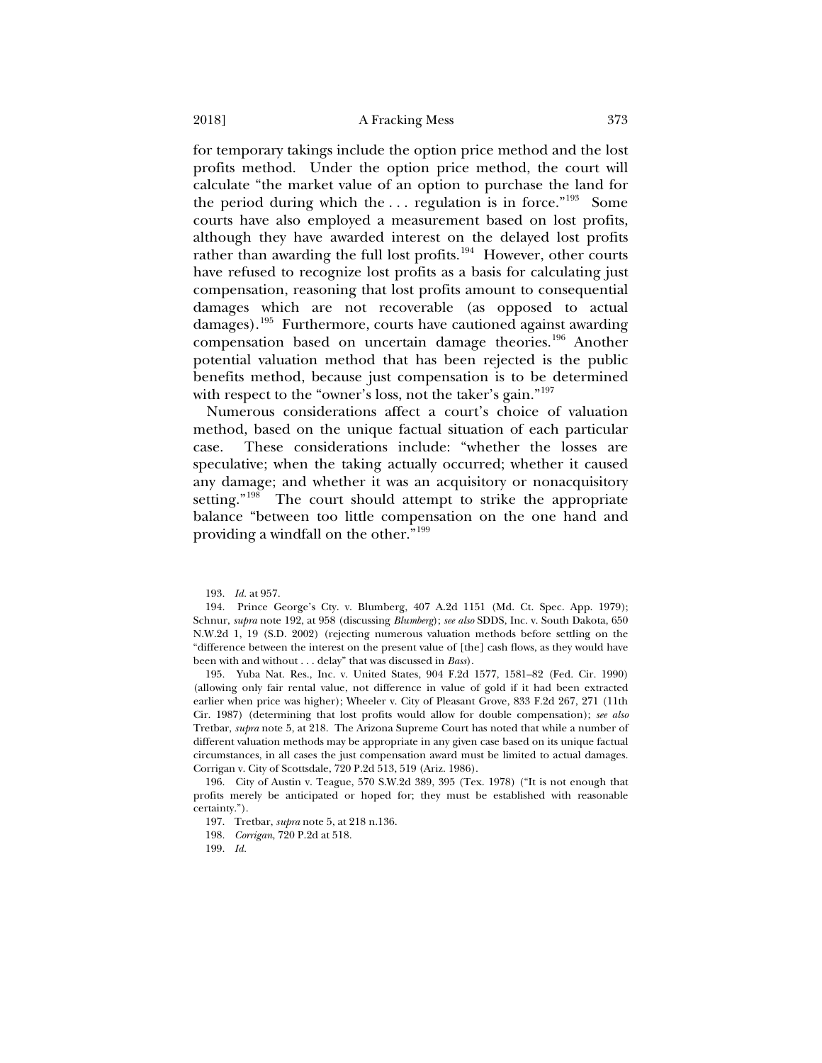for temporary takings include the option price method and the lost profits method. Under the option price method, the court will calculate "the market value of an option to purchase the land for the period during which the . . . regulation is in force."[193] Some courts have also employed a measurement based on lost profits, although they have awarded interest on the delayed lost profits rather than awarding the full lost profits.[194] However, other courts have refused to recognize lost profits as a basis for calculating just compensation, reasoning that lost profits amount to consequential damages which are not recoverable (as opposed to actual damages).[195] Furthermore, courts have cautioned against awarding compensation based on uncertain damage theories.[196] Another potential valuation method that has been rejected is the public benefits method, because just compensation is to be determined with respect to the "owner's loss, not the taker's gain."[197]

Numerous considerations affect a court's choice of valuation method, based on the unique factual situation of each particular case. These considerations include: "whether the losses are speculative; when the taking actually occurred; whether it caused any damage; and whether it was an acquisitory or nonacquisitory setting."[198] The court should attempt to strike the appropriate balance "between too little compensation on the one hand and providing a windfall on the other."[199]

193. *Id.* at 957.

194. Prince George's Cty. v. Blumberg, 407 A.2d 1151 (Md. Ct. Spec. App. 1979); Schnur, *supra* note 192, at 958 (discussing *Blumberg*); *see also* SDDS, Inc. v. South Dakota, 650 N.W.2d 1, 19 (S.D. 2002) (rejecting numerous valuation methods before settling on the "difference between the interest on the present value of [the] cash flows, as they would have been with and without . . . delay" that was discussed in *Bass*).

195. Yuba Nat. Res., Inc. v. United States, 904 F.2d 1577, 1581–82 (Fed. Cir. 1990) (allowing only fair rental value, not difference in value of gold if it had been extracted earlier when price was higher); Wheeler v. City of Pleasant Grove, 833 F.2d 267, 271 (11th Cir. 1987) (determining that lost profits would allow for double compensation); *see also* Tretbar, *supra* note 5, at 218. The Arizona Supreme Court has noted that while a number of different valuation methods may be appropriate in any given case based on its unique factual circumstances, in all cases the just compensation award must be limited to actual damages. Corrigan v. City of Scottsdale, 720 P.2d 513, 519 (Ariz. 1986).

196. City of Austin v. Teague, 570 S.W.2d 389, 395 (Tex. 1978) ("It is not enough that profits merely be anticipated or hoped for; they must be established with reasonable certainty.").

197. Tretbar, *supra* note 5, at 218 n.136.

198. *Corrigan*, 720 P.2d at 518.

199. *Id.*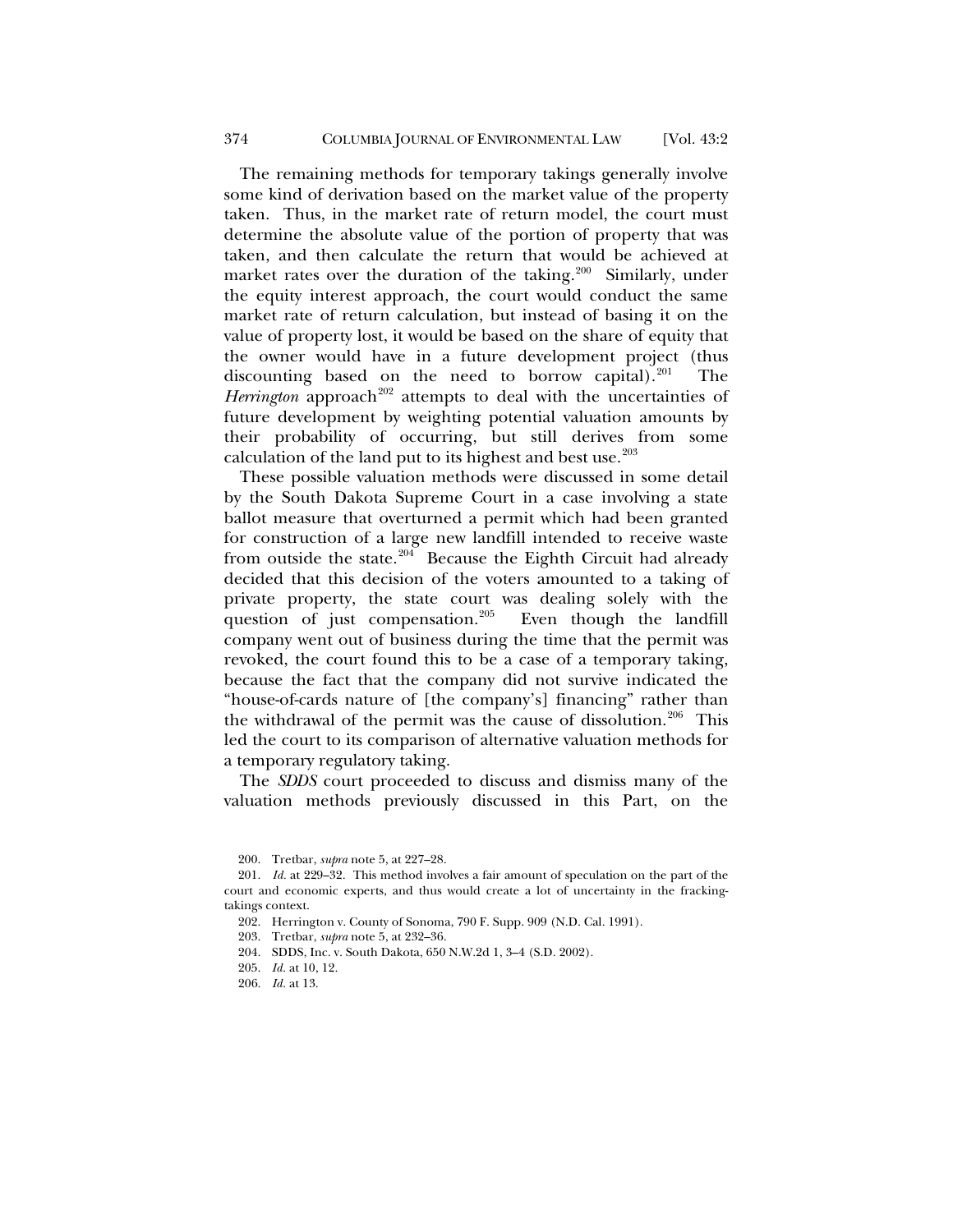The remaining methods for temporary takings generally involve some kind of derivation based on the market value of the property taken. Thus, in the market rate of return model, the court must determine the absolute value of the portion of property that was taken, and then calculate the return that would be achieved at market rates over the duration of the taking.[200] Similarly, under the equity interest approach, the court would conduct the same market rate of return calculation, but instead of basing it on the value of property lost, it would be based on the share of equity that the owner would have in a future development project (thus discounting based on the need to borrow capital).[201] The *Herrington* approach[202] attempts to deal with the uncertainties of future development by weighting potential valuation amounts by their probability of occurring, but still derives from some calculation of the land put to its highest and best use.[203]

These possible valuation methods were discussed in some detail by the South Dakota Supreme Court in a case involving a state ballot measure that overturned a permit which had been granted for construction of a large new landfill intended to receive waste from outside the state.[204] Because the Eighth Circuit had already decided that this decision of the voters amounted to a taking of private property, the state court was dealing solely with the question of just compensation.[205] Even though the landfill company went out of business during the time that the permit was revoked, the court found this to be a case of a temporary taking, because the fact that the company did not survive indicated the "house-of-cards nature of [the company's] financing" rather than the withdrawal of the permit was the cause of dissolution.[206] This led the court to its comparison of alternative valuation methods for a temporary regulatory taking.

The *SDDS* court proceeded to discuss and dismiss many of the valuation methods previously discussed in this Part, on the

200. Tretbar, *supra* note 5, at 227–28.

201. *Id.* at 229–32. This method involves a fair amount of speculation on the part of the court and economic experts, and thus would create a lot of uncertainty in the fracking-takings context.

202. Herrington v. County of Sonoma, 790 F. Supp. 909 (N.D. Cal. 1991).

203. Tretbar, *supra* note 5, at 232–36.

204. SDDS, Inc. v. South Dakota, 650 N.W.2d 1, 3–4 (S.D. 2002).

205. *Id.* at 10, 12.

206. *Id.* at 13.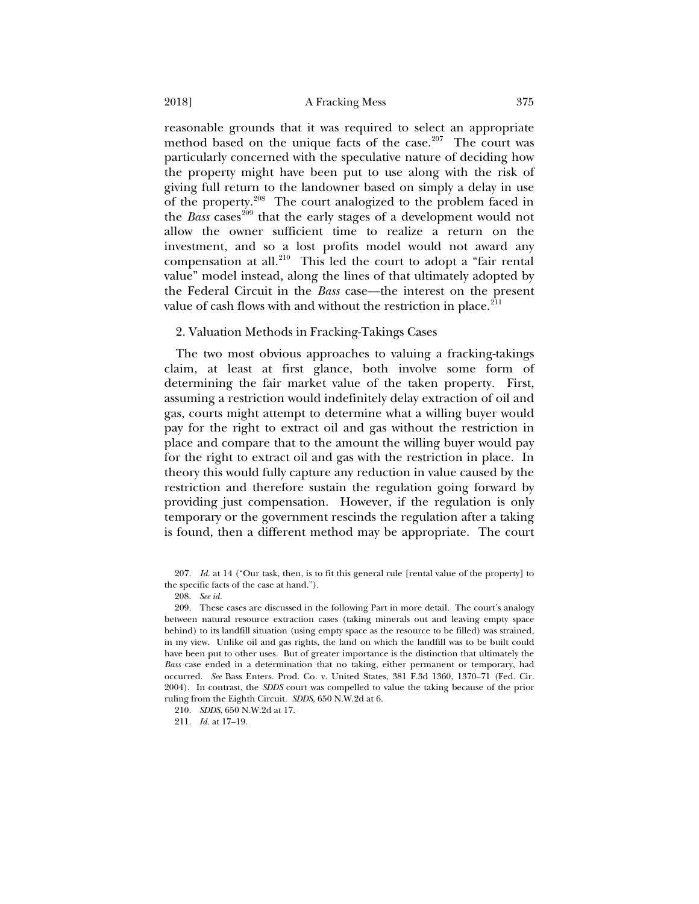reasonable grounds that it was required to select an appropriate method based on the unique facts of the case.[207] The court was particularly concerned with the speculative nature of deciding how the property might have been put to use along with the risk of giving full return to the landowner based on simply a delay in use of the property.[208] The court analogized to the problem faced in the *Bass* cases[209] that the early stages of a development would not allow the owner sufficient time to realize a return on the investment, and so a lost profits model would not award any compensation at all.[210] This led the court to adopt a "fair rental value" model instead, along the lines of that ultimately adopted by the Federal Circuit in the *Bass* case—the interest on the present value of cash flows with and without the restriction in place.[211]

### 2. Valuation Methods in Fracking-Takings Cases

The two most obvious approaches to valuing a fracking-takings claim, at least at first glance, both involve some form of determining the fair market value of the taken property. First, assuming a restriction would indefinitely delay extraction of oil and gas, courts might attempt to determine what a willing buyer would pay for the right to extract oil and gas without the restriction in place and compare that to the amount the willing buyer would pay for the right to extract oil and gas with the restriction in place. In theory this would fully capture any reduction in value caused by the restriction and therefore sustain the regulation going forward by providing just compensation. However, if the regulation is only temporary or the government rescinds the regulation after a taking is found, then a different method may be appropriate. The court

207. *Id.* at 14 ("Our task, then, is to fit this general rule [rental value of the property] to the specific facts of the case at hand.").

208. *See id.*

209. These cases are discussed in the following Part in more detail. The court's analogy between natural resource extraction cases (taking minerals out and leaving empty space behind) to its landfill situation (using empty space as the resource to be filled) was strained, in my view. Unlike oil and gas rights, the land on which the landfill was to be built could have been put to other uses. But of greater importance is the distinction that ultimately the *Bass* case ended in a determination that no taking, either permanent or temporary, had occurred. *See* Bass Enters. Prod. Co. v. United States, 381 F.3d 1360, 1370–71 (Fed. Cir. 2004). In contrast, the *SDDS* court was compelled to value the taking because of the prior ruling from the Eighth Circuit. *SDDS*, 650 N.W.2d at 6.

210. *SDDS*, 650 N.W.2d at 17.

211. *Id.* at 17–19.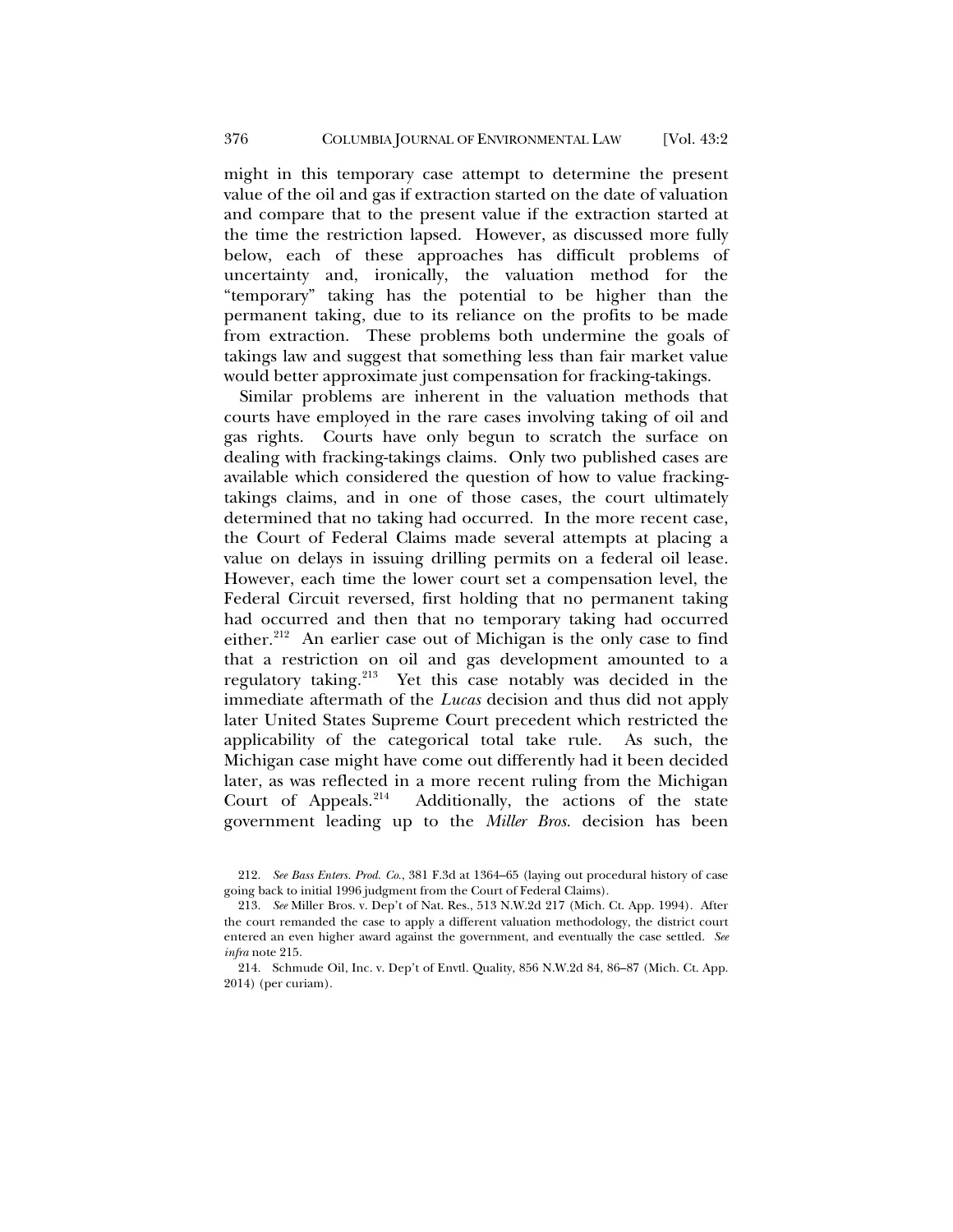might in this temporary case attempt to determine the present value of the oil and gas if extraction started on the date of valuation and compare that to the present value if the extraction started at the time the restriction lapsed. However, as discussed more fully below, each of these approaches has difficult problems of uncertainty and, ironically, the valuation method for the "temporary" taking has the potential to be higher than the permanent taking, due to its reliance on the profits to be made from extraction. These problems both undermine the goals of takings law and suggest that something less than fair market value would better approximate just compensation for fracking-takings.

Similar problems are inherent in the valuation methods that courts have employed in the rare cases involving taking of oil and gas rights. Courts have only begun to scratch the surface on dealing with fracking-takings claims. Only two published cases are available which considered the question of how to value fracking-takings claims, and in one of those cases, the court ultimately determined that no taking had occurred. In the more recent case, the Court of Federal Claims made several attempts at placing a value on delays in issuing drilling permits on a federal oil lease. However, each time the lower court set a compensation level, the Federal Circuit reversed, first holding that no permanent taking had occurred and then that no temporary taking had occurred either.[212] An earlier case out of Michigan is the only case to find that a restriction on oil and gas development amounted to a regulatory taking.[213] Yet this case notably was decided in the immediate aftermath of the *Lucas* decision and thus did not apply later United States Supreme Court precedent which restricted the applicability of the categorical total take rule. As such, the Michigan case might have come out differently had it been decided later, as was reflected in a more recent ruling from the Michigan Court of Appeals.[214] Additionally, the actions of the state government leading up to the *Miller Bros.* decision has been

212. *See Bass Enters. Prod. Co.*, 381 F.3d at 1364–65 (laying out procedural history of case going back to initial 1996 judgment from the Court of Federal Claims).

213. *See* Miller Bros. v. Dep't of Nat. Res., 513 N.W.2d 217 (Mich. Ct. App. 1994). After the court remanded the case to apply a different valuation methodology, the district court entered an even higher award against the government, and eventually the case settled. *See infra* note 215.

214. Schmude Oil, Inc. v. Dep't of Envtl. Quality, 856 N.W.2d 84, 86–87 (Mich. Ct. App. 2014) (per curiam).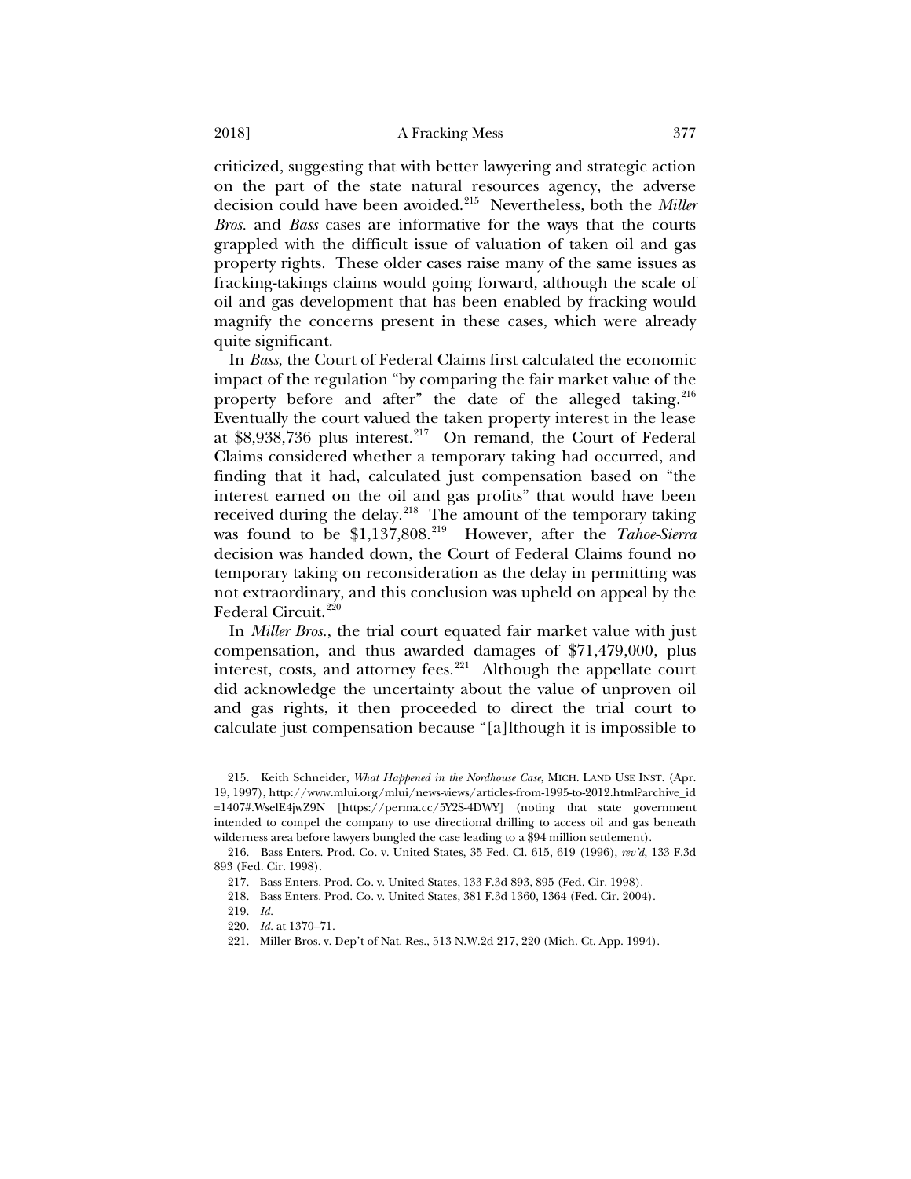criticized, suggesting that with better lawyering and strategic action on the part of the state natural resources agency, the adverse decision could have been avoided.[215] Nevertheless, both the *Miller Bros.* and *Bass* cases are informative for the ways that the courts grappled with the difficult issue of valuation of taken oil and gas property rights. These older cases raise many of the same issues as fracking-takings claims would going forward, although the scale of oil and gas development that has been enabled by fracking would magnify the concerns present in these cases, which were already quite significant.

In *Bass*, the Court of Federal Claims first calculated the economic impact of the regulation "by comparing the fair market value of the property before and after" the date of the alleged taking.[216] Eventually the court valued the taken property interest in the lease at $8,938,736 plus interest.[217] On remand, the Court of Federal Claims considered whether a temporary taking had occurred, and finding that it had, calculated just compensation based on "the interest earned on the oil and gas profits" that would have been received during the delay.[218] The amount of the temporary taking was found to be $1,137,808.[219] However, after the *Tahoe-Sierra* decision was handed down, the Court of Federal Claims found no temporary taking on reconsideration as the delay in permitting was not extraordinary, and this conclusion was upheld on appeal by the Federal Circuit.[220]

In *Miller Bros.*, the trial court equated fair market value with just compensation, and thus awarded damages of $71,479,000, plus interest, costs, and attorney fees.[221] Although the appellate court did acknowledge the uncertainty about the value of unproven oil and gas rights, it then proceeded to direct the trial court to calculate just compensation because "[a]lthough it is impossible to

215. Keith Schneider, *What Happened in the Nordhouse Case*, MICH. LAND USE INST. (Apr. 19, 1997), http://www.mlui.org/mlui/news-views/articles-from-1995-to-2012.html?archive_id=1407#.WselE4jwZ9N [https://perma.cc/5Y2S-4DWY] (noting that state government intended to compel the company to use directional drilling to access oil and gas beneath wilderness area before lawyers bungled the case leading to a $94 million settlement).

216. Bass Enters. Prod. Co. v. United States, 35 Fed. Cl. 615, 619 (1996), *rev'd*, 133 F.3d 893 (Fed. Cir. 1998).

217. Bass Enters. Prod. Co. v. United States, 133 F.3d 893, 895 (Fed. Cir. 1998).

218. Bass Enters. Prod. Co. v. United States, 381 F.3d 1360, 1364 (Fed. Cir. 2004).

219. *Id.*

220. *Id.* at 1370–71.

221. Miller Bros. v. Dep't of Nat. Res., 513 N.W.2d 217, 220 (Mich. Ct. App. 1994).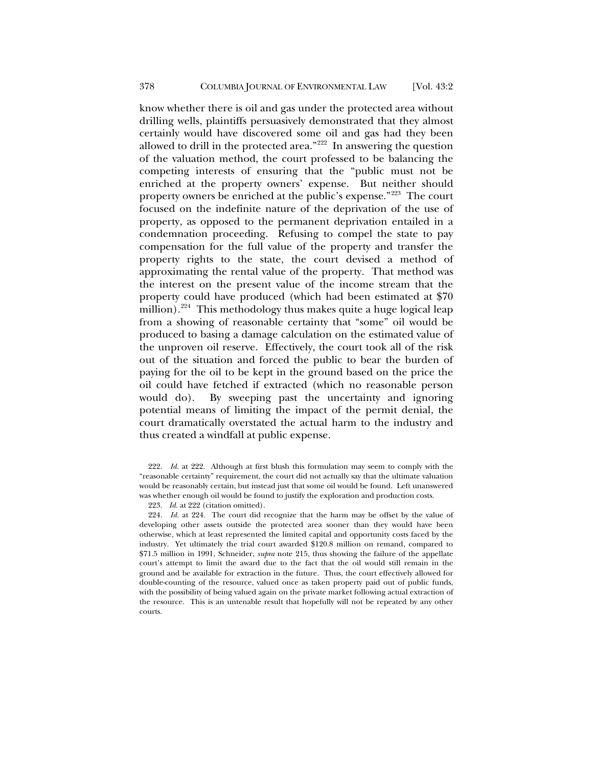know whether there is oil and gas under the protected area without drilling wells, plaintiffs persuasively demonstrated that they almost certainly would have discovered some oil and gas had they been allowed to drill in the protected area."[222] In answering the question of the valuation method, the court professed to be balancing the competing interests of ensuring that the "public must not be enriched at the property owners' expense. But neither should property owners be enriched at the public's expense."[223] The court focused on the indefinite nature of the deprivation of the use of property, as opposed to the permanent deprivation entailed in a condemnation proceeding. Refusing to compel the state to pay compensation for the full value of the property and transfer the property rights to the state, the court devised a method of approximating the rental value of the property. That method was the interest on the present value of the income stream that the property could have produced (which had been estimated at $70 million).[224] This methodology thus makes quite a huge logical leap from a showing of reasonable certainty that "some" oil would be produced to basing a damage calculation on the estimated value of the unproven oil reserve. Effectively, the court took all of the risk out of the situation and forced the public to bear the burden of paying for the oil to be kept in the ground based on the price the oil could have fetched if extracted (which no reasonable person would do). By sweeping past the uncertainty and ignoring potential means of limiting the impact of the permit denial, the court dramatically overstated the actual harm to the industry and thus created a windfall at public expense.

222. *Id.* at 222. Although at first blush this formulation may seem to comply with the "reasonable certainty" requirement, the court did not actually say that the ultimate valuation would be reasonably certain, but instead just that some oil would be found. Left unanswered was whether enough oil would be found to justify the exploration and production costs.

223. *Id.* at 222 (citation omitted).

224. *Id.* at 224. The court did recognize that the harm may be offset by the value of developing other assets outside the protected area sooner than they would have been otherwise, which at least represented the limited capital and opportunity costs faced by the industry. Yet ultimately the trial court awarded $120.8 million on remand, compared to $71.5 million in 1991, Schneider, *supra* note 215, thus showing the failure of the appellate court's attempt to limit the award due to the fact that the oil would still remain in the ground and be available for extraction in the future. Thus, the court effectively allowed for double-counting of the resource, valued once as taken property paid out of public funds, with the possibility of being valued again on the private market following actual extraction of the resource. This is an untenable result that hopefully will not be repeated by any other courts.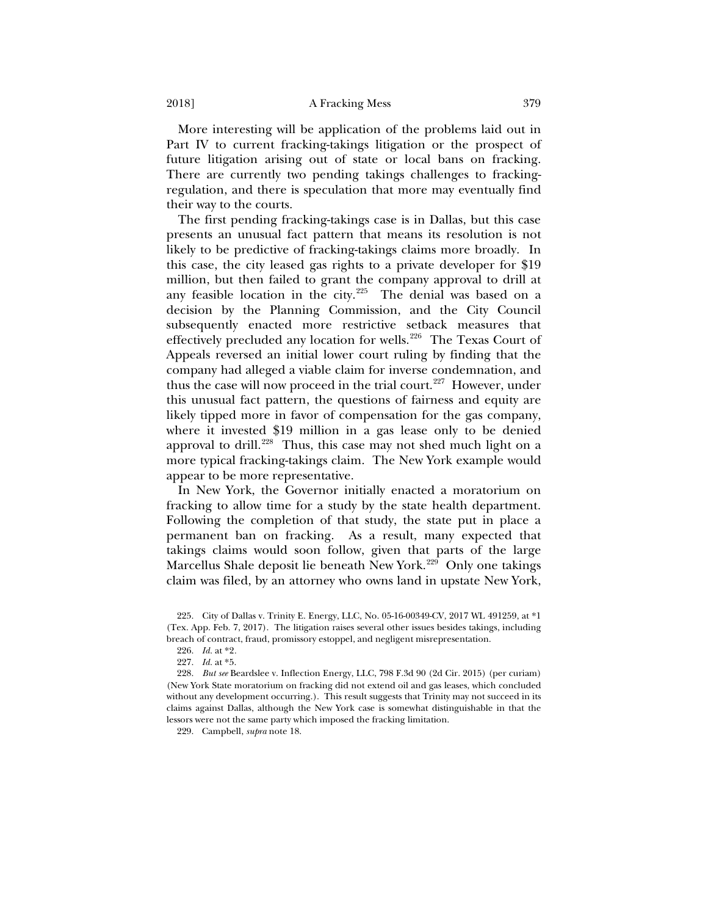More interesting will be application of the problems laid out in Part IV to current fracking-takings litigation or the prospect of future litigation arising out of state or local bans on fracking. There are currently two pending takings challenges to fracking-regulation, and there is speculation that more may eventually find their way to the courts.

The first pending fracking-takings case is in Dallas, but this case presents an unusual fact pattern that means its resolution is not likely to be predictive of fracking-takings claims more broadly. In this case, the city leased gas rights to a private developer for $19 million, but then failed to grant the company approval to drill at any feasible location in the city.[225] The denial was based on a decision by the Planning Commission, and the City Council subsequently enacted more restrictive setback measures that effectively precluded any location for wells.[226] The Texas Court of Appeals reversed an initial lower court ruling by finding that the company had alleged a viable claim for inverse condemnation, and thus the case will now proceed in the trial court.[227] However, under this unusual fact pattern, the questions of fairness and equity are likely tipped more in favor of compensation for the gas company, where it invested $19 million in a gas lease only to be denied approval to drill.[228] Thus, this case may not shed much light on a more typical fracking-takings claim. The New York example would appear to be more representative.

In New York, the Governor initially enacted a moratorium on fracking to allow time for a study by the state health department. Following the completion of that study, the state put in place a permanent ban on fracking. As a result, many expected that takings claims would soon follow, given that parts of the large Marcellus Shale deposit lie beneath New York.[229] Only one takings claim was filed, by an attorney who owns land in upstate New York,

225. City of Dallas v. Trinity E. Energy, LLC, No. 05-16-00349-CV, 2017 WL 491259, at *1 (Tex. App. Feb. 7, 2017). The litigation raises several other issues besides takings, including breach of contract, fraud, promissory estoppel, and negligent misrepresentation.

226. *Id.* at *2.

227. *Id.* at *5.

228. *But see* Beardslee v. Inflection Energy, LLC, 798 F.3d 90 (2d Cir. 2015) (per curiam) (New York State moratorium on fracking did not extend oil and gas leases, which concluded without any development occurring.). This result suggests that Trinity may not succeed in its claims against Dallas, although the New York case is somewhat distinguishable in that the lessors were not the same party which imposed the fracking limitation.

229. Campbell, *supra* note 18.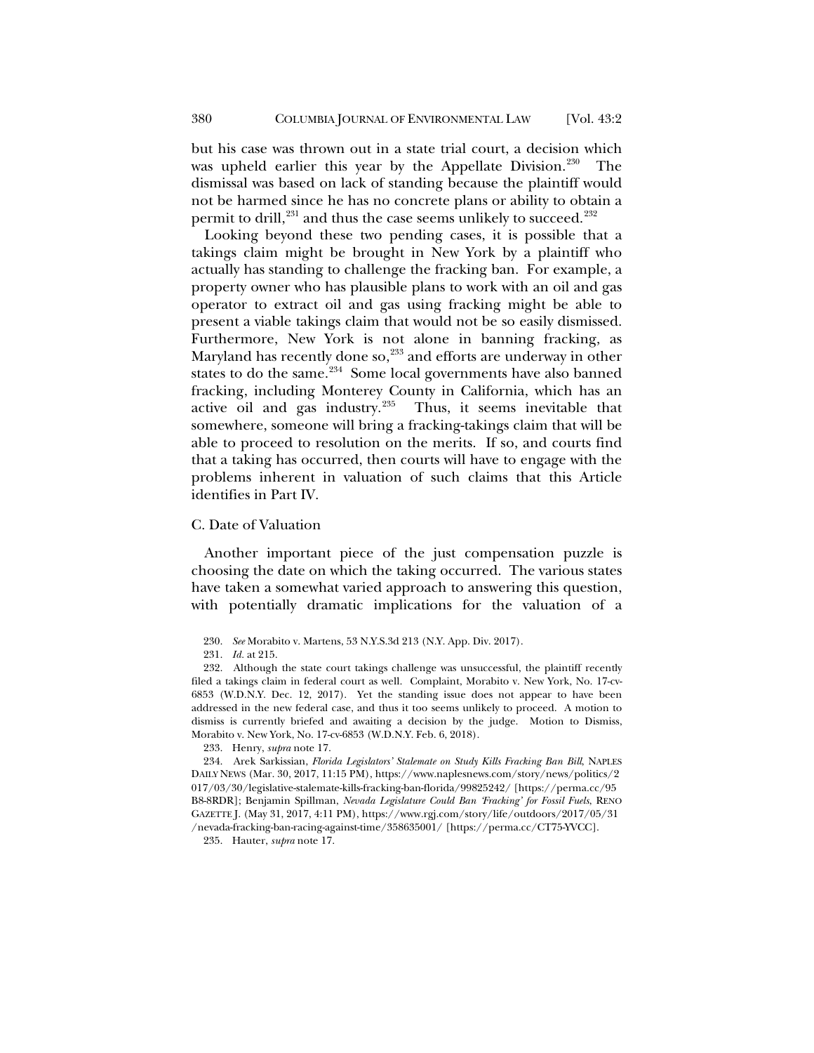but his case was thrown out in a state trial court, a decision which was upheld earlier this year by the Appellate Division.[230] The dismissal was based on lack of standing because the plaintiff would not be harmed since he has no concrete plans or ability to obtain a permit to drill,[231] and thus the case seems unlikely to succeed.[232]

Looking beyond these two pending cases, it is possible that a takings claim might be brought in New York by a plaintiff who actually has standing to challenge the fracking ban. For example, a property owner who has plausible plans to work with an oil and gas operator to extract oil and gas using fracking might be able to present a viable takings claim that would not be so easily dismissed. Furthermore, New York is not alone in banning fracking, as Maryland has recently done so,[233] and efforts are underway in other states to do the same.[234] Some local governments have also banned fracking, including Monterey County in California, which has an active oil and gas industry.[235] Thus, it seems inevitable that somewhere, someone will bring a fracking-takings claim that will be able to proceed to resolution on the merits. If so, and courts find that a taking has occurred, then courts will have to engage with the problems inherent in valuation of such claims that this Article identifies in Part IV.

### C. Date of Valuation

Another important piece of the just compensation puzzle is choosing the date on which the taking occurred. The various states have taken a somewhat varied approach to answering this question, with potentially dramatic implications for the valuation of a

230. *See* Morabito v. Martens, 53 N.Y.S.3d 213 (N.Y. App. Div. 2017).

231. *Id.* at 215.

232. Although the state court takings challenge was unsuccessful, the plaintiff recently filed a takings claim in federal court as well. Complaint, Morabito v. New York, No. 17-cv-6853 (W.D.N.Y. Dec. 12, 2017). Yet the standing issue does not appear to have been addressed in the new federal case, and thus it too seems unlikely to proceed. A motion to dismiss is currently briefed and awaiting a decision by the judge. Motion to Dismiss, Morabito v. New York, No. 17-cv-6853 (W.D.N.Y. Feb. 6, 2018).

233. Henry, *supra* note 17.

234. Arek Sarkissian, *Florida Legislators' Stalemate on Study Kills Fracking Ban Bill*, NAPLES DAILY NEWS (Mar. 30, 2017, 11:15 PM), https://www.naplesnews.com/story/news/politics/2017/03/30/legislative-stalemate-kills-fracking-ban-florida/99825242/ [https://perma.cc/95B8-8RDR]; Benjamin Spillman, *Nevada Legislature Could Ban 'Fracking' for Fossil Fuels*, RENO GAZETTE J. (May 31, 2017, 4:11 PM), https://www.rgj.com/story/life/outdoors/2017/05/31/nevada-fracking-ban-racing-against-time/358635001/ [https://perma.cc/CT75-YVCC].

235. Hauter, *supra* note 17.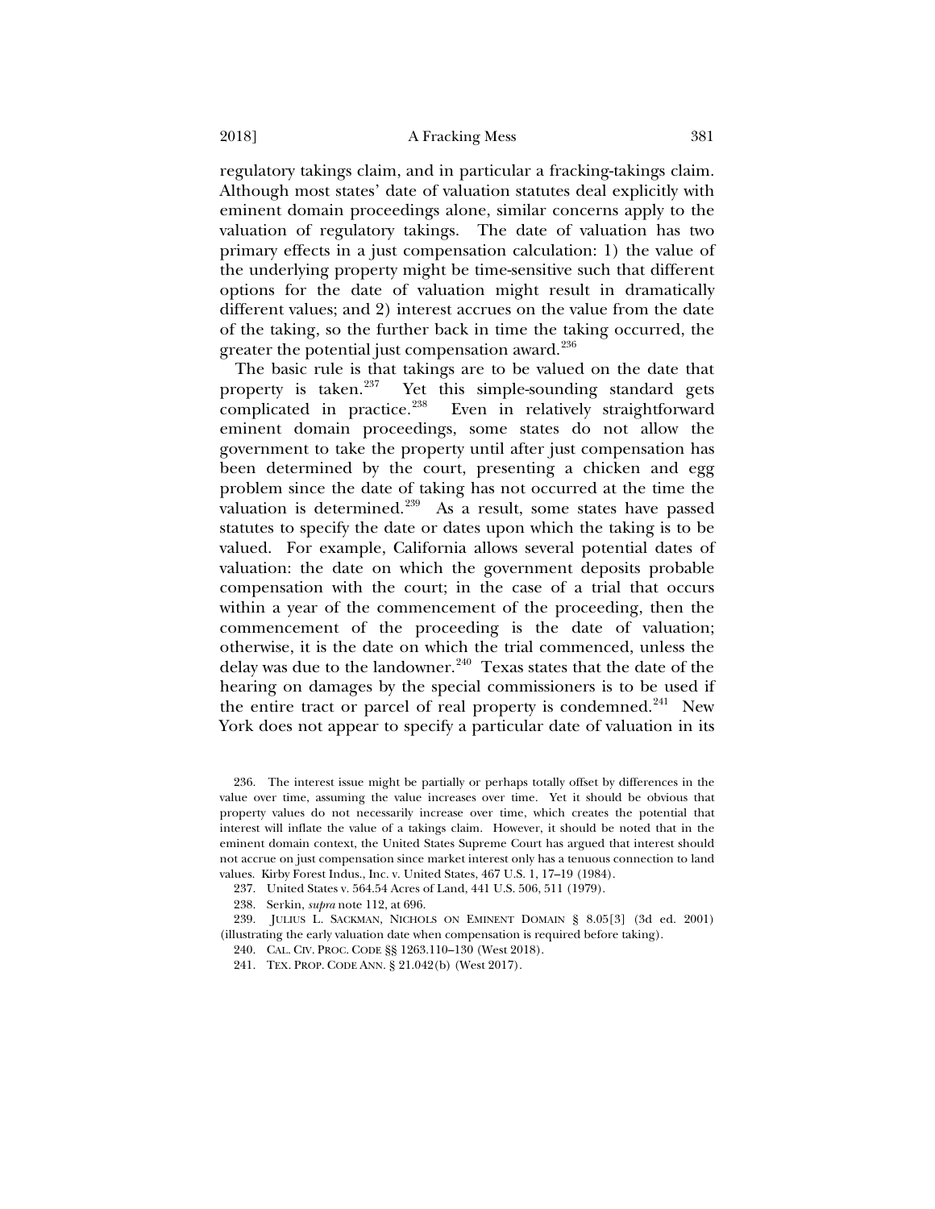regulatory takings claim, and in particular a fracking-takings claim. Although most states' date of valuation statutes deal explicitly with eminent domain proceedings alone, similar concerns apply to the valuation of regulatory takings. The date of valuation has two primary effects in a just compensation calculation: 1) the value of the underlying property might be time-sensitive such that different options for the date of valuation might result in dramatically different values; and 2) interest accrues on the value from the date of the taking, so the further back in time the taking occurred, the greater the potential just compensation award.[236]

The basic rule is that takings are to be valued on the date that property is taken.[237] Yet this simple-sounding standard gets complicated in practice.[238] Even in relatively straightforward eminent domain proceedings, some states do not allow the government to take the property until after just compensation has been determined by the court, presenting a chicken and egg problem since the date of taking has not occurred at the time the valuation is determined.[239] As a result, some states have passed statutes to specify the date or dates upon which the taking is to be valued. For example, California allows several potential dates of valuation: the date on which the government deposits probable compensation with the court; in the case of a trial that occurs within a year of the commencement of the proceeding, then the commencement of the proceeding is the date of valuation; otherwise, it is the date on which the trial commenced, unless the delay was due to the landowner.[240] Texas states that the date of the hearing on damages by the special commissioners is to be used if the entire tract or parcel of real property is condemned.[241] New York does not appear to specify a particular date of valuation in its

---

236. The interest issue might be partially or perhaps totally offset by differences in the value over time, assuming the value increases over time. Yet it should be obvious that property values do not necessarily increase over time, which creates the potential that interest will inflate the value of a takings claim. However, it should be noted that in the eminent domain context, the United States Supreme Court has argued that interest should not accrue on just compensation since market interest only has a tenuous connection to land values. Kirby Forest Indus., Inc. v. United States, 467 U.S. 1, 17–19 (1984).

237. United States v. 564.54 Acres of Land, 441 U.S. 506, 511 (1979).

238. Serkin, *supra* note 112, at 696.

239. JULIUS L. SACKMAN, NICHOLS ON EMINENT DOMAIN § 8.05[3] (3d ed. 2001) (illustrating the early valuation date when compensation is required before taking).

240. CAL. CIV. PROC. CODE §§ 1263.110–130 (West 2018).

241. TEX. PROP. CODE ANN. § 21.042(b) (West 2017).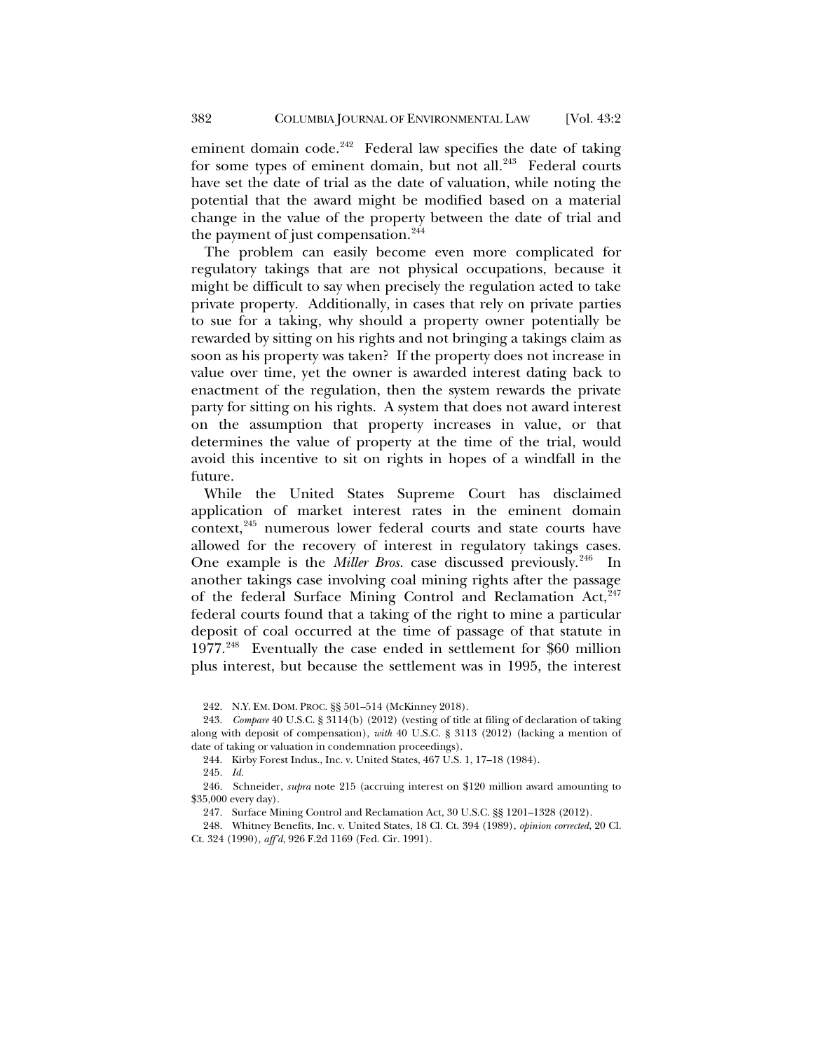eminent domain code.[242] Federal law specifies the date of taking for some types of eminent domain, but not all.[243] Federal courts have set the date of trial as the date of valuation, while noting the potential that the award might be modified based on a material change in the value of the property between the date of trial and the payment of just compensation.[244]

The problem can easily become even more complicated for regulatory takings that are not physical occupations, because it might be difficult to say when precisely the regulation acted to take private property. Additionally, in cases that rely on private parties to sue for a taking, why should a property owner potentially be rewarded by sitting on his rights and not bringing a takings claim as soon as his property was taken? If the property does not increase in value over time, yet the owner is awarded interest dating back to enactment of the regulation, then the system rewards the private party for sitting on his rights. A system that does not award interest on the assumption that property increases in value, or that determines the value of property at the time of the trial, would avoid this incentive to sit on rights in hopes of a windfall in the future.

While the United States Supreme Court has disclaimed application of market interest rates in the eminent domain context,[245] numerous lower federal courts and state courts have allowed for the recovery of interest in regulatory takings cases. One example is the *Miller Bros.* case discussed previously.[246] In another takings case involving coal mining rights after the passage of the federal Surface Mining Control and Reclamation Act,[247] federal courts found that a taking of the right to mine a particular deposit of coal occurred at the time of passage of that statute in 1977.[248] Eventually the case ended in settlement for $60 million plus interest, but because the settlement was in 1995, the interest

242. N.Y. EM. DOM. PROC. §§ 501–514 (McKinney 2018).

243. *Compare* 40 U.S.C. § 3114(b) (2012) (vesting of title at filing of declaration of taking along with deposit of compensation), *with* 40 U.S.C. § 3113 (2012) (lacking a mention of date of taking or valuation in condemnation proceedings).

244. Kirby Forest Indus., Inc. v. United States, 467 U.S. 1, 17–18 (1984).

245. *Id.*

246. Schneider, *supra* note 215 (accruing interest on $120 million award amounting to $35,000 every day).

247. Surface Mining Control and Reclamation Act, 30 U.S.C. §§ 1201–1328 (2012).

248. Whitney Benefits, Inc. v. United States, 18 Cl. Ct. 394 (1989), *opinion corrected*, 20 Cl. Ct. 324 (1990), *aff'd*, 926 F.2d 1169 (Fed. Cir. 1991).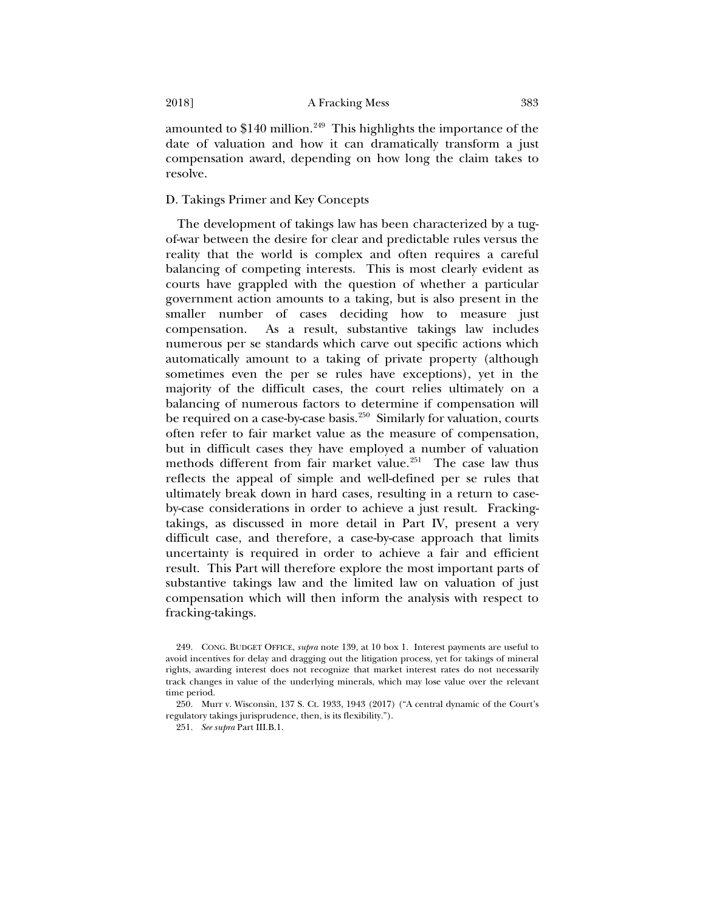amounted to $140 million.[249] This highlights the importance of the date of valuation and how it can dramatically transform a just compensation award, depending on how long the claim takes to resolve.

### D. Takings Primer and Key Concepts

The development of takings law has been characterized by a tug-of-war between the desire for clear and predictable rules versus the reality that the world is complex and often requires a careful balancing of competing interests. This is most clearly evident as courts have grappled with the question of whether a particular government action amounts to a taking, but is also present in the smaller number of cases deciding how to measure just compensation. As a result, substantive takings law includes numerous per se standards which carve out specific actions which automatically amount to a taking of private property (although sometimes even the per se rules have exceptions), yet in the majority of the difficult cases, the court relies ultimately on a balancing of numerous factors to determine if compensation will be required on a case-by-case basis.[250] Similarly for valuation, courts often refer to fair market value as the measure of compensation, but in difficult cases they have employed a number of valuation methods different from fair market value.[251] The case law thus reflects the appeal of simple and well-defined per se rules that ultimately break down in hard cases, resulting in a return to case-by-case considerations in order to achieve a just result. Fracking-takings, as discussed in more detail in Part IV, present a very difficult case, and therefore, a case-by-case approach that limits uncertainty is required in order to achieve a fair and efficient result. This Part will therefore explore the most important parts of substantive takings law and the limited law on valuation of just compensation which will then inform the analysis with respect to fracking-takings.

249. CONG. BUDGET OFFICE, *supra* note 139, at 10 box 1. Interest payments are useful to avoid incentives for delay and dragging out the litigation process, yet for takings of mineral rights, awarding interest does not recognize that market interest rates do not necessarily track changes in value of the underlying minerals, which may lose value over the relevant time period.

250. Murr v. Wisconsin, 137 S. Ct. 1933, 1943 (2017) ("A central dynamic of the Court's regulatory takings jurisprudence, then, is its flexibility.").

251. *See supra* Part III.B.1.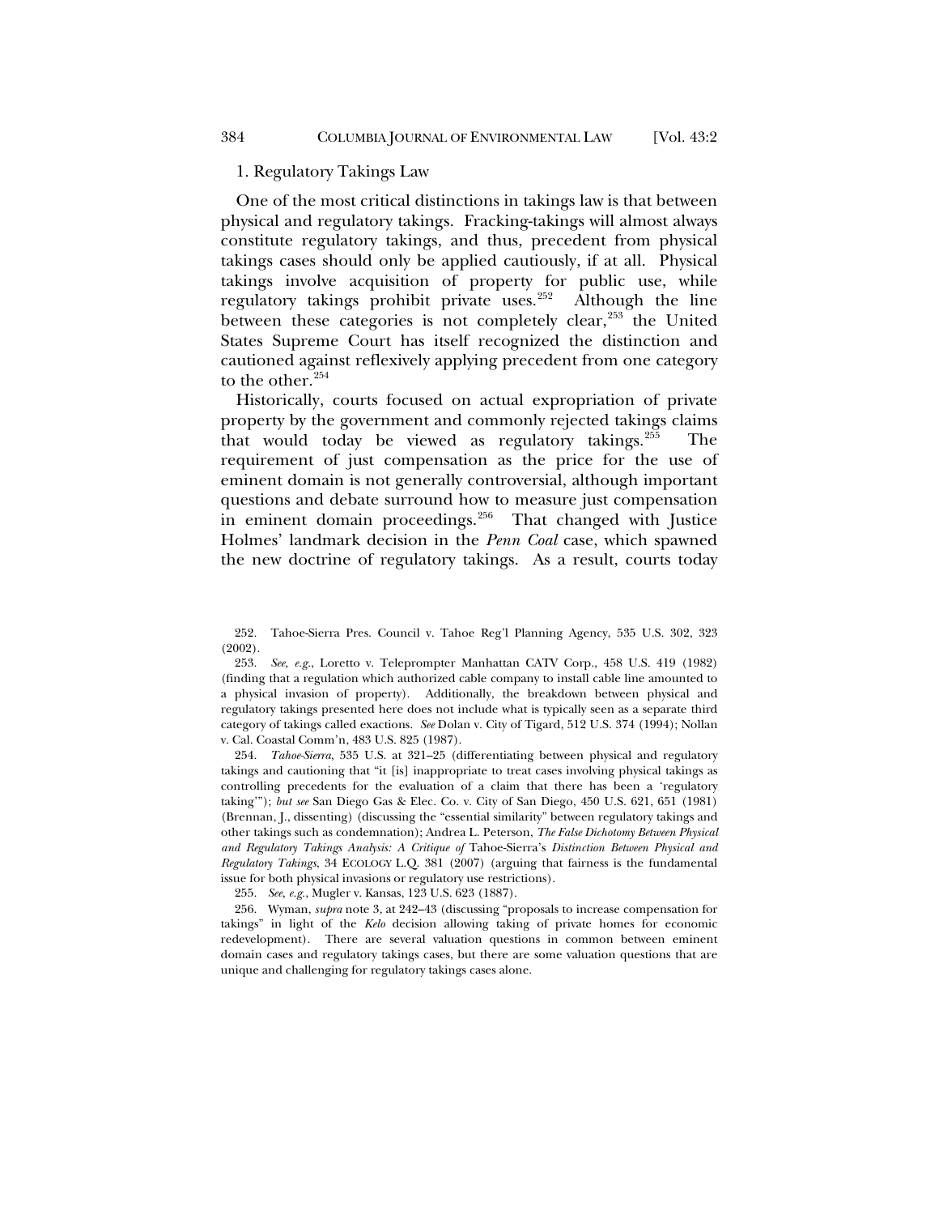### 1. Regulatory Takings Law

One of the most critical distinctions in takings law is that between physical and regulatory takings. Fracking-takings will almost always constitute regulatory takings, and thus, precedent from physical takings cases should only be applied cautiously, if at all. Physical takings involve acquisition of property for public use, while regulatory takings prohibit private uses.[252] Although the line between these categories is not completely clear,[253] the United States Supreme Court has itself recognized the distinction and cautioned against reflexively applying precedent from one category to the other.[254]

Historically, courts focused on actual expropriation of private property by the government and commonly rejected takings claims that would today be viewed as regulatory takings.[255] The requirement of just compensation as the price for the use of eminent domain is not generally controversial, although important questions and debate surround how to measure just compensation in eminent domain proceedings.[256] That changed with Justice Holmes' landmark decision in the *Penn Coal* case, which spawned the new doctrine of regulatory takings. As a result, courts today

---

252. Tahoe-Sierra Pres. Council v. Tahoe Reg'l Planning Agency, 535 U.S. 302, 323 (2002).

253. *See, e.g.*, Loretto v. Teleprompter Manhattan CATV Corp., 458 U.S. 419 (1982) (finding that a regulation which authorized cable company to install cable line amounted to a physical invasion of property). Additionally, the breakdown between physical and regulatory takings presented here does not include what is typically seen as a separate third category of takings called exactions. *See* Dolan v. City of Tigard, 512 U.S. 374 (1994); Nollan v. Cal. Coastal Comm'n, 483 U.S. 825 (1987).

254. *Tahoe-Sierra*, 535 U.S. at 321–25 (differentiating between physical and regulatory takings and cautioning that "it [is] inappropriate to treat cases involving physical takings as controlling precedents for the evaluation of a claim that there has been a 'regulatory taking'"); *but see* San Diego Gas & Elec. Co. v. City of San Diego, 450 U.S. 621, 651 (1981) (Brennan, J., dissenting) (discussing the "essential similarity" between regulatory takings and other takings such as condemnation); Andrea L. Peterson, *The False Dichotomy Between Physical and Regulatory Takings Analysis: A Critique of* Tahoe-Sierra's *Distinction Between Physical and Regulatory Takings*, 34 ECOLOGY L.Q. 381 (2007) (arguing that fairness is the fundamental issue for both physical invasions or regulatory use restrictions).

255. *See, e.g.*, Mugler v. Kansas, 123 U.S. 623 (1887).

256. Wyman, *supra* note 3, at 242–43 (discussing "proposals to increase compensation for takings" in light of the *Kelo* decision allowing taking of private homes for economic redevelopment). There are several valuation questions in common between eminent domain cases and regulatory takings cases, but there are some valuation questions that are unique and challenging for regulatory takings cases alone.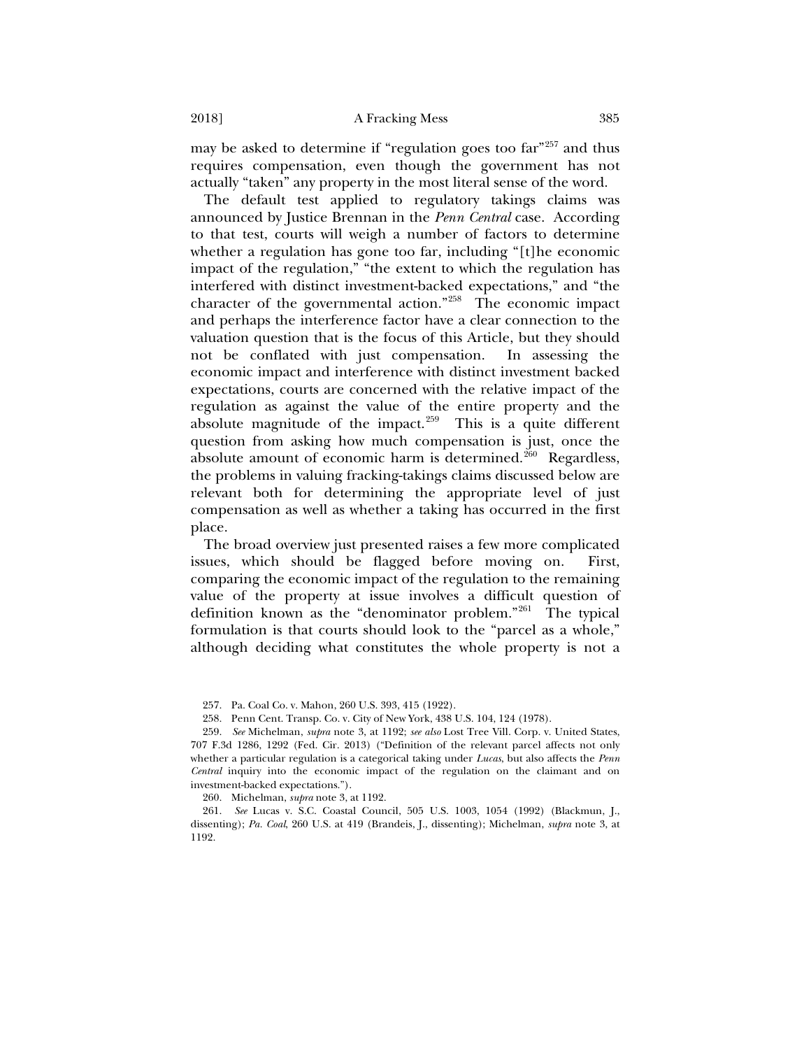may be asked to determine if "regulation goes too far"[257] and thus requires compensation, even though the government has not actually "taken" any property in the most literal sense of the word.

The default test applied to regulatory takings claims was announced by Justice Brennan in the *Penn Central* case. According to that test, courts will weigh a number of factors to determine whether a regulation has gone too far, including "[t]he economic impact of the regulation," "the extent to which the regulation has interfered with distinct investment-backed expectations," and "the character of the governmental action."[258] The economic impact and perhaps the interference factor have a clear connection to the valuation question that is the focus of this Article, but they should not be conflated with just compensation. In assessing the economic impact and interference with distinct investment backed expectations, courts are concerned with the relative impact of the regulation as against the value of the entire property and the absolute magnitude of the impact.[259] This is a quite different question from asking how much compensation is just, once the absolute amount of economic harm is determined.[260] Regardless, the problems in valuing fracking-takings claims discussed below are relevant both for determining the appropriate level of just compensation as well as whether a taking has occurred in the first place.

The broad overview just presented raises a few more complicated issues, which should be flagged before moving on. First, comparing the economic impact of the regulation to the remaining value of the property at issue involves a difficult question of definition known as the "denominator problem."[261] The typical formulation is that courts should look to the "parcel as a whole," although deciding what constitutes the whole property is not a

257. Pa. Coal Co. v. Mahon, 260 U.S. 393, 415 (1922).

258. Penn Cent. Transp. Co. v. City of New York, 438 U.S. 104, 124 (1978).

259. *See* Michelman, *supra* note 3, at 1192; *see also* Lost Tree Vill. Corp. v. United States, 707 F.3d 1286, 1292 (Fed. Cir. 2013) ("Definition of the relevant parcel affects not only whether a particular regulation is a categorical taking under *Lucas*, but also affects the *Penn Central* inquiry into the economic impact of the regulation on the claimant and on investment-backed expectations.").

260. Michelman, *supra* note 3, at 1192.

261. *See* Lucas v. S.C. Coastal Council, 505 U.S. 1003, 1054 (1992) (Blackmun, J., dissenting); *Pa. Coal*, 260 U.S. at 419 (Brandeis, J., dissenting); Michelman, *supra* note 3, at 1192.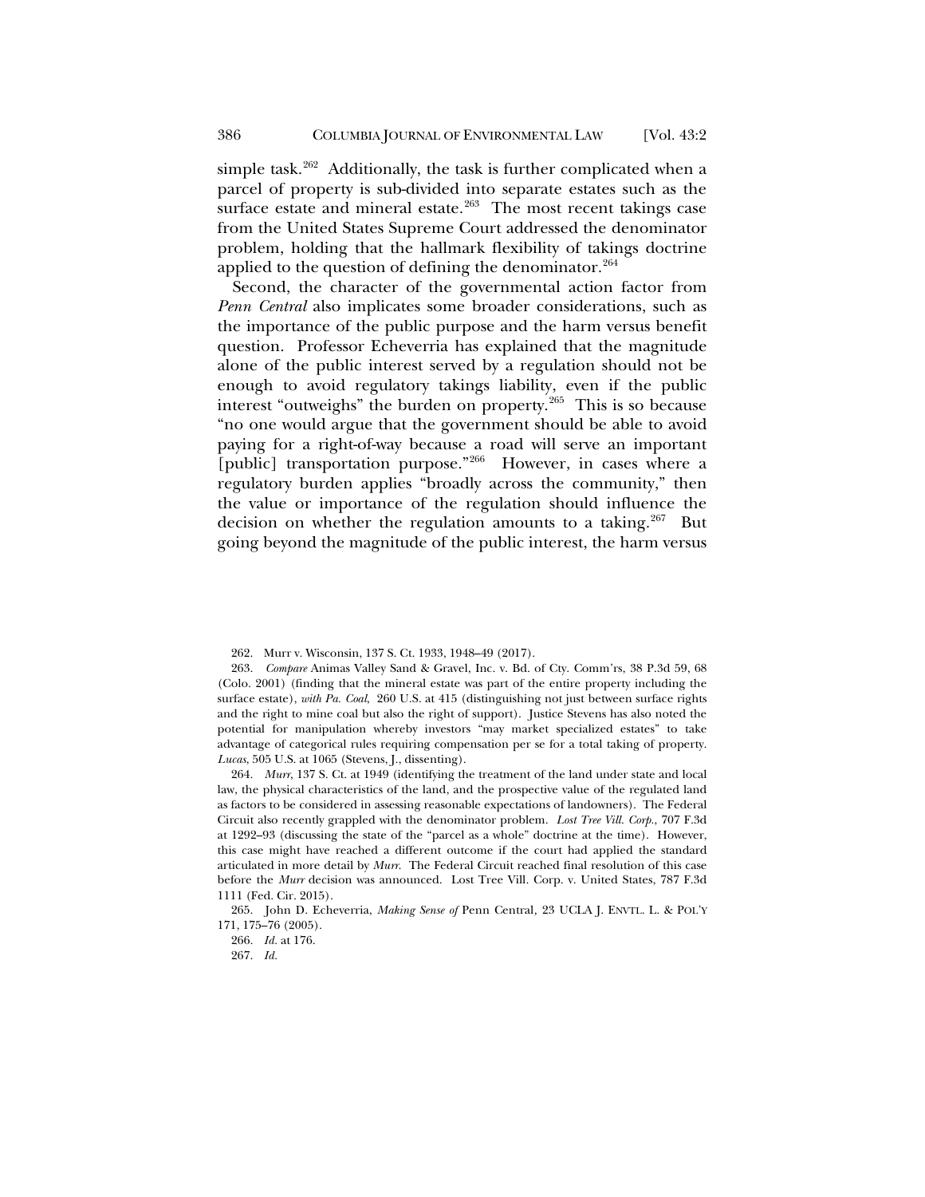simple task.[262] Additionally, the task is further complicated when a parcel of property is sub-divided into separate estates such as the surface estate and mineral estate.[263] The most recent takings case from the United States Supreme Court addressed the denominator problem, holding that the hallmark flexibility of takings doctrine applied to the question of defining the denominator.[264]

Second, the character of the governmental action factor from *Penn Central* also implicates some broader considerations, such as the importance of the public purpose and the harm versus benefit question. Professor Echeverria has explained that the magnitude alone of the public interest served by a regulation should not be enough to avoid regulatory takings liability, even if the public interest "outweighs" the burden on property.[265] This is so because "no one would argue that the government should be able to avoid paying for a right-of-way because a road will serve an important [public] transportation purpose."[266] However, in cases where a regulatory burden applies "broadly across the community," then the value or importance of the regulation should influence the decision on whether the regulation amounts to a taking.[267] But going beyond the magnitude of the public interest, the harm versus

---

262. Murr v. Wisconsin, 137 S. Ct. 1933, 1948–49 (2017).

263. *Compare* Animas Valley Sand & Gravel, Inc. v. Bd. of Cty. Comm'rs, 38 P.3d 59, 68 (Colo. 2001) (finding that the mineral estate was part of the entire property including the surface estate), *with Pa. Coal*, 260 U.S. at 415 (distinguishing not just between surface rights and the right to mine coal but also the right of support). Justice Stevens has also noted the potential for manipulation whereby investors "may market specialized estates" to take advantage of categorical rules requiring compensation per se for a total taking of property. *Lucas*, 505 U.S. at 1065 (Stevens, J., dissenting).

264. *Murr*, 137 S. Ct. at 1949 (identifying the treatment of the land under state and local law, the physical characteristics of the land, and the prospective value of the regulated land as factors to be considered in assessing reasonable expectations of landowners). The Federal Circuit also recently grappled with the denominator problem. *Lost Tree Vill. Corp.*, 707 F.3d at 1292–93 (discussing the state of the "parcel as a whole" doctrine at the time). However, this case might have reached a different outcome if the court had applied the standard articulated in more detail by *Murr*. The Federal Circuit reached final resolution of this case before the *Murr* decision was announced. Lost Tree Vill. Corp. v. United States, 787 F.3d 1111 (Fed. Cir. 2015).

265. John D. Echeverria, *Making Sense of* Penn Central, 23 UCLA J. ENVTL. L. & POL'Y 171, 175–76 (2005).

266. *Id.* at 176.

267. *Id.*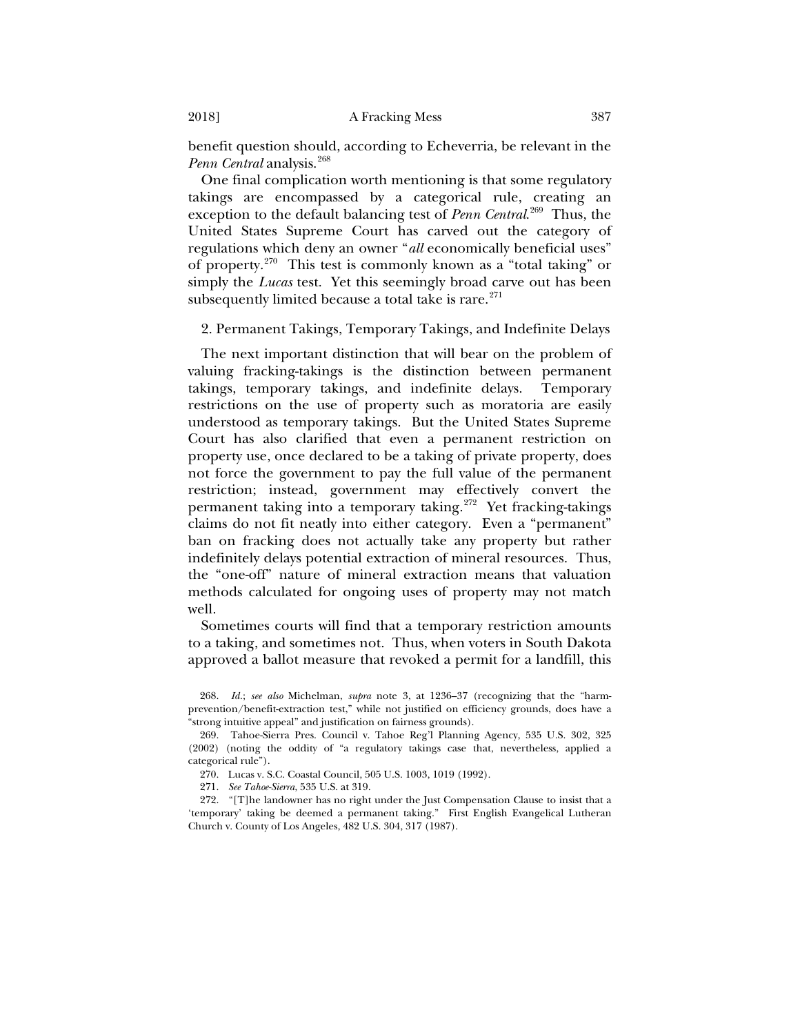benefit question should, according to Echeverria, be relevant in the *Penn Central* analysis.[268]

One final complication worth mentioning is that some regulatory takings are encompassed by a categorical rule, creating an exception to the default balancing test of *Penn Central*.[269] Thus, the United States Supreme Court has carved out the category of regulations which deny an owner "*all* economically beneficial uses" of property.[270] This test is commonly known as a "total taking" or simply the *Lucas* test. Yet this seemingly broad carve out has been subsequently limited because a total take is rare.[271]

### 2. Permanent Takings, Temporary Takings, and Indefinite Delays

The next important distinction that will bear on the problem of valuing fracking-takings is the distinction between permanent takings, temporary takings, and indefinite delays. Temporary restrictions on the use of property such as moratoria are easily understood as temporary takings. But the United States Supreme Court has also clarified that even a permanent restriction on property use, once declared to be a taking of private property, does not force the government to pay the full value of the permanent restriction; instead, government may effectively convert the permanent taking into a temporary taking.[272] Yet fracking-takings claims do not fit neatly into either category. Even a "permanent" ban on fracking does not actually take any property but rather indefinitely delays potential extraction of mineral resources. Thus, the "one-off" nature of mineral extraction means that valuation methods calculated for ongoing uses of property may not match well.

Sometimes courts will find that a temporary restriction amounts to a taking, and sometimes not. Thus, when voters in South Dakota approved a ballot measure that revoked a permit for a landfill, this

---

268. *Id.*; *see also* Michelman, *supra* note 3, at 1236–37 (recognizing that the "harm-prevention/benefit-extraction test," while not justified on efficiency grounds, does have a "strong intuitive appeal" and justification on fairness grounds).

269. Tahoe-Sierra Pres. Council v. Tahoe Reg'l Planning Agency, 535 U.S. 302, 325 (2002) (noting the oddity of "a regulatory takings case that, nevertheless, applied a categorical rule").

270. Lucas v. S.C. Coastal Council, 505 U.S. 1003, 1019 (1992).

271. *See Tahoe-Sierra*, 535 U.S. at 319.

272. "[T]he landowner has no right under the Just Compensation Clause to insist that a 'temporary' taking be deemed a permanent taking." First English Evangelical Lutheran Church v. County of Los Angeles, 482 U.S. 304, 317 (1987).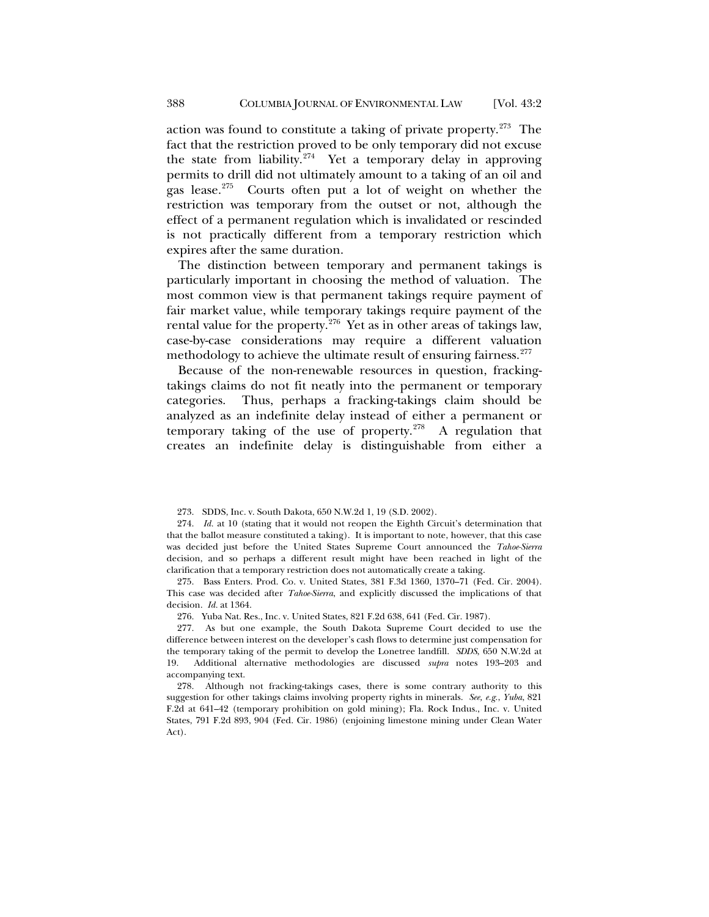action was found to constitute a taking of private property.[273] The fact that the restriction proved to be only temporary did not excuse the state from liability.[274] Yet a temporary delay in approving permits to drill did not ultimately amount to a taking of an oil and gas lease.[275] Courts often put a lot of weight on whether the restriction was temporary from the outset or not, although the effect of a permanent regulation which is invalidated or rescinded is not practically different from a temporary restriction which expires after the same duration.

The distinction between temporary and permanent takings is particularly important in choosing the method of valuation. The most common view is that permanent takings require payment of fair market value, while temporary takings require payment of the rental value for the property.[276] Yet as in other areas of takings law, case-by-case considerations may require a different valuation methodology to achieve the ultimate result of ensuring fairness.[277]

Because of the non-renewable resources in question, fracking-takings claims do not fit neatly into the permanent or temporary categories. Thus, perhaps a fracking-takings claim should be analyzed as an indefinite delay instead of either a permanent or temporary taking of the use of property.[278] A regulation that creates an indefinite delay is distinguishable from either a

273. SDDS, Inc. v. South Dakota, 650 N.W.2d 1, 19 (S.D. 2002).

274. *Id.* at 10 (stating that it would not reopen the Eighth Circuit's determination that that the ballot measure constituted a taking). It is important to note, however, that this case was decided just before the United States Supreme Court announced the *Tahoe-Sierra* decision, and so perhaps a different result might have been reached in light of the clarification that a temporary restriction does not automatically create a taking.

275. Bass Enters. Prod. Co. v. United States, 381 F.3d 1360, 1370–71 (Fed. Cir. 2004). This case was decided after *Tahoe-Sierra*, and explicitly discussed the implications of that decision. *Id.* at 1364.

276. Yuba Nat. Res., Inc. v. United States, 821 F.2d 638, 641 (Fed. Cir. 1987).

277. As but one example, the South Dakota Supreme Court decided to use the difference between interest on the developer's cash flows to determine just compensation for the temporary taking of the permit to develop the Lonetree landfill. *SDDS*, 650 N.W.2d at 19. Additional alternative methodologies are discussed *supra* notes 193–203 and accompanying text.

278. Although not fracking-takings cases, there is some contrary authority to this suggestion for other takings claims involving property rights in minerals. *See, e.g.*, *Yuba*, 821 F.2d at 641–42 (temporary prohibition on gold mining); Fla. Rock Indus., Inc. v. United States, 791 F.2d 893, 904 (Fed. Cir. 1986) (enjoining limestone mining under Clean Water Act).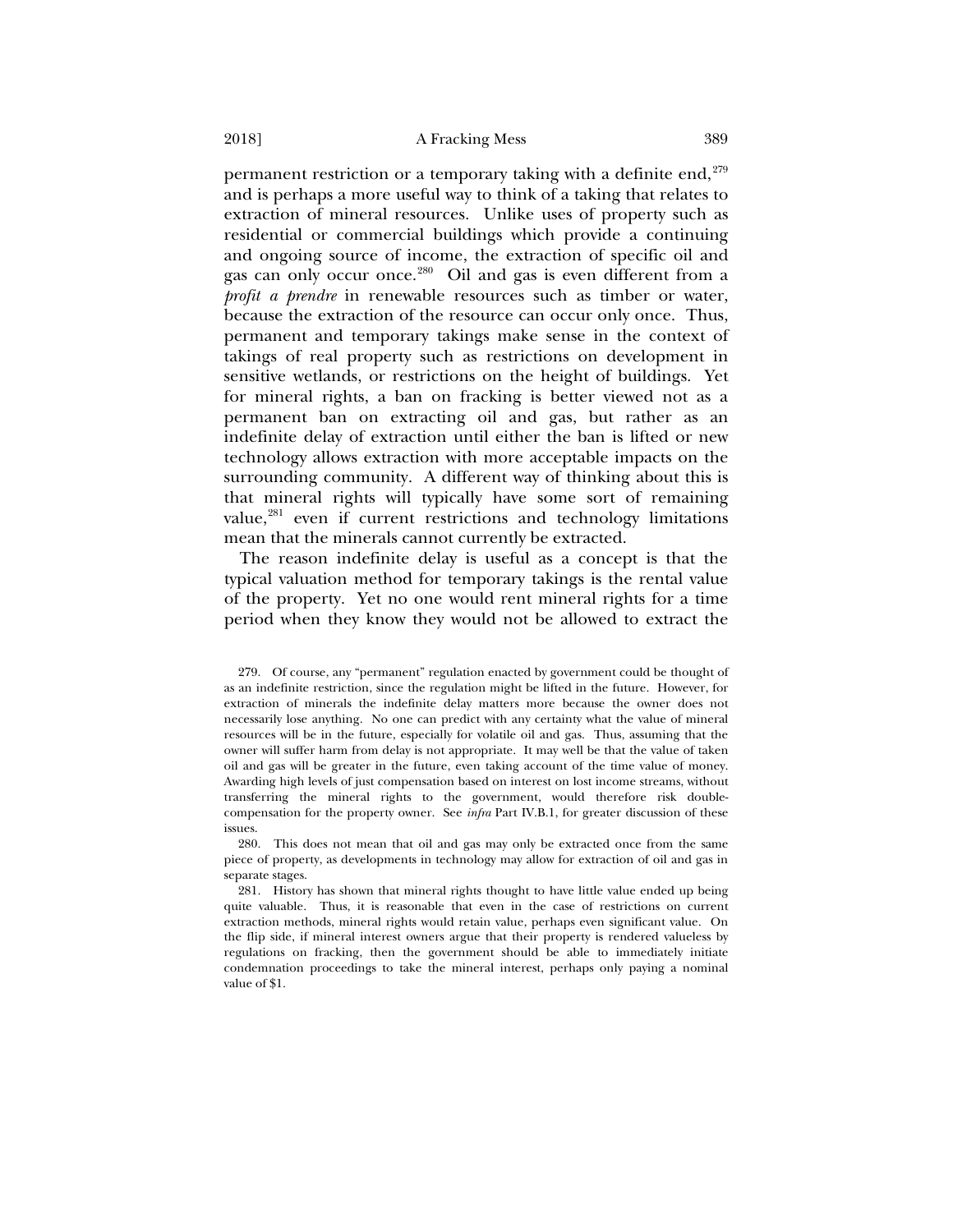permanent restriction or a temporary taking with a definite end,[279] and is perhaps a more useful way to think of a taking that relates to extraction of mineral resources. Unlike uses of property such as residential or commercial buildings which provide a continuing and ongoing source of income, the extraction of specific oil and gas can only occur once.[280] Oil and gas is even different from a *profit a prendre* in renewable resources such as timber or water, because the extraction of the resource can occur only once. Thus, permanent and temporary takings make sense in the context of takings of real property such as restrictions on development in sensitive wetlands, or restrictions on the height of buildings. Yet for mineral rights, a ban on fracking is better viewed not as a permanent ban on extracting oil and gas, but rather as an indefinite delay of extraction until either the ban is lifted or new technology allows extraction with more acceptable impacts on the surrounding community. A different way of thinking about this is that mineral rights will typically have some sort of remaining value,[281] even if current restrictions and technology limitations mean that the minerals cannot currently be extracted.

The reason indefinite delay is useful as a concept is that the typical valuation method for temporary takings is the rental value of the property. Yet no one would rent mineral rights for a time period when they know they would not be allowed to extract the

279. Of course, any "permanent" regulation enacted by government could be thought of as an indefinite restriction, since the regulation might be lifted in the future. However, for extraction of minerals the indefinite delay matters more because the owner does not necessarily lose anything. No one can predict with any certainty what the value of mineral resources will be in the future, especially for volatile oil and gas. Thus, assuming that the owner will suffer harm from delay is not appropriate. It may well be that the value of taken oil and gas will be greater in the future, even taking account of the time value of money. Awarding high levels of just compensation based on interest on lost income streams, without transferring the mineral rights to the government, would therefore risk double-compensation for the property owner. See *infra* Part IV.B.1, for greater discussion of these issues.

280. This does not mean that oil and gas may only be extracted once from the same piece of property, as developments in technology may allow for extraction of oil and gas in separate stages.

281. History has shown that mineral rights thought to have little value ended up being quite valuable. Thus, it is reasonable that even in the case of restrictions on current extraction methods, mineral rights would retain value, perhaps even significant value. On the flip side, if mineral interest owners argue that their property is rendered valueless by regulations on fracking, then the government should be able to immediately initiate condemnation proceedings to take the mineral interest, perhaps only paying a nominal value of $1.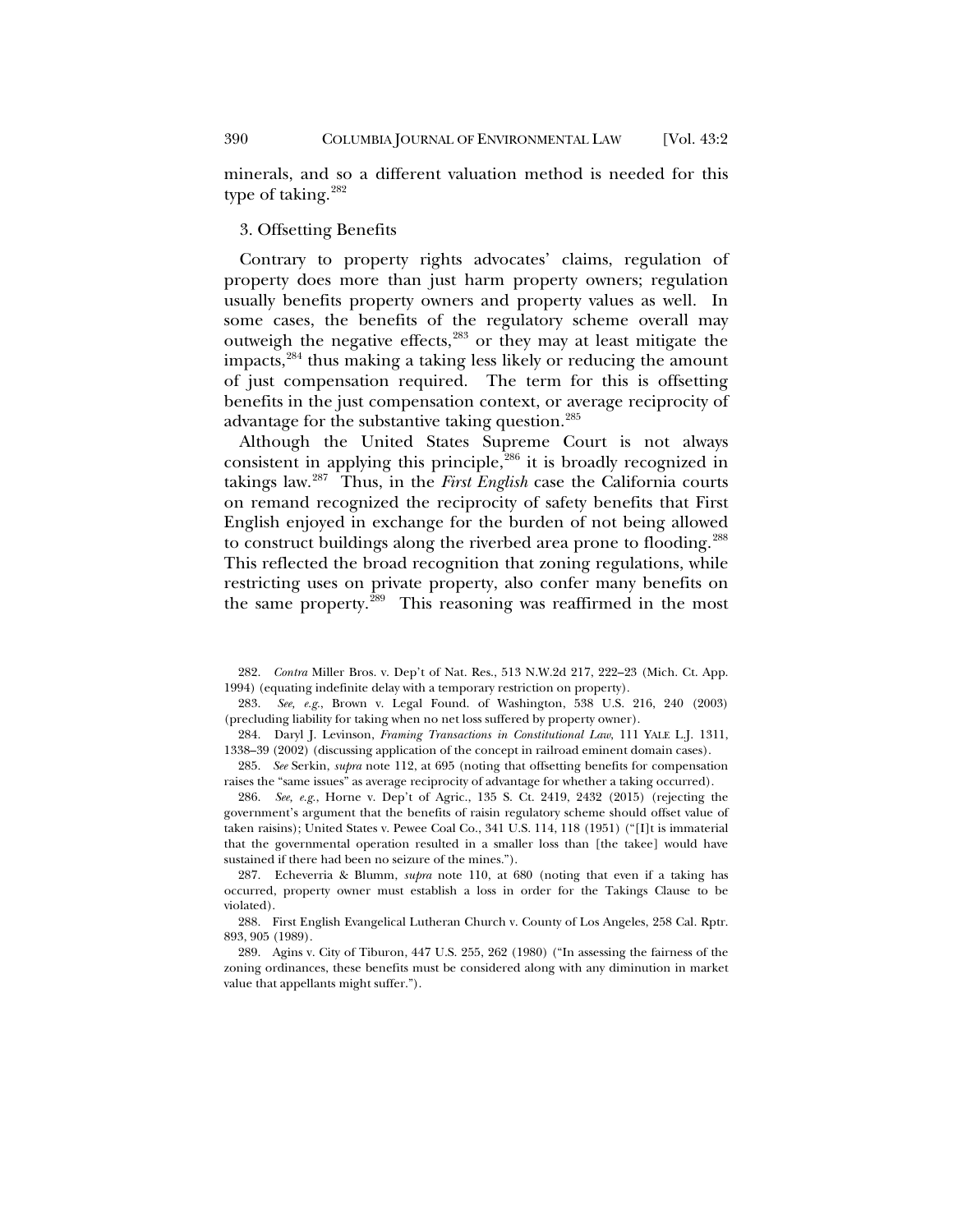minerals, and so a different valuation method is needed for this type of taking.[282]

### 3. Offsetting Benefits

Contrary to property rights advocates' claims, regulation of property does more than just harm property owners; regulation usually benefits property owners and property values as well. In some cases, the benefits of the regulatory scheme overall may outweigh the negative effects,[283] or they may at least mitigate the impacts,[284] thus making a taking less likely or reducing the amount of just compensation required. The term for this is offsetting benefits in the just compensation context, or average reciprocity of advantage for the substantive taking question.[285]

Although the United States Supreme Court is not always consistent in applying this principle,[286] it is broadly recognized in takings law.[287] Thus, in the *First English* case the California courts on remand recognized the reciprocity of safety benefits that First English enjoyed in exchange for the burden of not being allowed to construct buildings along the riverbed area prone to flooding.[288] This reflected the broad recognition that zoning regulations, while restricting uses on private property, also confer many benefits on the same property.[289] This reasoning was reaffirmed in the most

282. *Contra* Miller Bros. v. Dep't of Nat. Res., 513 N.W.2d 217, 222–23 (Mich. Ct. App. 1994) (equating indefinite delay with a temporary restriction on property).

283. *See, e.g.*, Brown v. Legal Found. of Washington, 538 U.S. 216, 240 (2003) (precluding liability for taking when no net loss suffered by property owner).

284. Daryl J. Levinson, *Framing Transactions in Constitutional Law*, 111 YALE L.J. 1311, 1338–39 (2002) (discussing application of the concept in railroad eminent domain cases).

285. *See* Serkin, *supra* note 112, at 695 (noting that offsetting benefits for compensation raises the "same issues" as average reciprocity of advantage for whether a taking occurred).

286. *See, e.g.*, Horne v. Dep't of Agric., 135 S. Ct. 2419, 2432 (2015) (rejecting the government's argument that the benefits of raisin regulatory scheme should offset value of taken raisins); United States v. Pewee Coal Co., 341 U.S. 114, 118 (1951) ("[I]t is immaterial that the governmental operation resulted in a smaller loss than [the takee] would have sustained if there had been no seizure of the mines.").

287. Echeverria & Blumm, *supra* note 110, at 680 (noting that even if a taking has occurred, property owner must establish a loss in order for the Takings Clause to be violated).

288. First English Evangelical Lutheran Church v. County of Los Angeles, 258 Cal. Rptr. 893, 905 (1989).

289. Agins v. City of Tiburon, 447 U.S. 255, 262 (1980) ("In assessing the fairness of the zoning ordinances, these benefits must be considered along with any diminution in market value that appellants might suffer.").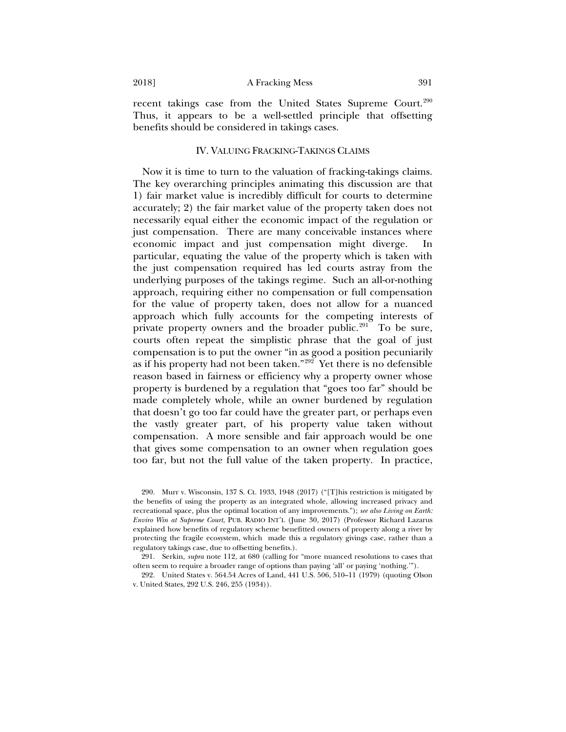recent takings case from the United States Supreme Court.[290] Thus, it appears to be a well-settled principle that offsetting benefits should be considered in takings cases.

## IV. VALUING FRACKING-TAKINGS CLAIMS

Now it is time to turn to the valuation of fracking-takings claims. The key overarching principles animating this discussion are that 1) fair market value is incredibly difficult for courts to determine accurately; 2) the fair market value of the property taken does not necessarily equal either the economic impact of the regulation or just compensation. There are many conceivable instances where economic impact and just compensation might diverge. In particular, equating the value of the property which is taken with the just compensation required has led courts astray from the underlying purposes of the takings regime. Such an all-or-nothing approach, requiring either no compensation or full compensation for the value of property taken, does not allow for a nuanced approach which fully accounts for the competing interests of private property owners and the broader public.[291] To be sure, courts often repeat the simplistic phrase that the goal of just compensation is to put the owner "in as good a position pecuniarily as if his property had not been taken."[292] Yet there is no defensible reason based in fairness or efficiency why a property owner whose property is burdened by a regulation that "goes too far" should be made completely whole, while an owner burdened by regulation that doesn't go too far could have the greater part, or perhaps even the vastly greater part, of his property value taken without compensation. A more sensible and fair approach would be one that gives some compensation to an owner when regulation goes too far, but not the full value of the taken property. In practice,

---

290. Murr v. Wisconsin, 137 S. Ct. 1933, 1948 (2017) ("[T]his restriction is mitigated by the benefits of using the property as an integrated whole, allowing increased privacy and recreational space, plus the optimal location of any improvements."); *see also Living on Earth: Enviro Win at Supreme Court*, PUB. RADIO INT'L (June 30, 2017) (Professor Richard Lazarus explained how benefits of regulatory scheme benefitted owners of property along a river by protecting the fragile ecosystem, which made this a regulatory givings case, rather than a regulatory takings case, due to offsetting benefits.).

291. Serkin, *supra* note 112, at 680 (calling for "more nuanced resolutions to cases that often seem to require a broader range of options than paying 'all' or paying 'nothing.'").

292. United States v. 564.54 Acres of Land, 441 U.S. 506, 510–11 (1979) (quoting Olson v. United States, 292 U.S. 246, 255 (1934)).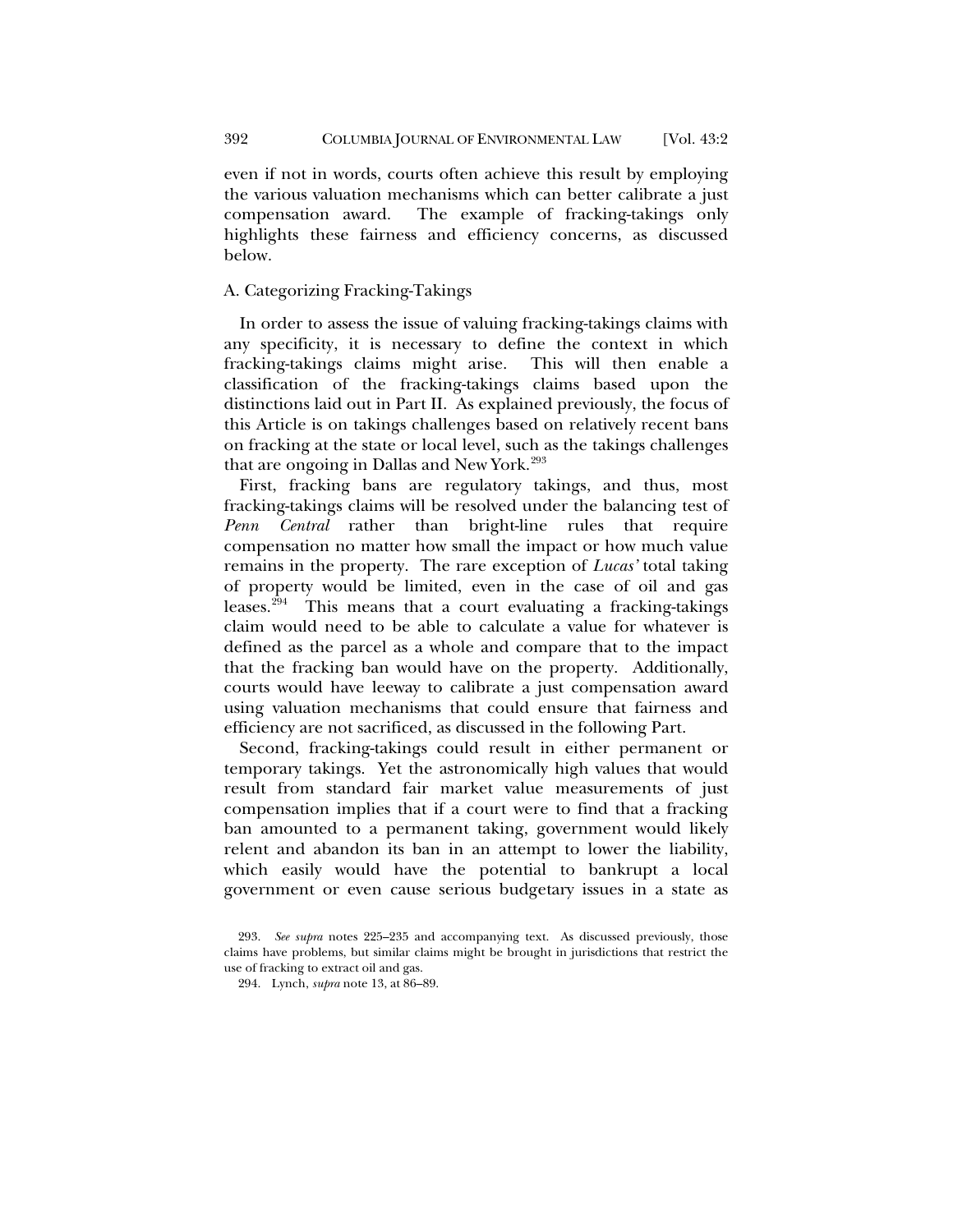even if not in words, courts often achieve this result by employing the various valuation mechanisms which can better calibrate a just compensation award. The example of fracking-takings only highlights these fairness and efficiency concerns, as discussed below.

### A. Categorizing Fracking-Takings

In order to assess the issue of valuing fracking-takings claims with any specificity, it is necessary to define the context in which fracking-takings claims might arise. This will then enable a classification of the fracking-takings claims based upon the distinctions laid out in Part II. As explained previously, the focus of this Article is on takings challenges based on relatively recent bans on fracking at the state or local level, such as the takings challenges that are ongoing in Dallas and New York.[293]

First, fracking bans are regulatory takings, and thus, most fracking-takings claims will be resolved under the balancing test of *Penn Central* rather than bright-line rules that require compensation no matter how small the impact or how much value remains in the property. The rare exception of *Lucas'* total taking of property would be limited, even in the case of oil and gas leases.[294] This means that a court evaluating a fracking-takings claim would need to be able to calculate a value for whatever is defined as the parcel as a whole and compare that to the impact that the fracking ban would have on the property. Additionally, courts would have leeway to calibrate a just compensation award using valuation mechanisms that could ensure that fairness and efficiency are not sacrificed, as discussed in the following Part.

Second, fracking-takings could result in either permanent or temporary takings. Yet the astronomically high values that would result from standard fair market value measurements of just compensation implies that if a court were to find that a fracking ban amounted to a permanent taking, government would likely relent and abandon its ban in an attempt to lower the liability, which easily would have the potential to bankrupt a local government or even cause serious budgetary issues in a state as

293. *See supra* notes 225–235 and accompanying text. As discussed previously, those claims have problems, but similar claims might be brought in jurisdictions that restrict the use of fracking to extract oil and gas.

294. Lynch, *supra* note 13, at 86–89.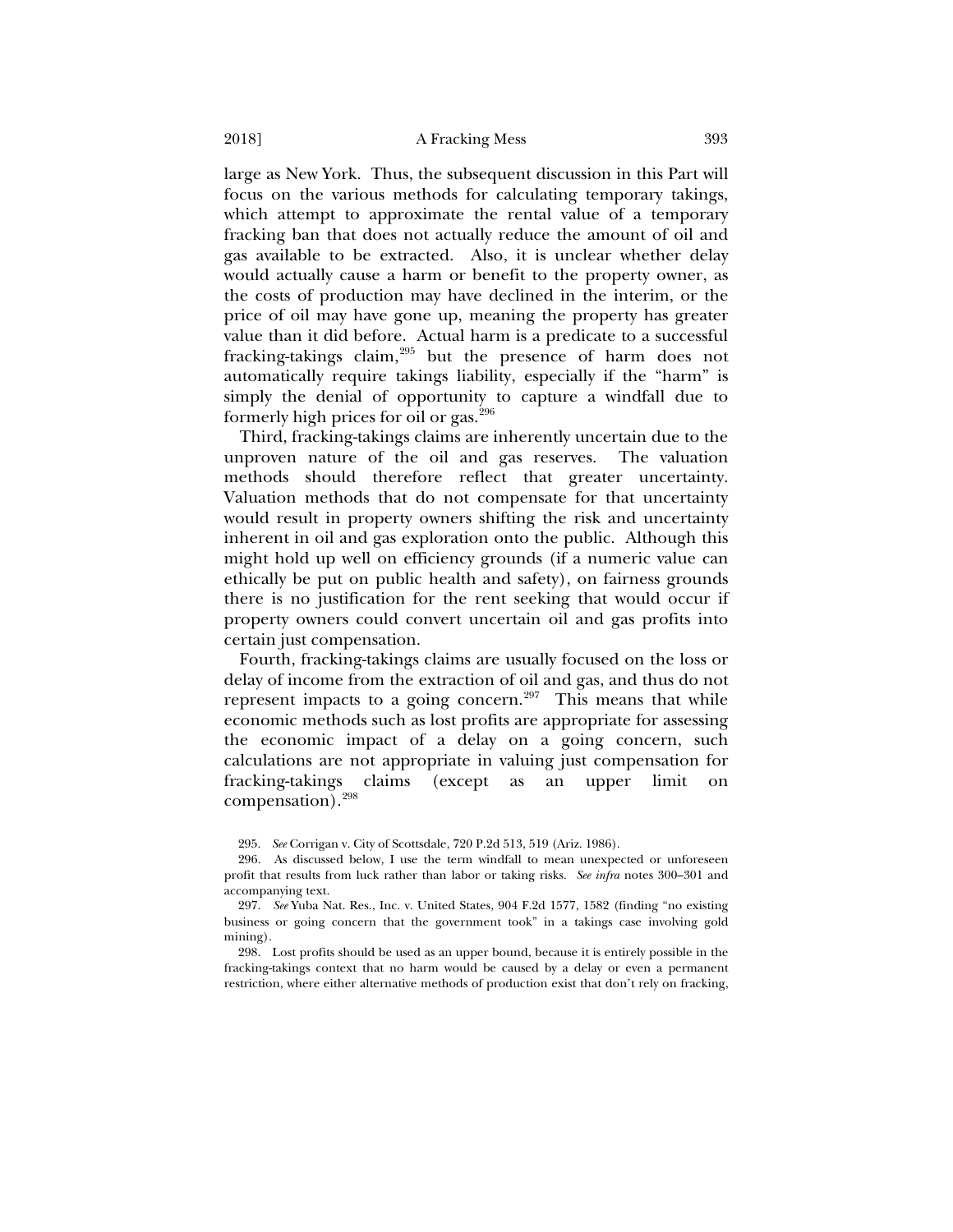large as New York. Thus, the subsequent discussion in this Part will focus on the various methods for calculating temporary takings, which attempt to approximate the rental value of a temporary fracking ban that does not actually reduce the amount of oil and gas available to be extracted. Also, it is unclear whether delay would actually cause a harm or benefit to the property owner, as the costs of production may have declined in the interim, or the price of oil may have gone up, meaning the property has greater value than it did before. Actual harm is a predicate to a successful fracking-takings claim,[295] but the presence of harm does not automatically require takings liability, especially if the "harm" is simply the denial of opportunity to capture a windfall due to formerly high prices for oil or gas.[296]

Third, fracking-takings claims are inherently uncertain due to the unproven nature of the oil and gas reserves. The valuation methods should therefore reflect that greater uncertainty. Valuation methods that do not compensate for that uncertainty would result in property owners shifting the risk and uncertainty inherent in oil and gas exploration onto the public. Although this might hold up well on efficiency grounds (if a numeric value can ethically be put on public health and safety), on fairness grounds there is no justification for the rent seeking that would occur if property owners could convert uncertain oil and gas profits into certain just compensation.

Fourth, fracking-takings claims are usually focused on the loss or delay of income from the extraction of oil and gas, and thus do not represent impacts to a going concern.[297] This means that while economic methods such as lost profits are appropriate for assessing the economic impact of a delay on a going concern, such calculations are not appropriate in valuing just compensation for fracking-takings claims (except as an upper limit on compensation).[298]

295. *See* Corrigan v. City of Scottsdale, 720 P.2d 513, 519 (Ariz. 1986).

296. As discussed below, I use the term windfall to mean unexpected or unforeseen profit that results from luck rather than labor or taking risks. *See infra* notes 300–301 and accompanying text.

297. *See* Yuba Nat. Res., Inc. v. United States, 904 F.2d 1577, 1582 (finding "no existing business or going concern that the government took" in a takings case involving gold mining).

298. Lost profits should be used as an upper bound, because it is entirely possible in the fracking-takings context that no harm would be caused by a delay or even a permanent restriction, where either alternative methods of production exist that don't rely on fracking,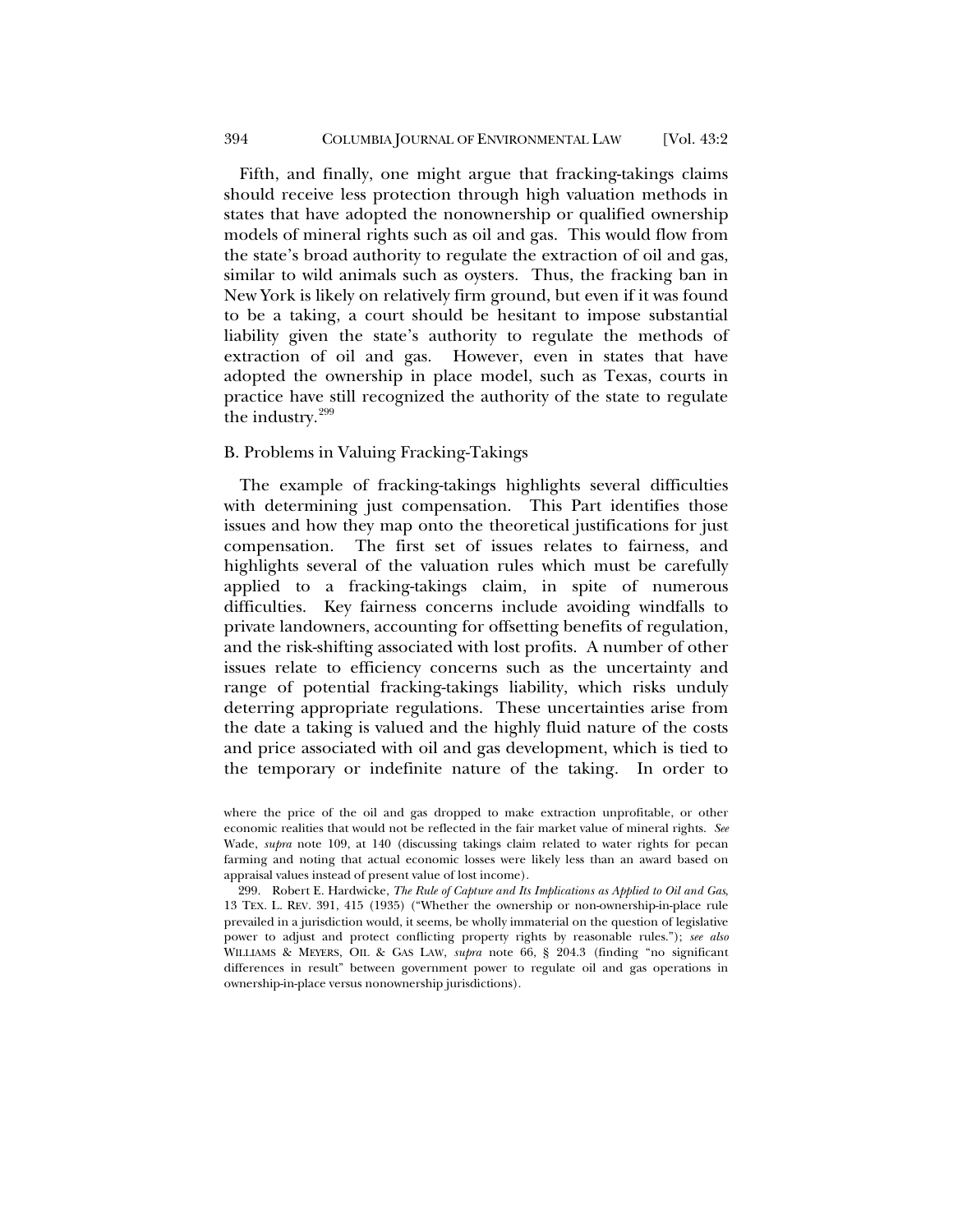Fifth, and finally, one might argue that fracking-takings claims should receive less protection through high valuation methods in states that have adopted the nonownership or qualified ownership models of mineral rights such as oil and gas. This would flow from the state's broad authority to regulate the extraction of oil and gas, similar to wild animals such as oysters. Thus, the fracking ban in New York is likely on relatively firm ground, but even if it was found to be a taking, a court should be hesitant to impose substantial liability given the state's authority to regulate the methods of extraction of oil and gas. However, even in states that have adopted the ownership in place model, such as Texas, courts in practice have still recognized the authority of the state to regulate the industry.[299]

## B. Problems in Valuing Fracking-Takings

The example of fracking-takings highlights several difficulties with determining just compensation. This Part identifies those issues and how they map onto the theoretical justifications for just compensation. The first set of issues relates to fairness, and highlights several of the valuation rules which must be carefully applied to a fracking-takings claim, in spite of numerous difficulties. Key fairness concerns include avoiding windfalls to private landowners, accounting for offsetting benefits of regulation, and the risk-shifting associated with lost profits. A number of other issues relate to efficiency concerns such as the uncertainty and range of potential fracking-takings liability, which risks unduly deterring appropriate regulations. These uncertainties arise from the date a taking is valued and the highly fluid nature of the costs and price associated with oil and gas development, which is tied to the temporary or indefinite nature of the taking. In order to

where the price of the oil and gas dropped to make extraction unprofitable, or other economic realities that would not be reflected in the fair market value of mineral rights. *See* Wade, *supra* note 109, at 140 (discussing takings claim related to water rights for pecan farming and noting that actual economic losses were likely less than an award based on appraisal values instead of present value of lost income).

299. Robert E. Hardwicke, *The Rule of Capture and Its Implications as Applied to Oil and Gas*, 13 TEX. L. REV. 391, 415 (1935) ("Whether the ownership or non-ownership-in-place rule prevailed in a jurisdiction would, it seems, be wholly immaterial on the question of legislative power to adjust and protect conflicting property rights by reasonable rules."); *see also* WILLIAMS & MEYERS, OIL & GAS LAW, *supra* note 66, § 204.3 (finding "no significant differences in result" between government power to regulate oil and gas operations in ownership-in-place versus nonownership jurisdictions).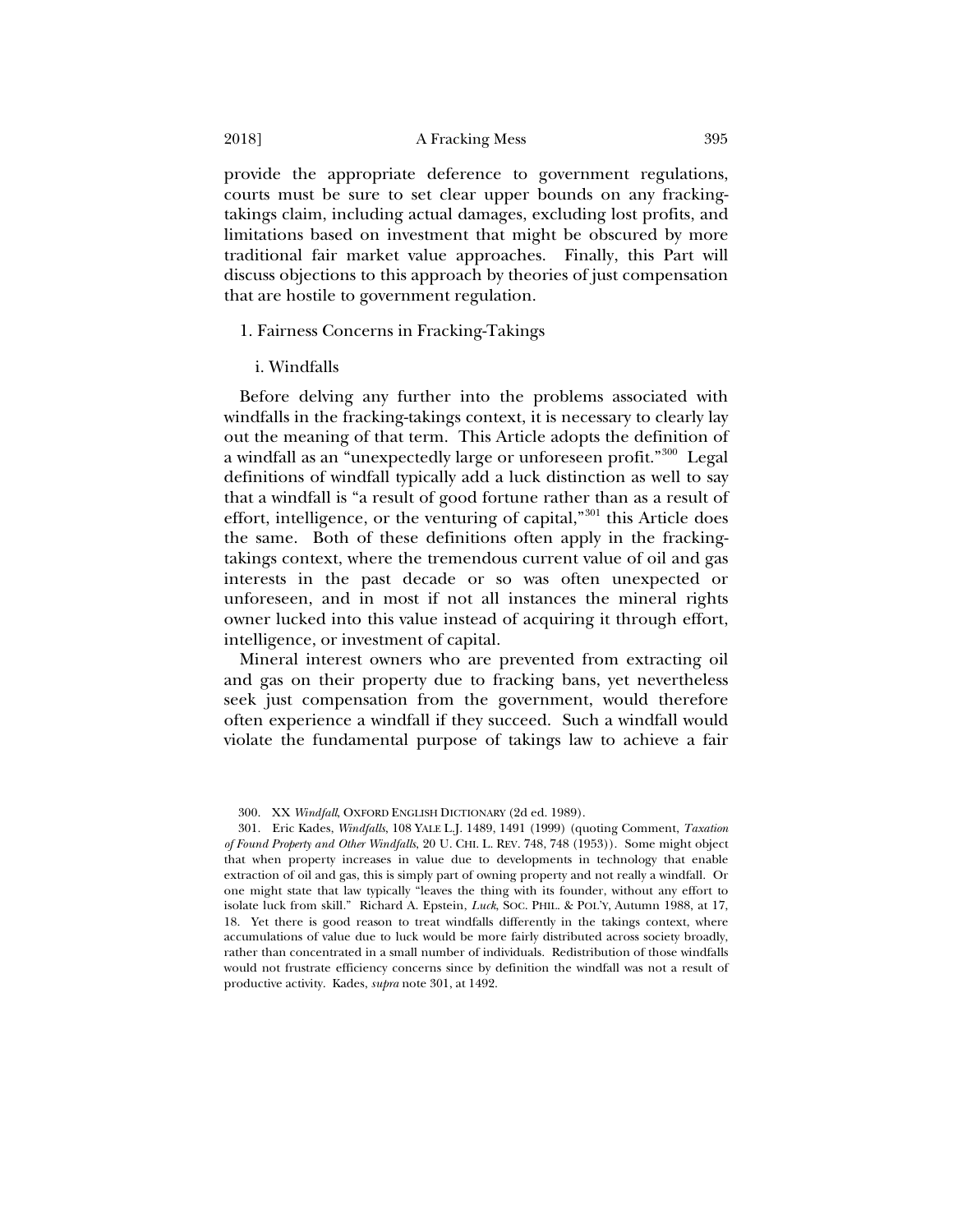provide the appropriate deference to government regulations, courts must be sure to set clear upper bounds on any fracking-takings claim, including actual damages, excluding lost profits, and limitations based on investment that might be obscured by more traditional fair market value approaches. Finally, this Part will discuss objections to this approach by theories of just compensation that are hostile to government regulation.

### 1. Fairness Concerns in Fracking-Takings

#### i. Windfalls

Before delving any further into the problems associated with windfalls in the fracking-takings context, it is necessary to clearly lay out the meaning of that term. This Article adopts the definition of a windfall as an "unexpectedly large or unforeseen profit."[300] Legal definitions of windfall typically add a luck distinction as well to say that a windfall is "a result of good fortune rather than as a result of effort, intelligence, or the venturing of capital,"[301] this Article does the same. Both of these definitions often apply in the fracking-takings context, where the tremendous current value of oil and gas interests in the past decade or so was often unexpected or unforeseen, and in most if not all instances the mineral rights owner lucked into this value instead of acquiring it through effort, intelligence, or investment of capital.

Mineral interest owners who are prevented from extracting oil and gas on their property due to fracking bans, yet nevertheless seek just compensation from the government, would therefore often experience a windfall if they succeed. Such a windfall would violate the fundamental purpose of takings law to achieve a fair

---

300. XX *Windfall*, OXFORD ENGLISH DICTIONARY (2d ed. 1989).

301. Eric Kades, *Windfalls*, 108 YALE L.J. 1489, 1491 (1999) (quoting Comment, *Taxation of Found Property and Other Windfalls*, 20 U. CHI. L. REV. 748, 748 (1953)). Some might object that when property increases in value due to developments in technology that enable extraction of oil and gas, this is simply part of owning property and not really a windfall. Or one might state that law typically "leaves the thing with its founder, without any effort to isolate luck from skill." Richard A. Epstein, *Luck*, SOC. PHIL. & POL'Y, Autumn 1988, at 17, 18. Yet there is good reason to treat windfalls differently in the takings context, where accumulations of value due to luck would be more fairly distributed across society broadly, rather than concentrated in a small number of individuals. Redistribution of those windfalls would not frustrate efficiency concerns since by definition the windfall was not a result of productive activity. Kades, *supra* note 301, at 1492.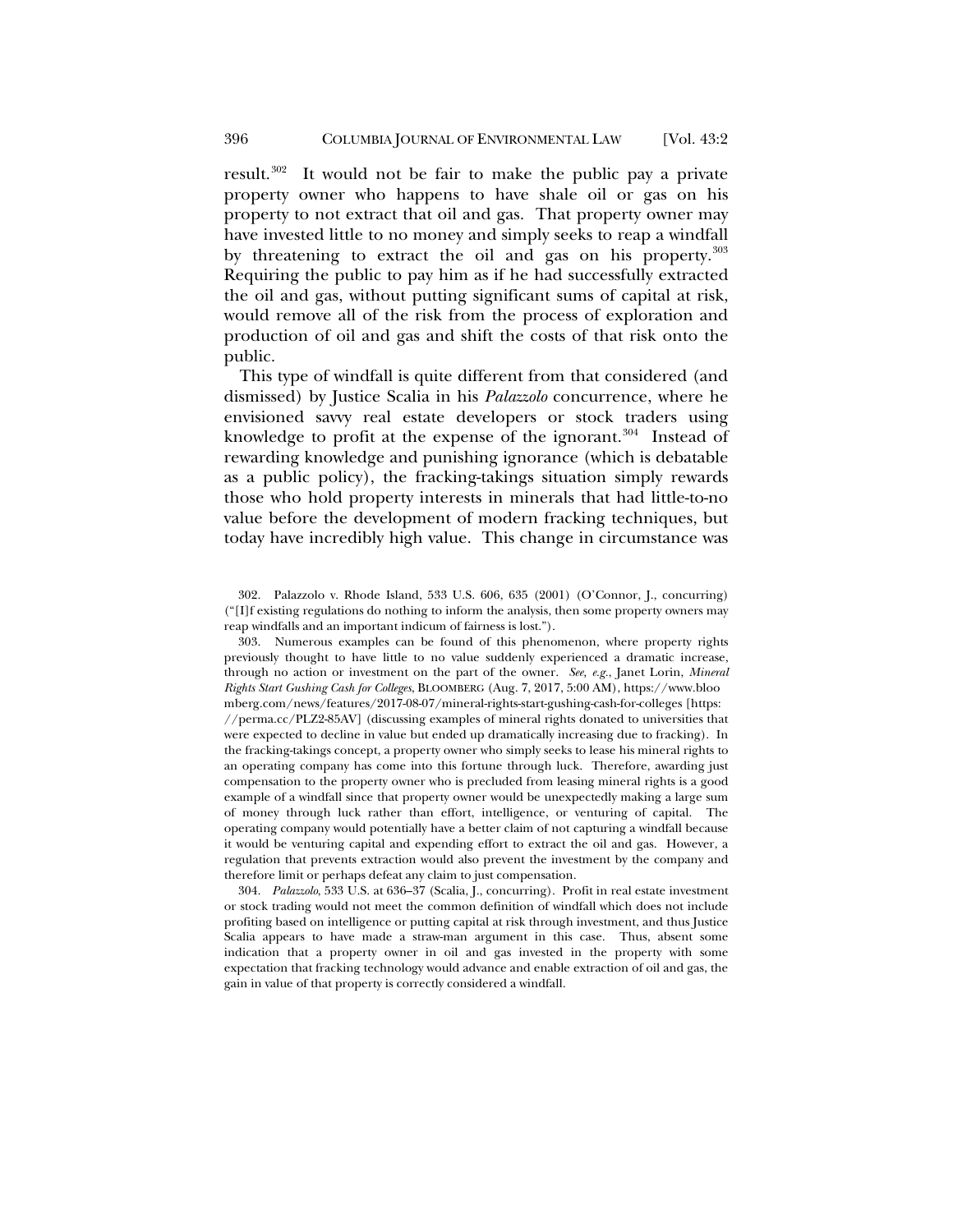result.[302] It would not be fair to make the public pay a private property owner who happens to have shale oil or gas on his property to not extract that oil and gas. That property owner may have invested little to no money and simply seeks to reap a windfall by threatening to extract the oil and gas on his property.[303] Requiring the public to pay him as if he had successfully extracted the oil and gas, without putting significant sums of capital at risk, would remove all of the risk from the process of exploration and production of oil and gas and shift the costs of that risk onto the public.

This type of windfall is quite different from that considered (and dismissed) by Justice Scalia in his *Palazzolo* concurrence, where he envisioned savvy real estate developers or stock traders using knowledge to profit at the expense of the ignorant.[304] Instead of rewarding knowledge and punishing ignorance (which is debatable as a public policy), the fracking-takings situation simply rewards those who hold property interests in minerals that had little-to-no value before the development of modern fracking techniques, but today have incredibly high value. This change in circumstance was

302. Palazzolo v. Rhode Island, 533 U.S. 606, 635 (2001) (O'Connor, J., concurring) ("[I]f existing regulations do nothing to inform the analysis, then some property owners may reap windfalls and an important indicum of fairness is lost.").

303. Numerous examples can be found of this phenomenon, where property rights previously thought to have little to no value suddenly experienced a dramatic increase, through no action or investment on the part of the owner. *See, e.g.*, Janet Lorin, *Mineral Rights Start Gushing Cash for Colleges*, BLOOMBERG (Aug. 7, 2017, 5:00 AM), https://www.bloomberg.com/news/features/2017-08-07/mineral-rights-start-gushing-cash-for-colleges [https://perma.cc/PLZ2-85AV] (discussing examples of mineral rights donated to universities that were expected to decline in value but ended up dramatically increasing due to fracking). In the fracking-takings concept, a property owner who simply seeks to lease his mineral rights to an operating company has come into this fortune through luck. Therefore, awarding just compensation to the property owner who is precluded from leasing mineral rights is a good example of a windfall since that property owner would be unexpectedly making a large sum of money through luck rather than effort, intelligence, or venturing of capital. The operating company would potentially have a better claim of not capturing a windfall because it would be venturing capital and expending effort to extract the oil and gas. However, a regulation that prevents extraction would also prevent the investment by the company and therefore limit or perhaps defeat any claim to just compensation.

304. *Palazzolo*, 533 U.S. at 636–37 (Scalia, J., concurring). Profit in real estate investment or stock trading would not meet the common definition of windfall which does not include profiting based on intelligence or putting capital at risk through investment, and thus Justice Scalia appears to have made a straw-man argument in this case. Thus, absent some indication that a property owner in oil and gas invested in the property with some expectation that fracking technology would advance and enable extraction of oil and gas, the gain in value of that property is correctly considered a windfall.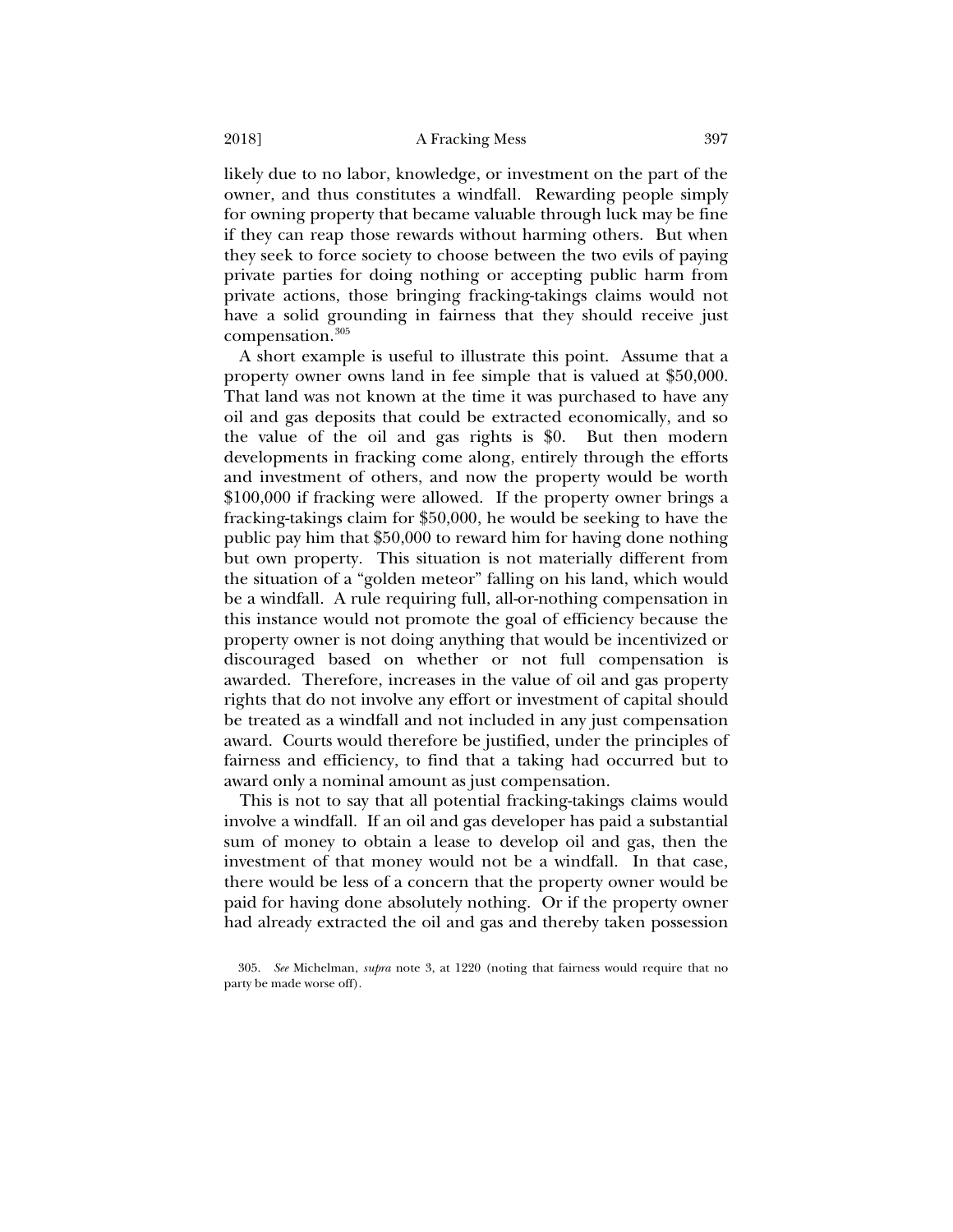likely due to no labor, knowledge, or investment on the part of the owner, and thus constitutes a windfall. Rewarding people simply for owning property that became valuable through luck may be fine if they can reap those rewards without harming others. But when they seek to force society to choose between the two evils of paying private parties for doing nothing or accepting public harm from private actions, those bringing fracking-takings claims would not have a solid grounding in fairness that they should receive just compensation.[305]

A short example is useful to illustrate this point. Assume that a property owner owns land in fee simple that is valued at $50,000. That land was not known at the time it was purchased to have any oil and gas deposits that could be extracted economically, and so the value of the oil and gas rights is $0. But then modern developments in fracking come along, entirely through the efforts and investment of others, and now the property would be worth $100,000 if fracking were allowed. If the property owner brings a fracking-takings claim for $50,000, he would be seeking to have the public pay him that $50,000 to reward him for having done nothing but own property. This situation is not materially different from the situation of a "golden meteor" falling on his land, which would be a windfall. A rule requiring full, all-or-nothing compensation in this instance would not promote the goal of efficiency because the property owner is not doing anything that would be incentivized or discouraged based on whether or not full compensation is awarded. Therefore, increases in the value of oil and gas property rights that do not involve any effort or investment of capital should be treated as a windfall and not included in any just compensation award. Courts would therefore be justified, under the principles of fairness and efficiency, to find that a taking had occurred but to award only a nominal amount as just compensation.

This is not to say that all potential fracking-takings claims would involve a windfall. If an oil and gas developer has paid a substantial sum of money to obtain a lease to develop oil and gas, then the investment of that money would not be a windfall. In that case, there would be less of a concern that the property owner would be paid for having done absolutely nothing. Or if the property owner had already extracted the oil and gas and thereby taken possession

305. *See* Michelman, *supra* note 3, at 1220 (noting that fairness would require that no party be made worse off).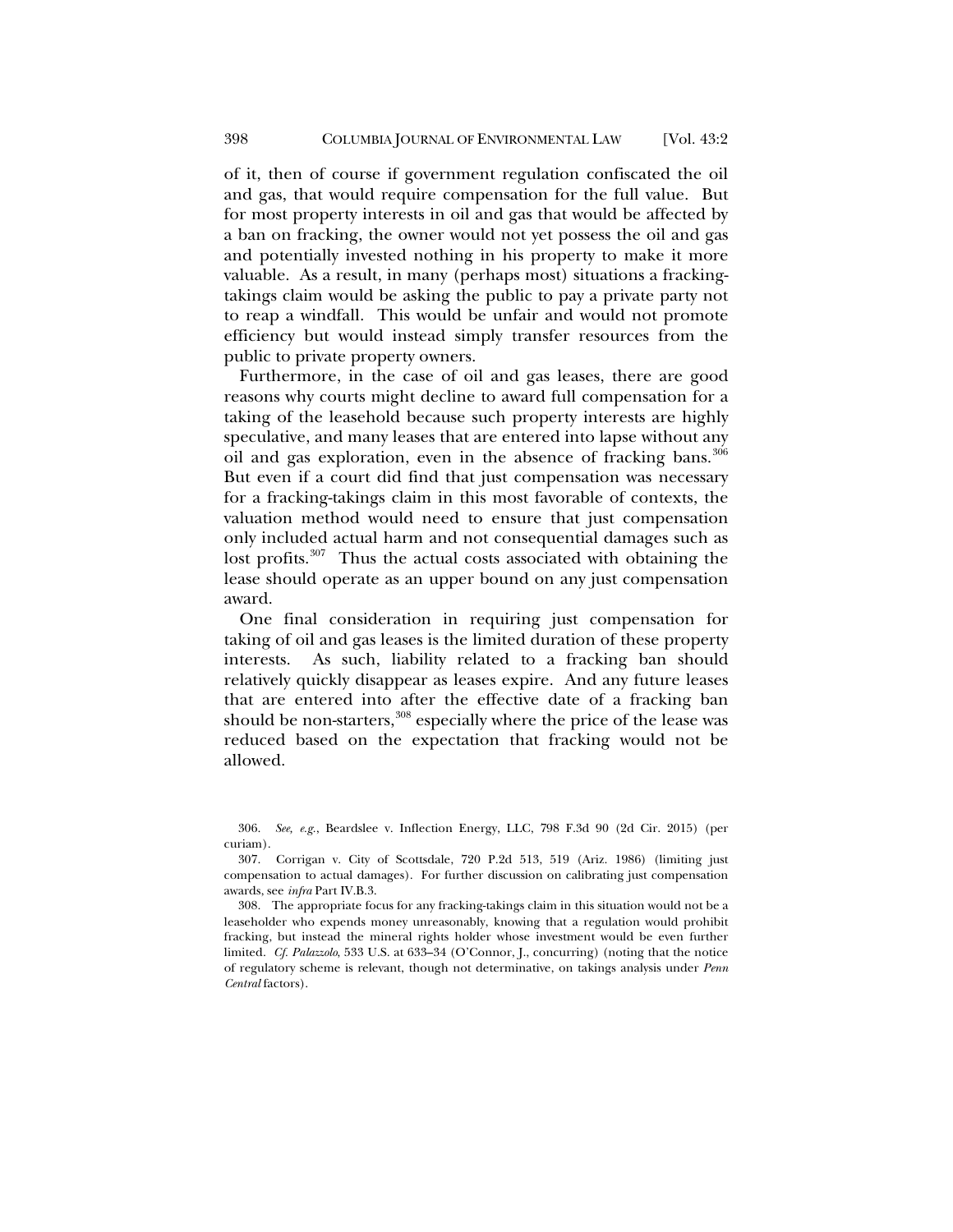of it, then of course if government regulation confiscated the oil and gas, that would require compensation for the full value. But for most property interests in oil and gas that would be affected by a ban on fracking, the owner would not yet possess the oil and gas and potentially invested nothing in his property to make it more valuable. As a result, in many (perhaps most) situations a fracking-takings claim would be asking the public to pay a private party not to reap a windfall. This would be unfair and would not promote efficiency but would instead simply transfer resources from the public to private property owners.

Furthermore, in the case of oil and gas leases, there are good reasons why courts might decline to award full compensation for a taking of the leasehold because such property interests are highly speculative, and many leases that are entered into lapse without any oil and gas exploration, even in the absence of fracking bans.[306] But even if a court did find that just compensation was necessary for a fracking-takings claim in this most favorable of contexts, the valuation method would need to ensure that just compensation only included actual harm and not consequential damages such as lost profits.[307] Thus the actual costs associated with obtaining the lease should operate as an upper bound on any just compensation award.

One final consideration in requiring just compensation for taking of oil and gas leases is the limited duration of these property interests. As such, liability related to a fracking ban should relatively quickly disappear as leases expire. And any future leases that are entered into after the effective date of a fracking ban should be non-starters,[308] especially where the price of the lease was reduced based on the expectation that fracking would not be allowed.

306. *See, e.g.*, Beardslee v. Inflection Energy, LLC, 798 F.3d 90 (2d Cir. 2015) (per curiam).

307. Corrigan v. City of Scottsdale, 720 P.2d 513, 519 (Ariz. 1986) (limiting just compensation to actual damages). For further discussion on calibrating just compensation awards, see *infra* Part IV.B.3.

308. The appropriate focus for any fracking-takings claim in this situation would not be a leaseholder who expends money unreasonably, knowing that a regulation would prohibit fracking, but instead the mineral rights holder whose investment would be even further limited. *Cf. Palazzolo*, 533 U.S. at 633–34 (O'Connor, J., concurring) (noting that the notice of regulatory scheme is relevant, though not determinative, on takings analysis under *Penn Central* factors).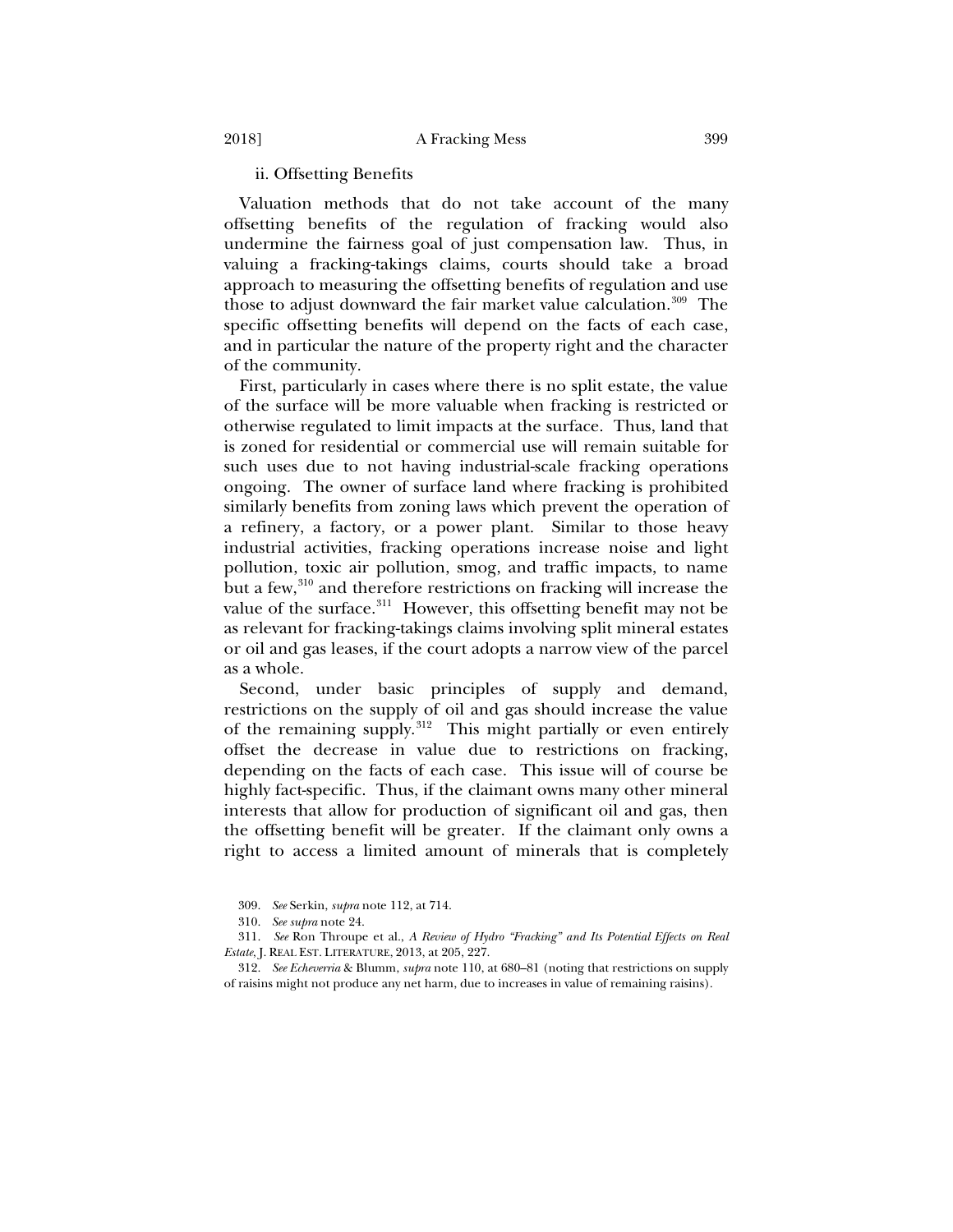### ii. Offsetting Benefits

Valuation methods that do not take account of the many offsetting benefits of the regulation of fracking would also undermine the fairness goal of just compensation law. Thus, in valuing a fracking-takings claims, courts should take a broad approach to measuring the offsetting benefits of regulation and use those to adjust downward the fair market value calculation.[309] The specific offsetting benefits will depend on the facts of each case, and in particular the nature of the property right and the character of the community.

First, particularly in cases where there is no split estate, the value of the surface will be more valuable when fracking is restricted or otherwise regulated to limit impacts at the surface. Thus, land that is zoned for residential or commercial use will remain suitable for such uses due to not having industrial-scale fracking operations ongoing. The owner of surface land where fracking is prohibited similarly benefits from zoning laws which prevent the operation of a refinery, a factory, or a power plant. Similar to those heavy industrial activities, fracking operations increase noise and light pollution, toxic air pollution, smog, and traffic impacts, to name but a few,[310] and therefore restrictions on fracking will increase the value of the surface.[311] However, this offsetting benefit may not be as relevant for fracking-takings claims involving split mineral estates or oil and gas leases, if the court adopts a narrow view of the parcel as a whole.

Second, under basic principles of supply and demand, restrictions on the supply of oil and gas should increase the value of the remaining supply.[312] This might partially or even entirely offset the decrease in value due to restrictions on fracking, depending on the facts of each case. This issue will of course be highly fact-specific. Thus, if the claimant owns many other mineral interests that allow for production of significant oil and gas, then the offsetting benefit will be greater. If the claimant only owns a right to access a limited amount of minerals that is completely

309. *See* Serkin, *supra* note 112, at 714.

310. *See supra* note 24.

311. *See* Ron Throupe et al., *A Review of Hydro "Fracking" and Its Potential Effects on Real Estate*, J. REAL EST. LITERATURE, 2013, at 205, 227.

312. *See Echeverria* & Blumm, *supra* note 110, at 680–81 (noting that restrictions on supply of raisins might not produce any net harm, due to increases in value of remaining raisins).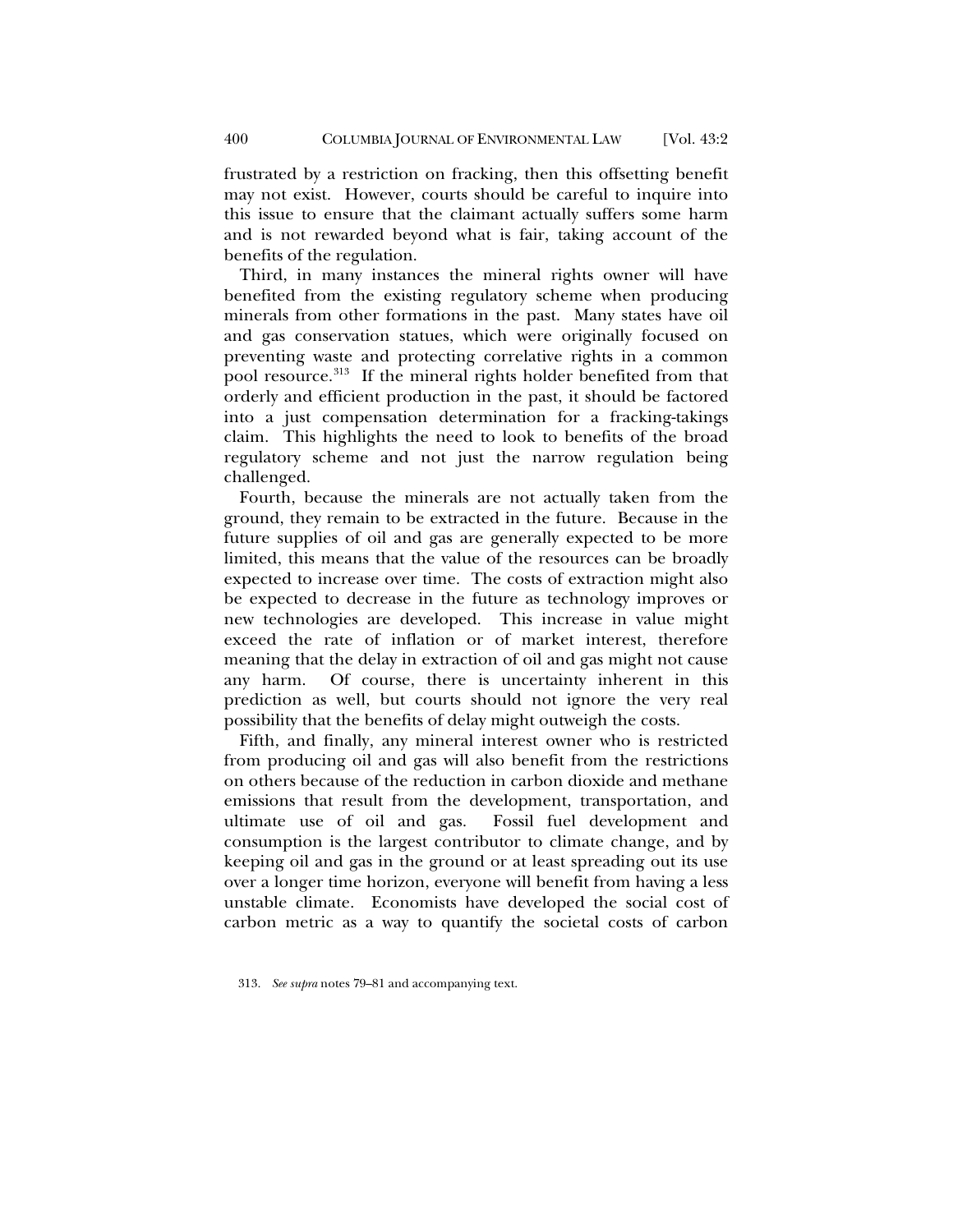frustrated by a restriction on fracking, then this offsetting benefit may not exist. However, courts should be careful to inquire into this issue to ensure that the claimant actually suffers some harm and is not rewarded beyond what is fair, taking account of the benefits of the regulation.

Third, in many instances the mineral rights owner will have benefited from the existing regulatory scheme when producing minerals from other formations in the past. Many states have oil and gas conservation statues, which were originally focused on preventing waste and protecting correlative rights in a common pool resource.[313] If the mineral rights holder benefited from that orderly and efficient production in the past, it should be factored into a just compensation determination for a fracking-takings claim. This highlights the need to look to benefits of the broad regulatory scheme and not just the narrow regulation being challenged.

Fourth, because the minerals are not actually taken from the ground, they remain to be extracted in the future. Because in the future supplies of oil and gas are generally expected to be more limited, this means that the value of the resources can be broadly expected to increase over time. The costs of extraction might also be expected to decrease in the future as technology improves or new technologies are developed. This increase in value might exceed the rate of inflation or of market interest, therefore meaning that the delay in extraction of oil and gas might not cause any harm. Of course, there is uncertainty inherent in this prediction as well, but courts should not ignore the very real possibility that the benefits of delay might outweigh the costs.

Fifth, and finally, any mineral interest owner who is restricted from producing oil and gas will also benefit from the restrictions on others because of the reduction in carbon dioxide and methane emissions that result from the development, transportation, and ultimate use of oil and gas. Fossil fuel development and consumption is the largest contributor to climate change, and by keeping oil and gas in the ground or at least spreading out its use over a longer time horizon, everyone will benefit from having a less unstable climate. Economists have developed the social cost of carbon metric as a way to quantify the societal costs of carbon

313. *See supra* notes 79–81 and accompanying text.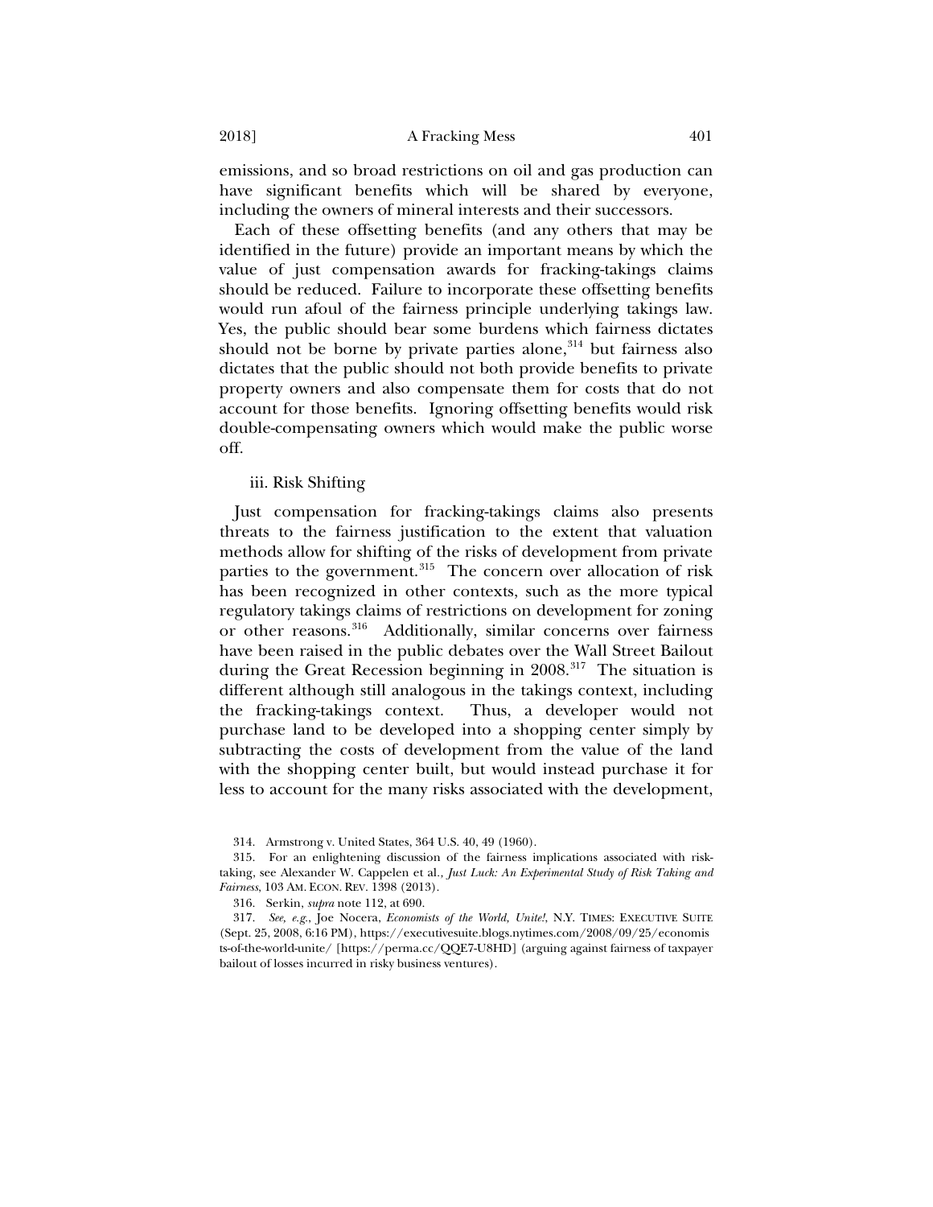emissions, and so broad restrictions on oil and gas production can have significant benefits which will be shared by everyone, including the owners of mineral interests and their successors.

Each of these offsetting benefits (and any others that may be identified in the future) provide an important means by which the value of just compensation awards for fracking-takings claims should be reduced. Failure to incorporate these offsetting benefits would run afoul of the fairness principle underlying takings law. Yes, the public should bear some burdens which fairness dictates should not be borne by private parties alone,[314] but fairness also dictates that the public should not both provide benefits to private property owners and also compensate them for costs that do not account for those benefits. Ignoring offsetting benefits would risk double-compensating owners which would make the public worse off.

iii. Risk Shifting

Just compensation for fracking-takings claims also presents threats to the fairness justification to the extent that valuation methods allow for shifting of the risks of development from private parties to the government.[315] The concern over allocation of risk has been recognized in other contexts, such as the more typical regulatory takings claims of restrictions on development for zoning or other reasons.[316] Additionally, similar concerns over fairness have been raised in the public debates over the Wall Street Bailout during the Great Recession beginning in 2008.[317] The situation is different although still analogous in the takings context, including the fracking-takings context. Thus, a developer would not purchase land to be developed into a shopping center simply by subtracting the costs of development from the value of the land with the shopping center built, but would instead purchase it for less to account for the many risks associated with the development,

---

314. Armstrong v. United States, 364 U.S. 40, 49 (1960).

315. For an enlightening discussion of the fairness implications associated with risk-taking, see Alexander W. Cappelen et al., *Just Luck: An Experimental Study of Risk Taking and Fairness*, 103 AM. ECON. REV. 1398 (2013).

316. Serkin, *supra* note 112, at 690.

317. *See, e.g.*, Joe Nocera, *Economists of the World, Unite!*, N.Y. TIMES: EXECUTIVE SUITE (Sept. 25, 2008, 6:16 PM), https://executivesuite.blogs.nytimes.com/2008/09/25/economists-of-the-world-unite/ [https://perma.cc/QQE7-U8HD] (arguing against fairness of taxpayer bailout of losses incurred in risky business ventures).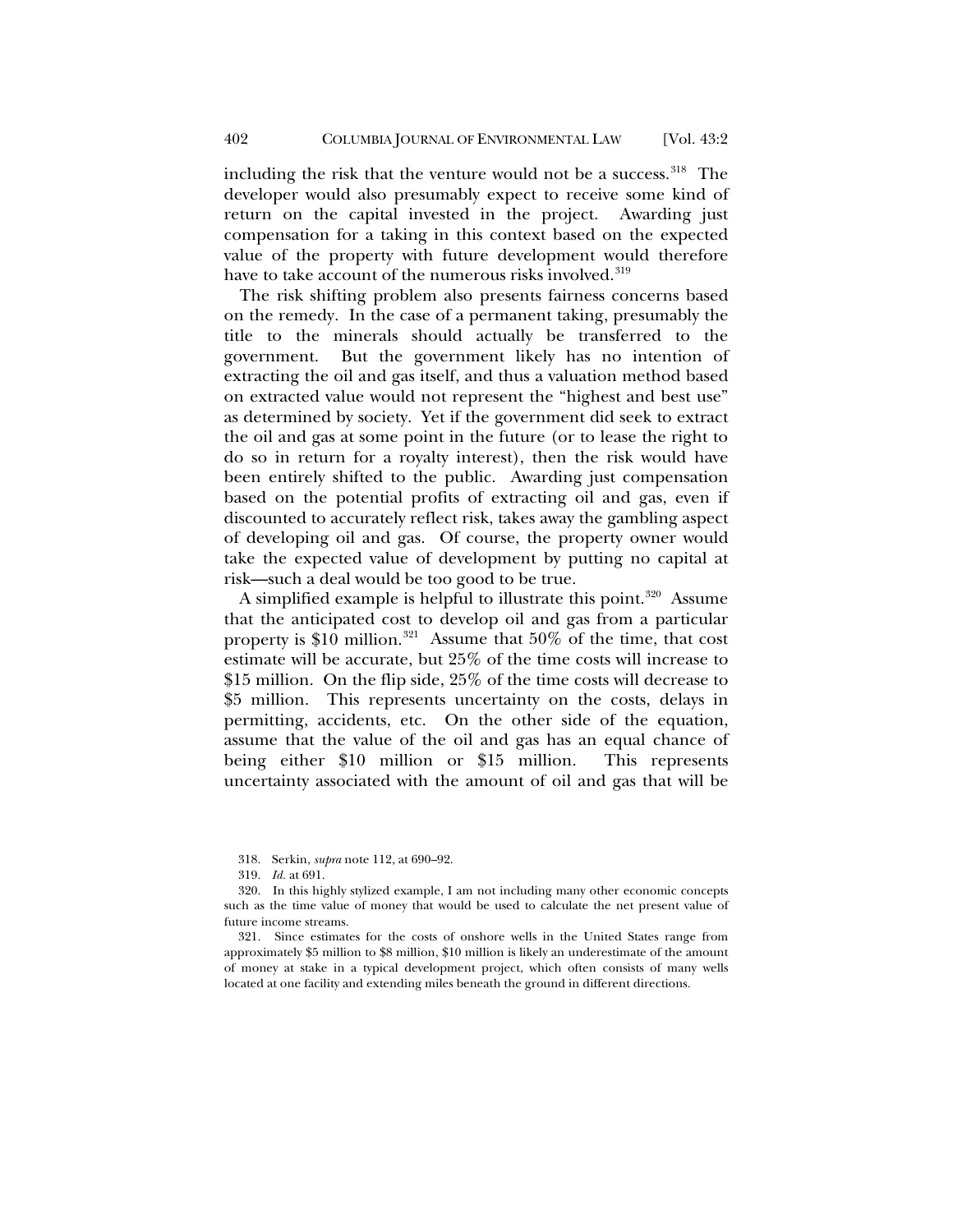including the risk that the venture would not be a success.[318] The developer would also presumably expect to receive some kind of return on the capital invested in the project. Awarding just compensation for a taking in this context based on the expected value of the property with future development would therefore have to take account of the numerous risks involved.[319]

The risk shifting problem also presents fairness concerns based on the remedy. In the case of a permanent taking, presumably the title to the minerals should actually be transferred to the government. But the government likely has no intention of extracting the oil and gas itself, and thus a valuation method based on extracted value would not represent the "highest and best use" as determined by society. Yet if the government did seek to extract the oil and gas at some point in the future (or to lease the right to do so in return for a royalty interest), then the risk would have been entirely shifted to the public. Awarding just compensation based on the potential profits of extracting oil and gas, even if discounted to accurately reflect risk, takes away the gambling aspect of developing oil and gas. Of course, the property owner would take the expected value of development by putting no capital at risk—such a deal would be too good to be true.

A simplified example is helpful to illustrate this point.[320] Assume that the anticipated cost to develop oil and gas from a particular property is $10 million.[321] Assume that 50% of the time, that cost estimate will be accurate, but 25% of the time costs will increase to $15 million. On the flip side, 25% of the time costs will decrease to $5 million. This represents uncertainty on the costs, delays in permitting, accidents, etc. On the other side of the equation, assume that the value of the oil and gas has an equal chance of being either $10 million or $15 million. This represents uncertainty associated with the amount of oil and gas that will be

---

318. Serkin, *supra* note 112, at 690–92.

319. *Id.* at 691.

320. In this highly stylized example, I am not including many other economic concepts such as the time value of money that would be used to calculate the net present value of future income streams.

321. Since estimates for the costs of onshore wells in the United States range from approximately $5 million to $8 million, $10 million is likely an underestimate of the amount of money at stake in a typical development project, which often consists of many wells located at one facility and extending miles beneath the ground in different directions.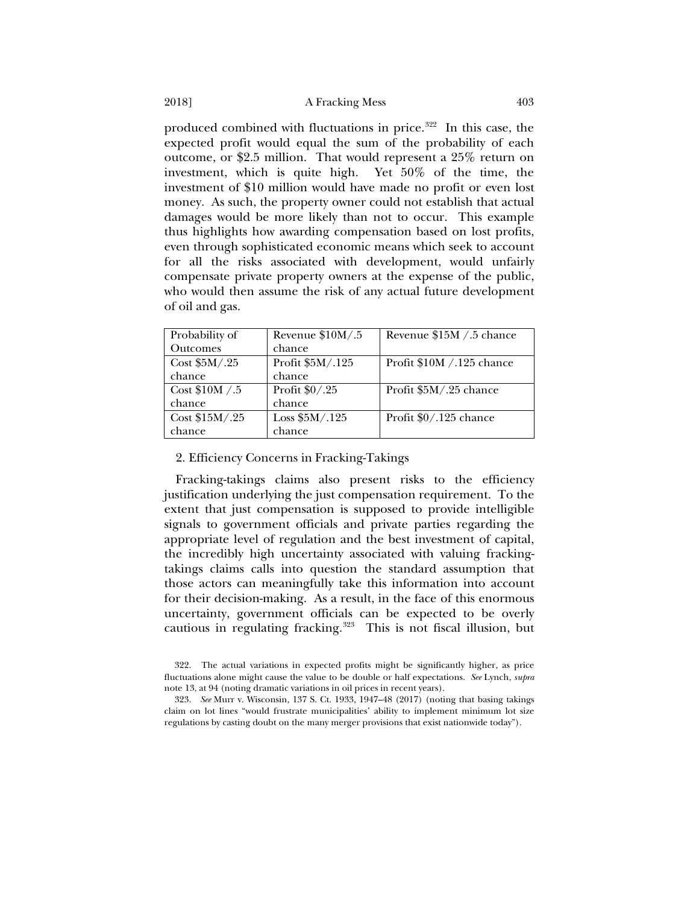produced combined with fluctuations in price.[322] In this case, the expected profit would equal the sum of the probability of each outcome, or $2.5 million. That would represent a 25% return on investment, which is quite high. Yet 50% of the time, the investment of $10 million would have made no profit or even lost money. As such, the property owner could not establish that actual damages would be more likely than not to occur. This example thus highlights how awarding compensation based on lost profits, even through sophisticated economic means which seek to account for all the risks associated with development, would unfairly compensate private property owners at the expense of the public, who would then assume the risk of any actual future development of oil and gas.

| Probability of Outcomes | Revenue $10M/.5 chance | Revenue $15M /.5 chance |
|---|---|---|
| Cost $5M/.25 chance | Profit $5M/.125 chance | Profit $10M /.125 chance |
| Cost $10M /.5 chance | Profit $0/.25 chance | Profit $5M/.25 chance |
| Cost $15M/.25 chance | Loss $5M/.125 chance | Profit $0/.125 chance |

2. Efficiency Concerns in Fracking-Takings

Fracking-takings claims also present risks to the efficiency justification underlying the just compensation requirement. To the extent that just compensation is supposed to provide intelligible signals to government officials and private parties regarding the appropriate level of regulation and the best investment of capital, the incredibly high uncertainty associated with valuing fracking-takings claims calls into question the standard assumption that those actors can meaningfully take this information into account for their decision-making. As a result, in the face of this enormous uncertainty, government officials can be expected to be overly cautious in regulating fracking.[323] This is not fiscal illusion, but

322. The actual variations in expected profits might be significantly higher, as price fluctuations alone might cause the value to be double or half expectations. *See* Lynch, *supra* note 13, at 94 (noting dramatic variations in oil prices in recent years).

323. *See* Murr v. Wisconsin, 137 S. Ct. 1933, 1947–48 (2017) (noting that basing takings claim on lot lines "would frustrate municipalities' ability to implement minimum lot size regulations by casting doubt on the many merger provisions that exist nationwide today").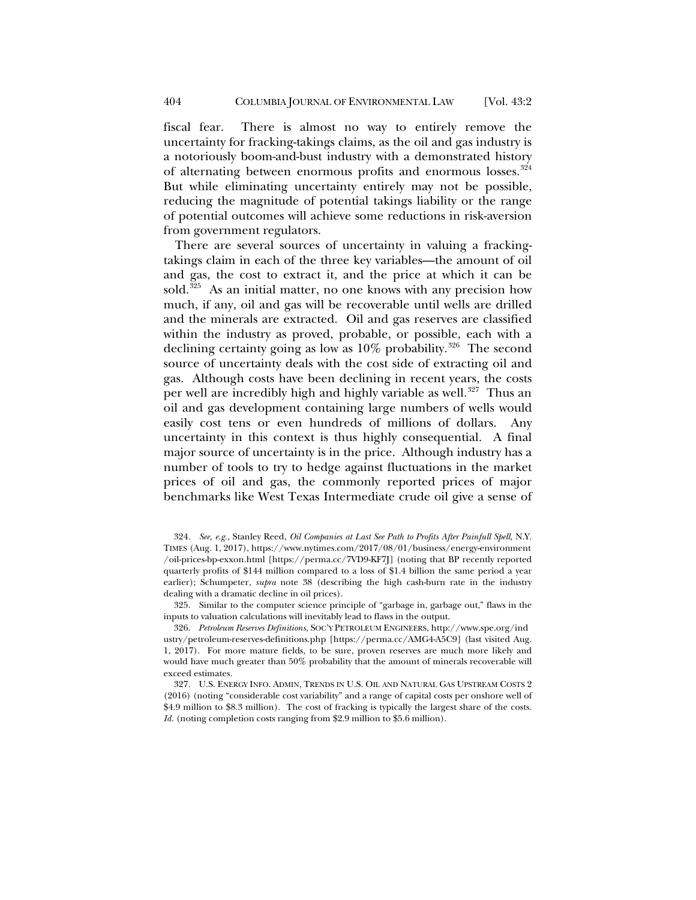fiscal fear. There is almost no way to entirely remove the uncertainty for fracking-takings claims, as the oil and gas industry is a notoriously boom-and-bust industry with a demonstrated history of alternating between enormous profits and enormous losses.[324] But while eliminating uncertainty entirely may not be possible, reducing the magnitude of potential takings liability or the range of potential outcomes will achieve some reductions in risk-aversion from government regulators.

There are several sources of uncertainty in valuing a fracking-takings claim in each of the three key variables—the amount of oil and gas, the cost to extract it, and the price at which it can be sold.[325] As an initial matter, no one knows with any precision how much, if any, oil and gas will be recoverable until wells are drilled and the minerals are extracted. Oil and gas reserves are classified within the industry as proved, probable, or possible, each with a declining certainty going as low as 10% probability.[326] The second source of uncertainty deals with the cost side of extracting oil and gas. Although costs have been declining in recent years, the costs per well are incredibly high and highly variable as well.[327] Thus an oil and gas development containing large numbers of wells would easily cost tens or even hundreds of millions of dollars. Any uncertainty in this context is thus highly consequential. A final major source of uncertainty is in the price. Although industry has a number of tools to try to hedge against fluctuations in the market prices of oil and gas, the commonly reported prices of major benchmarks like West Texas Intermediate crude oil give a sense of

324. *See, e.g.*, Stanley Reed, *Oil Companies at Last See Path to Profits After Painfull Spell*, N.Y. TIMES (Aug. 1, 2017), https://www.nytimes.com/2017/08/01/business/energy-environment/oil-prices-bp-exxon.html [https://perma.cc/7VD9-KF7J] (noting that BP recently reported quarterly profits of $144 million compared to a loss of $1.4 billion the same period a year earlier); Schumpeter, *supra* note 38 (describing the high cash-burn rate in the industry dealing with a dramatic decline in oil prices).

325. Similar to the computer science principle of "garbage in, garbage out," flaws in the inputs to valuation calculations will inevitably lead to flaws in the output.

326. *Petroleum Reserves Definitions*, SOC'Y PETROLEUM ENGINEERS, http://www.spe.org/industry/petroleum-reserves-definitions.php [https://perma.cc/AMG4-A5C9] (last visited Aug. 1, 2017). For more mature fields, to be sure, proven reserves are much more likely and would have much greater than 50% probability that the amount of minerals recoverable will exceed estimates.

327. U.S. ENERGY INFO. ADMIN, TRENDS IN U.S. OIL AND NATURAL GAS UPSTREAM COSTS 2 (2016) (noting "considerable cost variability" and a range of capital costs per onshore well of $4.9 million to $8.3 million). The cost of fracking is typically the largest share of the costs. *Id.* (noting completion costs ranging from $2.9 million to $5.6 million).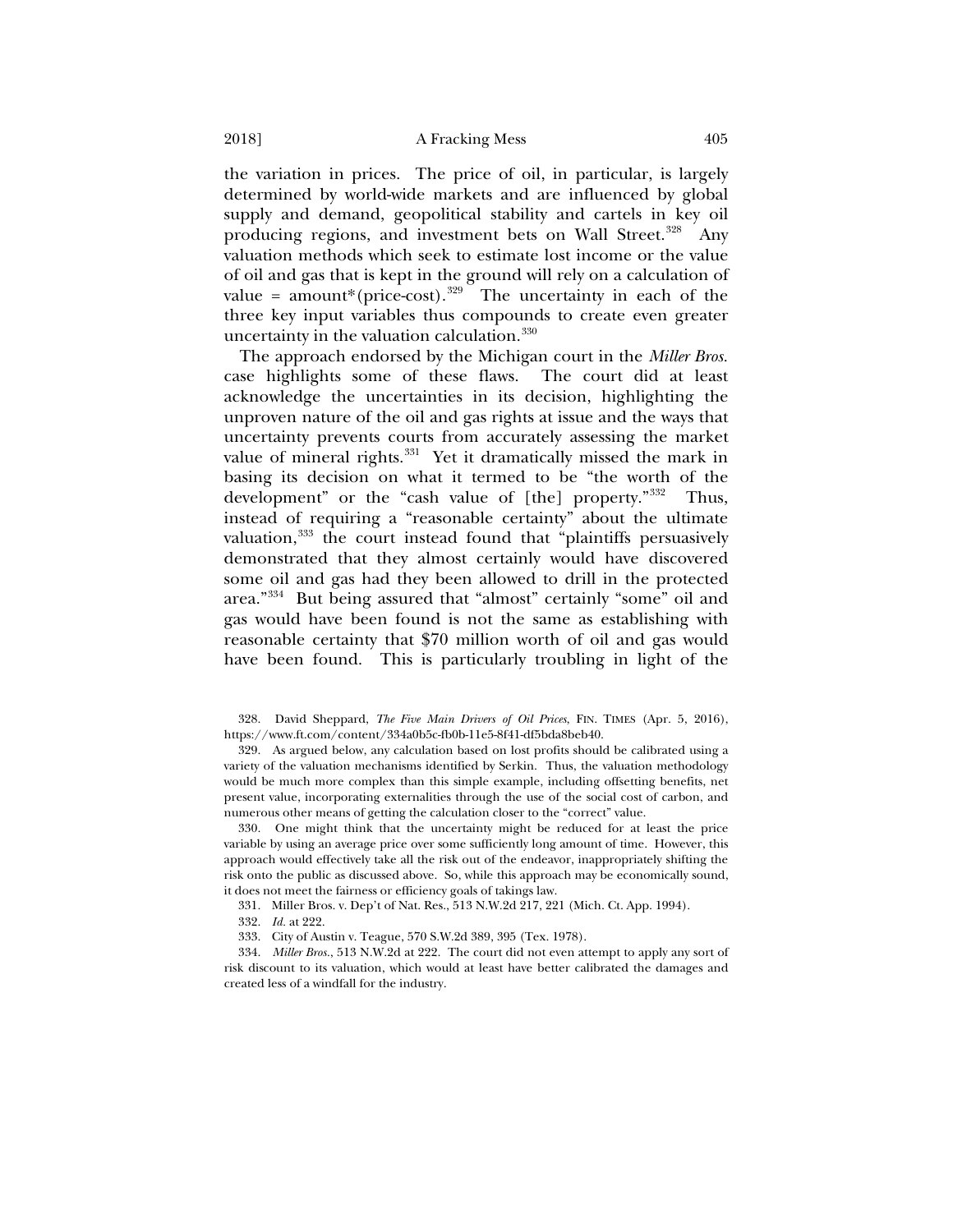the variation in prices. The price of oil, in particular, is largely determined by world-wide markets and are influenced by global supply and demand, geopolitical stability and cartels in key oil producing regions, and investment bets on Wall Street.[328] Any valuation methods which seek to estimate lost income or the value of oil and gas that is kept in the ground will rely on a calculation of value = amount*(price-cost).[329] The uncertainty in each of the three key input variables thus compounds to create even greater uncertainty in the valuation calculation.[330]

The approach endorsed by the Michigan court in the *Miller Bros.* case highlights some of these flaws. The court did at least acknowledge the uncertainties in its decision, highlighting the unproven nature of the oil and gas rights at issue and the ways that uncertainty prevents courts from accurately assessing the market value of mineral rights.[331] Yet it dramatically missed the mark in basing its decision on what it termed to be "the worth of the development" or the "cash value of [the] property."[332] Thus, instead of requiring a "reasonable certainty" about the ultimate valuation,[333] the court instead found that "plaintiffs persuasively demonstrated that they almost certainly would have discovered some oil and gas had they been allowed to drill in the protected area."[334] But being assured that "almost" certainly "some" oil and gas would have been found is not the same as establishing with reasonable certainty that $70 million worth of oil and gas would have been found. This is particularly troubling in light of the

---

328. David Sheppard, *The Five Main Drivers of Oil Prices*, FIN. TIMES (Apr. 5, 2016), https://www.ft.com/content/334a0b5c-fb0b-11e5-8f41-df5bda8beb40.

329. As argued below, any calculation based on lost profits should be calibrated using a variety of the valuation mechanisms identified by Serkin. Thus, the valuation methodology would be much more complex than this simple example, including offsetting benefits, net present value, incorporating externalities through the use of the social cost of carbon, and numerous other means of getting the calculation closer to the "correct" value.

330. One might think that the uncertainty might be reduced for at least the price variable by using an average price over some sufficiently long amount of time. However, this approach would effectively take all the risk out of the endeavor, inappropriately shifting the risk onto the public as discussed above. So, while this approach may be economically sound, it does not meet the fairness or efficiency goals of takings law.

331. Miller Bros. v. Dep't of Nat. Res., 513 N.W.2d 217, 221 (Mich. Ct. App. 1994).

332. *Id.* at 222.

333. City of Austin v. Teague, 570 S.W.2d 389, 395 (Tex. 1978).

334. *Miller Bros.*, 513 N.W.2d at 222. The court did not even attempt to apply any sort of risk discount to its valuation, which would at least have better calibrated the damages and created less of a windfall for the industry.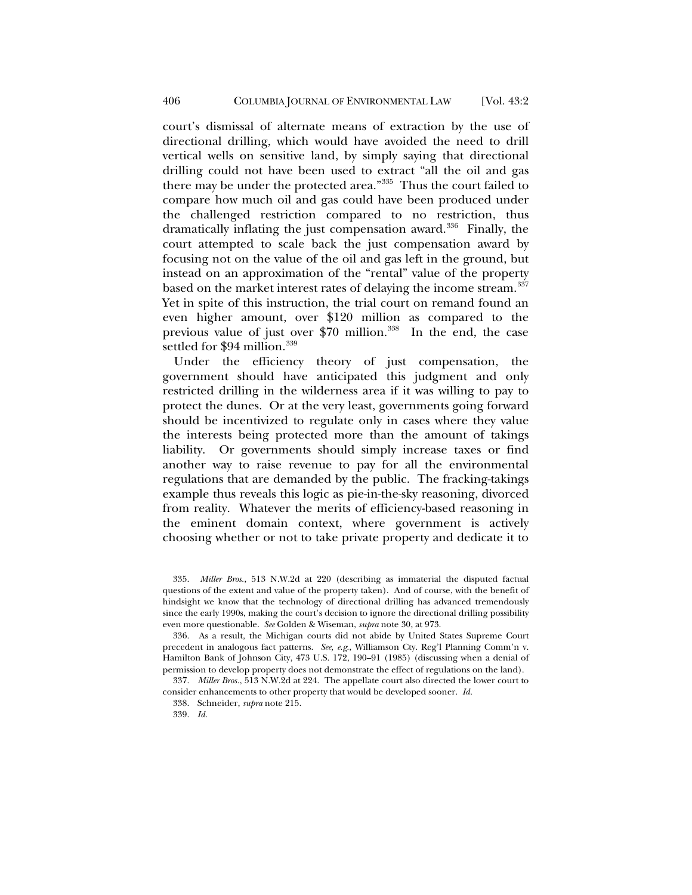court's dismissal of alternate means of extraction by the use of directional drilling, which would have avoided the need to drill vertical wells on sensitive land, by simply saying that directional drilling could not have been used to extract "all the oil and gas there may be under the protected area."[335] Thus the court failed to compare how much oil and gas could have been produced under the challenged restriction compared to no restriction, thus dramatically inflating the just compensation award.[336] Finally, the court attempted to scale back the just compensation award by focusing not on the value of the oil and gas left in the ground, but instead on an approximation of the "rental" value of the property based on the market interest rates of delaying the income stream.[337] Yet in spite of this instruction, the trial court on remand found an even higher amount, over $120 million as compared to the previous value of just over $70 million.[338] In the end, the case settled for $94 million.[339]

Under the efficiency theory of just compensation, the government should have anticipated this judgment and only restricted drilling in the wilderness area if it was willing to pay to protect the dunes. Or at the very least, governments going forward should be incentivized to regulate only in cases where they value the interests being protected more than the amount of takings liability. Or governments should simply increase taxes or find another way to raise revenue to pay for all the environmental regulations that are demanded by the public. The fracking-takings example thus reveals this logic as pie-in-the-sky reasoning, divorced from reality. Whatever the merits of efficiency-based reasoning in the eminent domain context, where government is actively choosing whether or not to take private property and dedicate it to

335. *Miller Bros.*, 513 N.W.2d at 220 (describing as immaterial the disputed factual questions of the extent and value of the property taken). And of course, with the benefit of hindsight we know that the technology of directional drilling has advanced tremendously since the early 1990s, making the court's decision to ignore the directional drilling possibility even more questionable. *See* Golden & Wiseman, *supra* note 30, at 973.

336. As a result, the Michigan courts did not abide by United States Supreme Court precedent in analogous fact patterns. *See, e.g.*, Williamson Cty. Reg'l Planning Comm'n v. Hamilton Bank of Johnson City, 473 U.S. 172, 190–91 (1985) (discussing when a denial of permission to develop property does not demonstrate the effect of regulations on the land).

337. *Miller Bros.*, 513 N.W.2d at 224. The appellate court also directed the lower court to consider enhancements to other property that would be developed sooner. *Id.*

338. Schneider, *supra* note 215.

339. *Id.*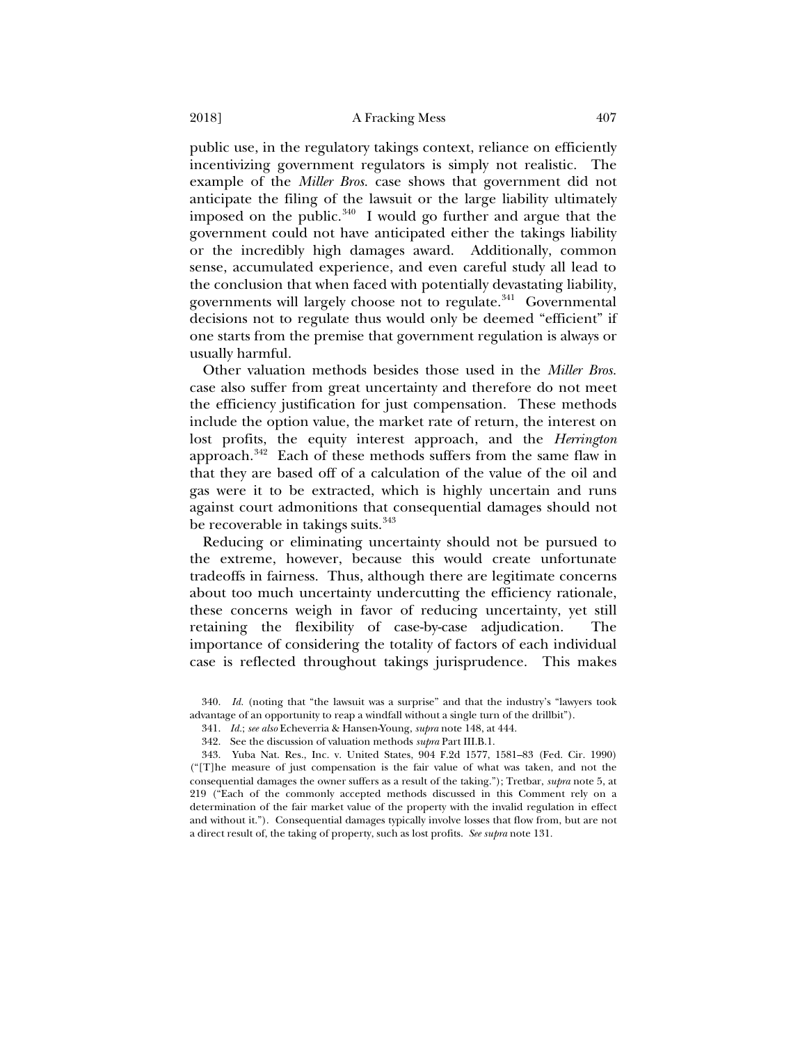public use, in the regulatory takings context, reliance on efficiently incentivizing government regulators is simply not realistic. The example of the *Miller Bros.* case shows that government did not anticipate the filing of the lawsuit or the large liability ultimately imposed on the public.[340] I would go further and argue that the government could not have anticipated either the takings liability or the incredibly high damages award. Additionally, common sense, accumulated experience, and even careful study all lead to the conclusion that when faced with potentially devastating liability, governments will largely choose not to regulate.[341] Governmental decisions not to regulate thus would only be deemed "efficient" if one starts from the premise that government regulation is always or usually harmful.

Other valuation methods besides those used in the *Miller Bros.* case also suffer from great uncertainty and therefore do not meet the efficiency justification for just compensation. These methods include the option value, the market rate of return, the interest on lost profits, the equity interest approach, and the *Herrington* approach.[342] Each of these methods suffers from the same flaw in that they are based off of a calculation of the value of the oil and gas were it to be extracted, which is highly uncertain and runs against court admonitions that consequential damages should not be recoverable in takings suits.[343]

Reducing or eliminating uncertainty should not be pursued to the extreme, however, because this would create unfortunate tradeoffs in fairness. Thus, although there are legitimate concerns about too much uncertainty undercutting the efficiency rationale, these concerns weigh in favor of reducing uncertainty, yet still retaining the flexibility of case-by-case adjudication. The importance of considering the totality of factors of each individual case is reflected throughout takings jurisprudence. This makes

---

340. *Id.* (noting that "the lawsuit was a surprise" and that the industry's "lawyers took advantage of an opportunity to reap a windfall without a single turn of the drillbit").

341. *Id.*; *see also* Echeverria & Hansen-Young, *supra* note 148, at 444.

342. See the discussion of valuation methods *supra* Part III.B.1.

343. Yuba Nat. Res., Inc. v. United States, 904 F.2d 1577, 1581–83 (Fed. Cir. 1990) ("[T]he measure of just compensation is the fair value of what was taken, and not the consequential damages the owner suffers as a result of the taking."); Tretbar, *supra* note 5, at 219 ("Each of the commonly accepted methods discussed in this Comment rely on a determination of the fair market value of the property with the invalid regulation in effect and without it."). Consequential damages typically involve losses that flow from, but are not a direct result of, the taking of property, such as lost profits. *See supra* note 131.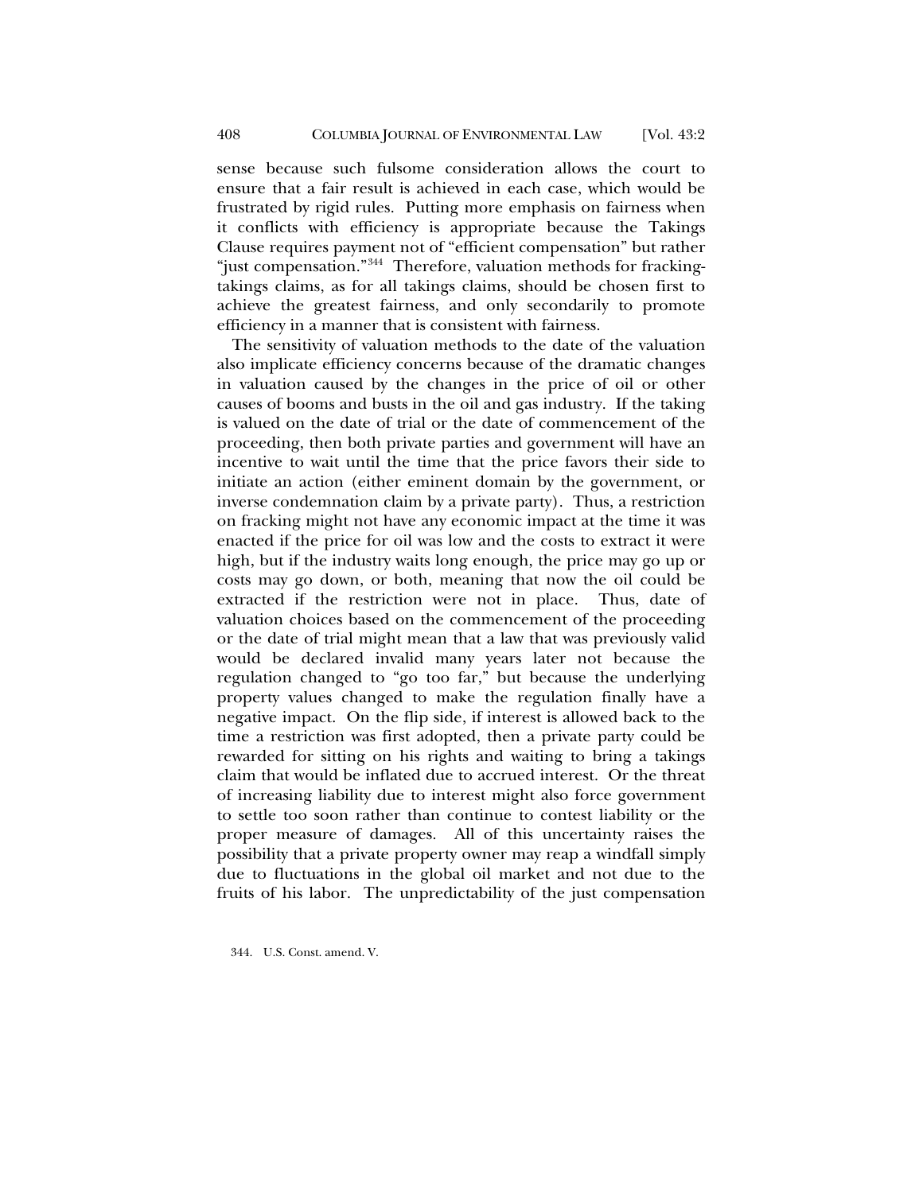sense because such fulsome consideration allows the court to ensure that a fair result is achieved in each case, which would be frustrated by rigid rules. Putting more emphasis on fairness when it conflicts with efficiency is appropriate because the Takings Clause requires payment not of "efficient compensation" but rather "just compensation."[344] Therefore, valuation methods for fracking-takings claims, as for all takings claims, should be chosen first to achieve the greatest fairness, and only secondarily to promote efficiency in a manner that is consistent with fairness.

The sensitivity of valuation methods to the date of the valuation also implicate efficiency concerns because of the dramatic changes in valuation caused by the changes in the price of oil or other causes of booms and busts in the oil and gas industry. If the taking is valued on the date of trial or the date of commencement of the proceeding, then both private parties and government will have an incentive to wait until the time that the price favors their side to initiate an action (either eminent domain by the government, or inverse condemnation claim by a private party). Thus, a restriction on fracking might not have any economic impact at the time it was enacted if the price for oil was low and the costs to extract it were high, but if the industry waits long enough, the price may go up or costs may go down, or both, meaning that now the oil could be extracted if the restriction were not in place. Thus, date of valuation choices based on the commencement of the proceeding or the date of trial might mean that a law that was previously valid would be declared invalid many years later not because the regulation changed to "go too far," but because the underlying property values changed to make the regulation finally have a negative impact. On the flip side, if interest is allowed back to the time a restriction was first adopted, then a private party could be rewarded for sitting on his rights and waiting to bring a takings claim that would be inflated due to accrued interest. Or the threat of increasing liability due to interest might also force government to settle too soon rather than continue to contest liability or the proper measure of damages. All of this uncertainty raises the possibility that a private property owner may reap a windfall simply due to fluctuations in the global oil market and not due to the fruits of his labor. The unpredictability of the just compensation

344. U.S. Const. amend. V.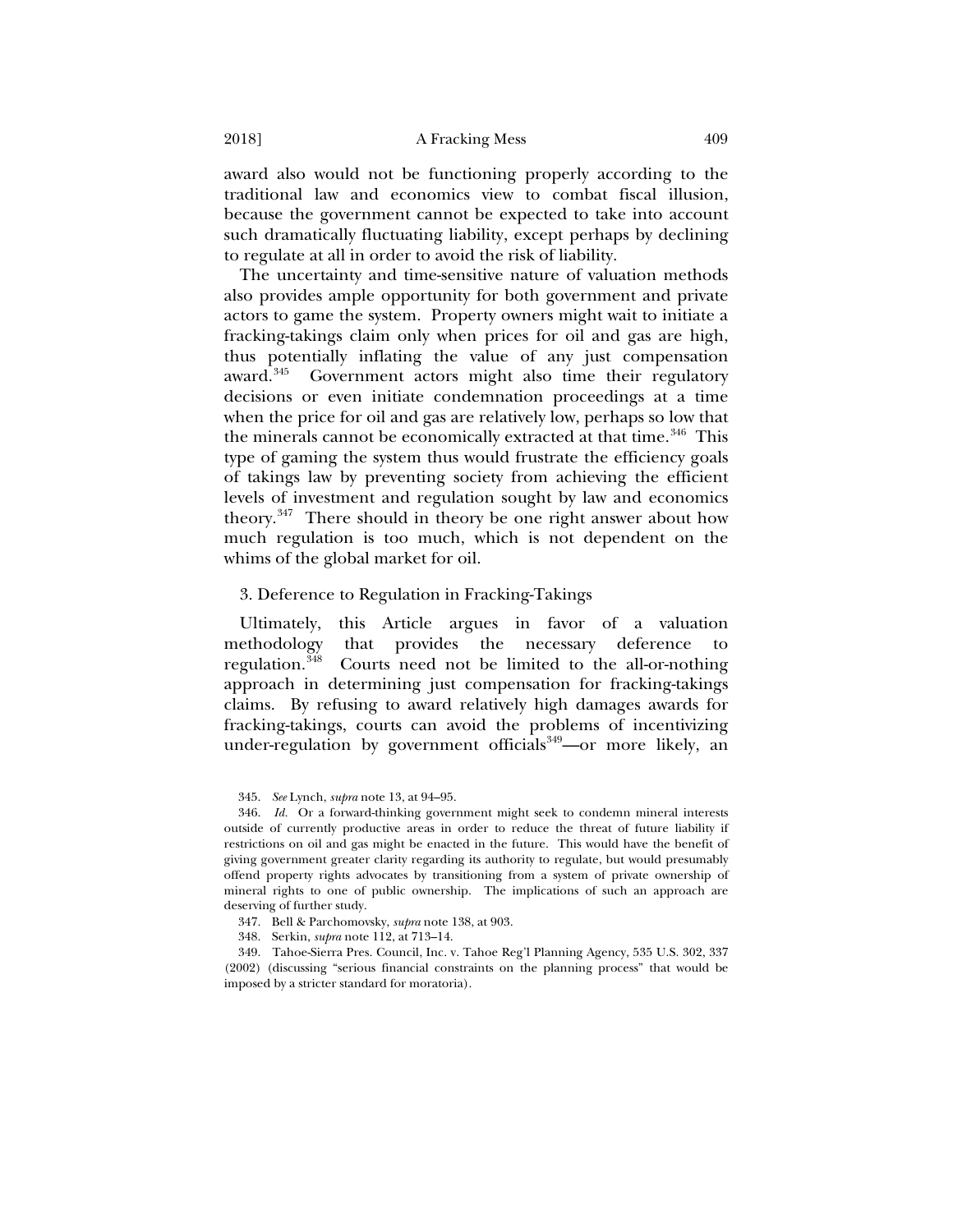award also would not be functioning properly according to the traditional law and economics view to combat fiscal illusion, because the government cannot be expected to take into account such dramatically fluctuating liability, except perhaps by declining to regulate at all in order to avoid the risk of liability.

The uncertainty and time-sensitive nature of valuation methods also provides ample opportunity for both government and private actors to game the system. Property owners might wait to initiate a fracking-takings claim only when prices for oil and gas are high, thus potentially inflating the value of any just compensation award.[345] Government actors might also time their regulatory decisions or even initiate condemnation proceedings at a time when the price for oil and gas are relatively low, perhaps so low that the minerals cannot be economically extracted at that time.[346] This type of gaming the system thus would frustrate the efficiency goals of takings law by preventing society from achieving the efficient levels of investment and regulation sought by law and economics theory.[347] There should in theory be one right answer about how much regulation is too much, which is not dependent on the whims of the global market for oil.

### 3. Deference to Regulation in Fracking-Takings

Ultimately, this Article argues in favor of a valuation methodology that provides the necessary deference to regulation.[348] Courts need not be limited to the all-or-nothing approach in determining just compensation for fracking-takings claims. By refusing to award relatively high damages awards for fracking-takings, courts can avoid the problems of incentivizing under-regulation by government officials[349]—or more likely, an

345. *See* Lynch, *supra* note 13, at 94–95.

346. *Id.* Or a forward-thinking government might seek to condemn mineral interests outside of currently productive areas in order to reduce the threat of future liability if restrictions on oil and gas might be enacted in the future. This would have the benefit of giving government greater clarity regarding its authority to regulate, but would presumably offend property rights advocates by transitioning from a system of private ownership of mineral rights to one of public ownership. The implications of such an approach are deserving of further study.

347. Bell & Parchomovsky, *supra* note 138, at 903.

348. Serkin, *supra* note 112, at 713–14.

349. Tahoe-Sierra Pres. Council, Inc. v. Tahoe Reg'l Planning Agency, 535 U.S. 302, 337 (2002) (discussing "serious financial constraints on the planning process" that would be imposed by a stricter standard for moratoria).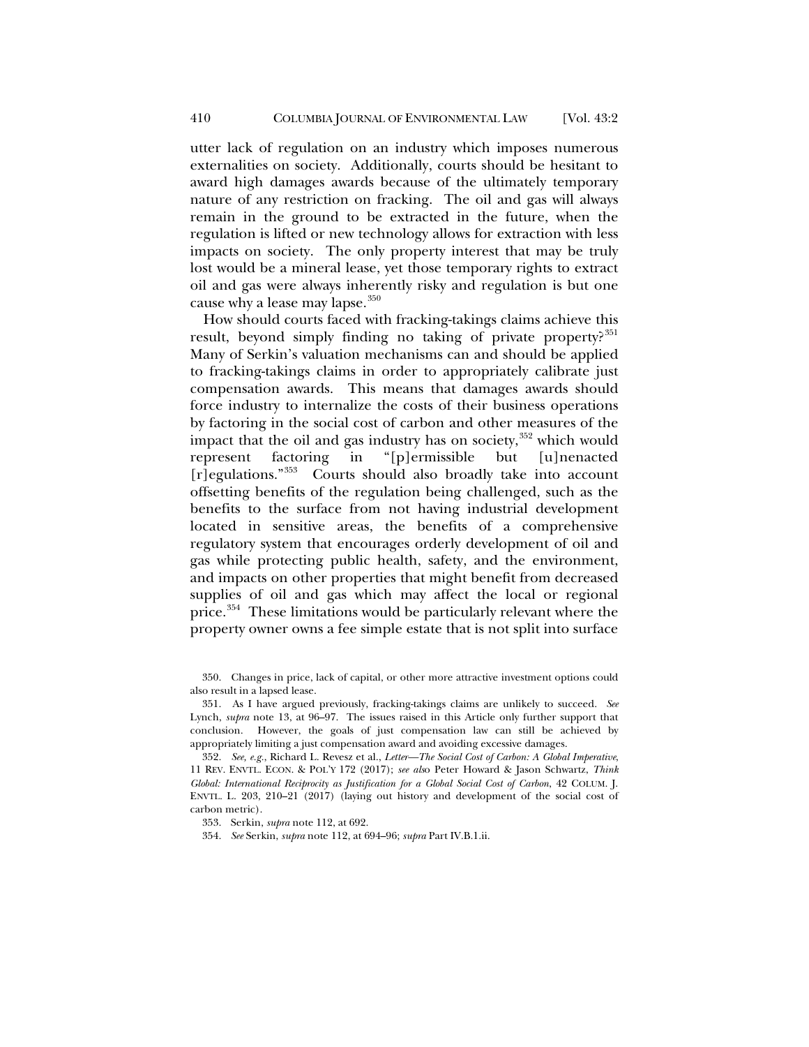utter lack of regulation on an industry which imposes numerous externalities on society. Additionally, courts should be hesitant to award high damages awards because of the ultimately temporary nature of any restriction on fracking. The oil and gas will always remain in the ground to be extracted in the future, when the regulation is lifted or new technology allows for extraction with less impacts on society. The only property interest that may be truly lost would be a mineral lease, yet those temporary rights to extract oil and gas were always inherently risky and regulation is but one cause why a lease may lapse.[350]

How should courts faced with fracking-takings claims achieve this result, beyond simply finding no taking of private property?[351] Many of Serkin's valuation mechanisms can and should be applied to fracking-takings claims in order to appropriately calibrate just compensation awards. This means that damages awards should force industry to internalize the costs of their business operations by factoring in the social cost of carbon and other measures of the impact that the oil and gas industry has on society,[352] which would represent factoring in "[p]ermissible but [u]nenacted [r]egulations."[353] Courts should also broadly take into account offsetting benefits of the regulation being challenged, such as the benefits to the surface from not having industrial development located in sensitive areas, the benefits of a comprehensive regulatory system that encourages orderly development of oil and gas while protecting public health, safety, and the environment, and impacts on other properties that might benefit from decreased supplies of oil and gas which may affect the local or regional price.[354] These limitations would be particularly relevant where the property owner owns a fee simple estate that is not split into surface

350. Changes in price, lack of capital, or other more attractive investment options could also result in a lapsed lease.

351. As I have argued previously, fracking-takings claims are unlikely to succeed. *See* Lynch, *supra* note 13, at 96–97. The issues raised in this Article only further support that conclusion. However, the goals of just compensation law can still be achieved by appropriately limiting a just compensation award and avoiding excessive damages.

352. *See, e.g.*, Richard L. Revesz et al., *Letter—The Social Cost of Carbon: A Global Imperative*, 11 REV. ENVTL. ECON. & POL'Y 172 (2017); *see also* Peter Howard & Jason Schwartz, *Think Global: International Reciprocity as Justification for a Global Social Cost of Carbon*, 42 COLUM. J. ENVTL. L. 203, 210–21 (2017) (laying out history and development of the social cost of carbon metric).

353. Serkin, *supra* note 112, at 692.

354. *See* Serkin, *supra* note 112, at 694–96; *supra* Part IV.B.1.ii.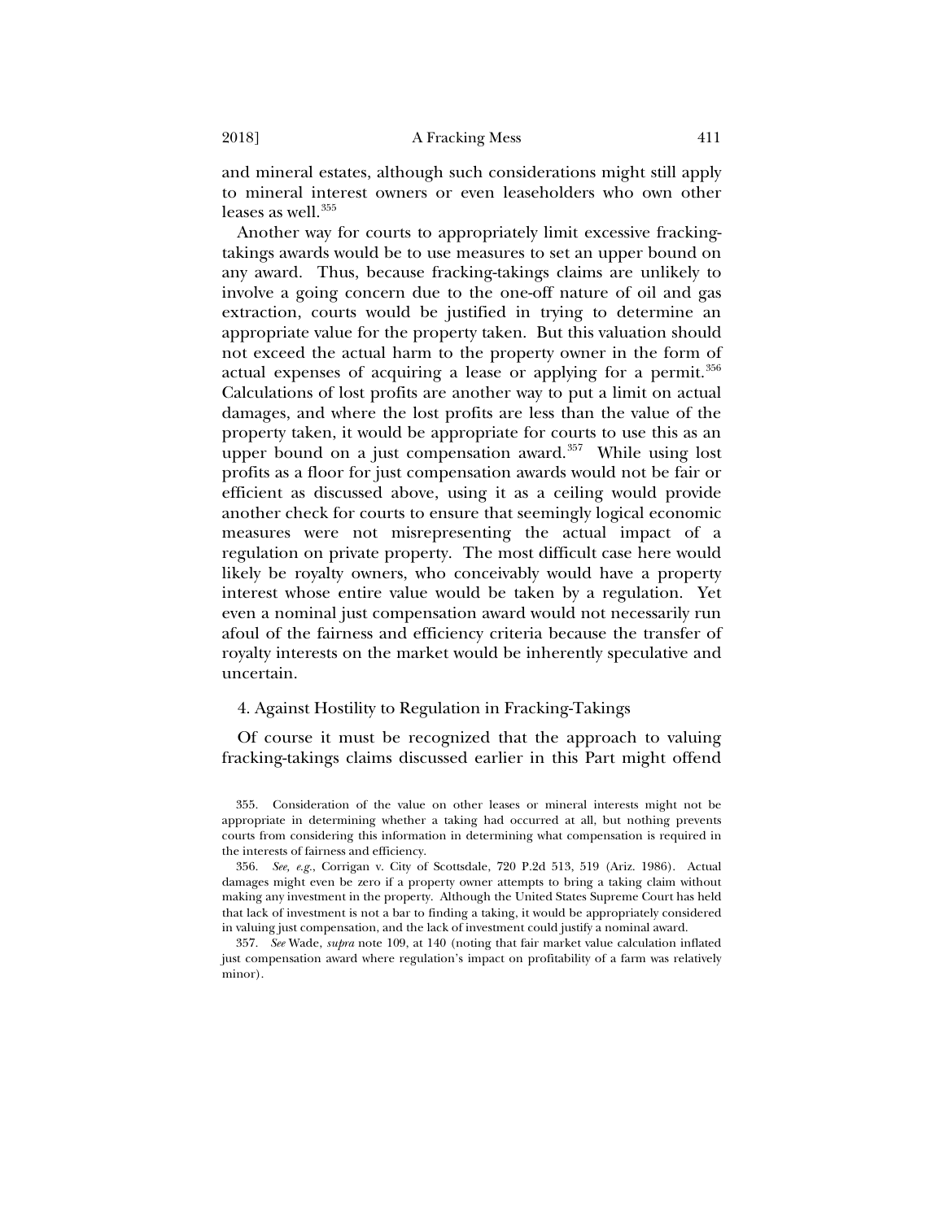and mineral estates, although such considerations might still apply to mineral interest owners or even leaseholders who own other leases as well.[355]

Another way for courts to appropriately limit excessive fracking-takings awards would be to use measures to set an upper bound on any award. Thus, because fracking-takings claims are unlikely to involve a going concern due to the one-off nature of oil and gas extraction, courts would be justified in trying to determine an appropriate value for the property taken. But this valuation should not exceed the actual harm to the property owner in the form of actual expenses of acquiring a lease or applying for a permit.[356] Calculations of lost profits are another way to put a limit on actual damages, and where the lost profits are less than the value of the property taken, it would be appropriate for courts to use this as an upper bound on a just compensation award.[357] While using lost profits as a floor for just compensation awards would not be fair or efficient as discussed above, using it as a ceiling would provide another check for courts to ensure that seemingly logical economic measures were not misrepresenting the actual impact of a regulation on private property. The most difficult case here would likely be royalty owners, who conceivably would have a property interest whose entire value would be taken by a regulation. Yet even a nominal just compensation award would not necessarily run afoul of the fairness and efficiency criteria because the transfer of royalty interests on the market would be inherently speculative and uncertain.

#### 4. Against Hostility to Regulation in Fracking-Takings

Of course it must be recognized that the approach to valuing fracking-takings claims discussed earlier in this Part might offend

355. Consideration of the value on other leases or mineral interests might not be appropriate in determining whether a taking had occurred at all, but nothing prevents courts from considering this information in determining what compensation is required in the interests of fairness and efficiency.

356. *See, e.g.*, Corrigan v. City of Scottsdale, 720 P.2d 513, 519 (Ariz. 1986). Actual damages might even be zero if a property owner attempts to bring a taking claim without making any investment in the property. Although the United States Supreme Court has held that lack of investment is not a bar to finding a taking, it would be appropriately considered in valuing just compensation, and the lack of investment could justify a nominal award.

357. *See* Wade, *supra* note 109, at 140 (noting that fair market value calculation inflated just compensation award where regulation's impact on profitability of a farm was relatively minor).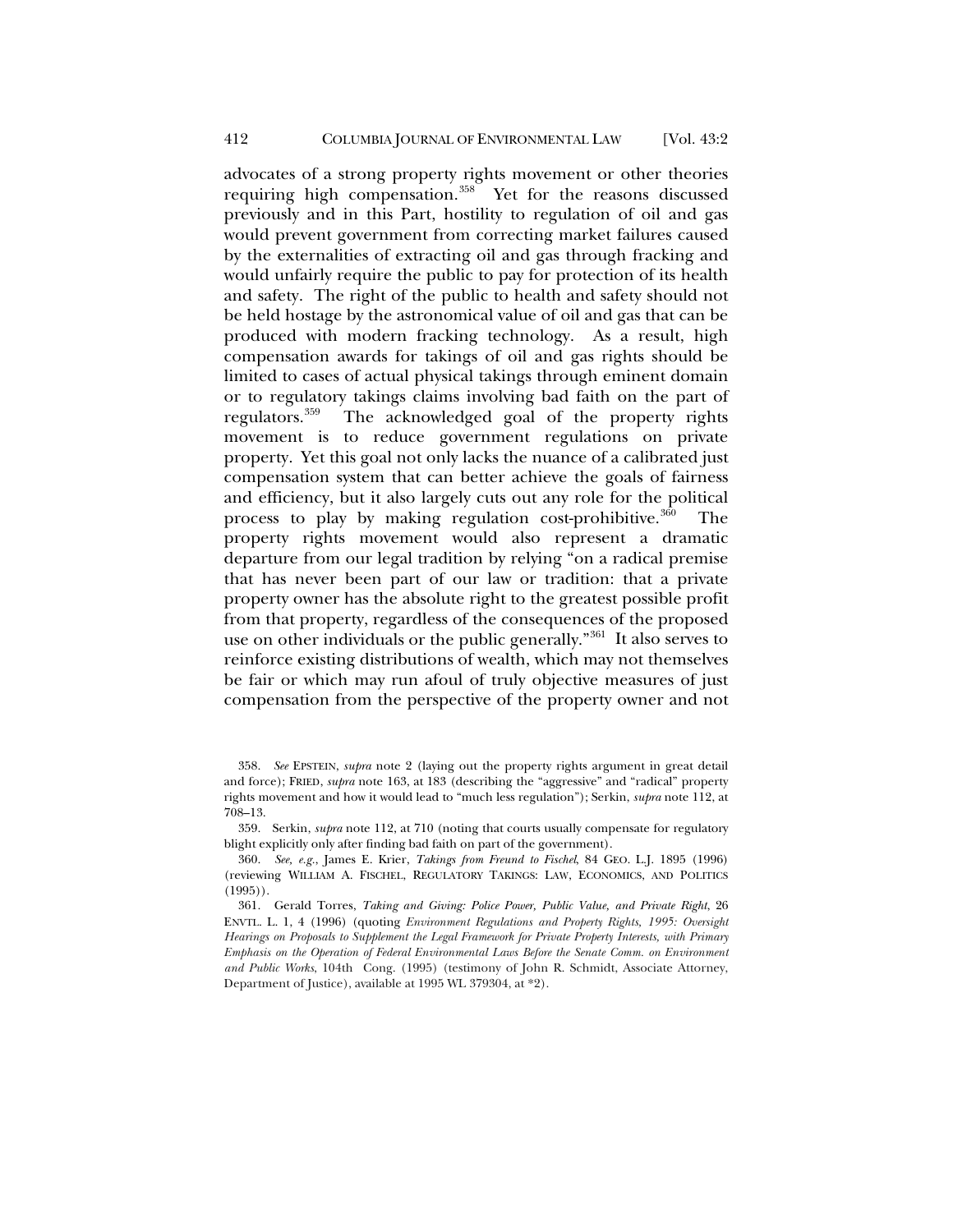advocates of a strong property rights movement or other theories requiring high compensation.[358] Yet for the reasons discussed previously and in this Part, hostility to regulation of oil and gas would prevent government from correcting market failures caused by the externalities of extracting oil and gas through fracking and would unfairly require the public to pay for protection of its health and safety. The right of the public to health and safety should not be held hostage by the astronomical value of oil and gas that can be produced with modern fracking technology. As a result, high compensation awards for takings of oil and gas rights should be limited to cases of actual physical takings through eminent domain or to regulatory takings claims involving bad faith on the part of regulators.[359] The acknowledged goal of the property rights movement is to reduce government regulations on private property. Yet this goal not only lacks the nuance of a calibrated just compensation system that can better achieve the goals of fairness and efficiency, but it also largely cuts out any role for the political process to play by making regulation cost-prohibitive.[360] The property rights movement would also represent a dramatic departure from our legal tradition by relying "on a radical premise that has never been part of our law or tradition: that a private property owner has the absolute right to the greatest possible profit from that property, regardless of the consequences of the proposed use on other individuals or the public generally."[361] It also serves to reinforce existing distributions of wealth, which may not themselves be fair or which may run afoul of truly objective measures of just compensation from the perspective of the property owner and not

---

358. *See* EPSTEIN, *supra* note 2 (laying out the property rights argument in great detail and force); FRIED, *supra* note 163, at 183 (describing the "aggressive" and "radical" property rights movement and how it would lead to "much less regulation"); Serkin, *supra* note 112, at 708–13.

359. Serkin, *supra* note 112, at 710 (noting that courts usually compensate for regulatory blight explicitly only after finding bad faith on part of the government).

360. *See, e.g.*, James E. Krier, *Takings from Freund to Fischel*, 84 GEO. L.J. 1895 (1996) (reviewing WILLIAM A. FISCHEL, REGULATORY TAKINGS: LAW, ECONOMICS, AND POLITICS (1995)).

361. Gerald Torres, *Taking and Giving: Police Power, Public Value, and Private Right*, 26 ENVTL. L. 1, 4 (1996) (quoting *Environment Regulations and Property Rights, 1995: Oversight Hearings on Proposals to Supplement the Legal Framework for Private Property Interests, with Primary Emphasis on the Operation of Federal Environmental Laws Before the Senate Comm. on Environment and Public Works*, 104th Cong. (1995) (testimony of John R. Schmidt, Associate Attorney, Department of Justice), available at 1995 WL 379304, at *2).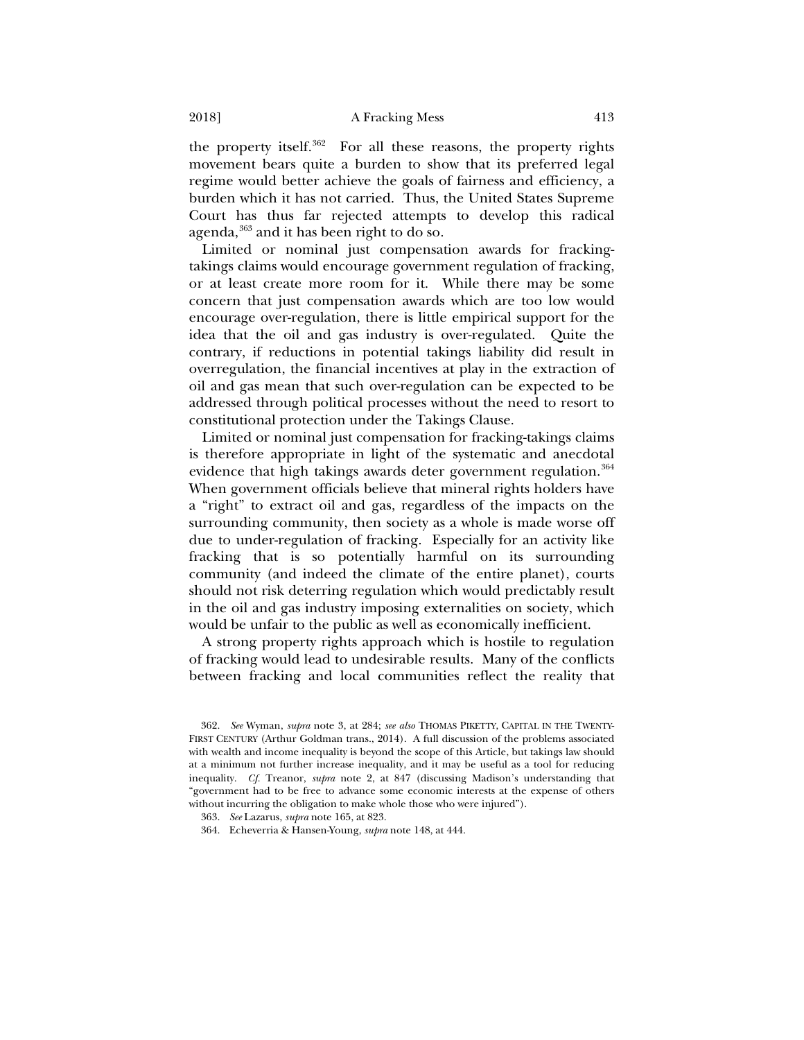the property itself.[362] For all these reasons, the property rights movement bears quite a burden to show that its preferred legal regime would better achieve the goals of fairness and efficiency, a burden which it has not carried. Thus, the United States Supreme Court has thus far rejected attempts to develop this radical agenda,[363] and it has been right to do so.

Limited or nominal just compensation awards for fracking-takings claims would encourage government regulation of fracking, or at least create more room for it. While there may be some concern that just compensation awards which are too low would encourage over-regulation, there is little empirical support for the idea that the oil and gas industry is over-regulated. Quite the contrary, if reductions in potential takings liability did result in overregulation, the financial incentives at play in the extraction of oil and gas mean that such over-regulation can be expected to be addressed through political processes without the need to resort to constitutional protection under the Takings Clause.

Limited or nominal just compensation for fracking-takings claims is therefore appropriate in light of the systematic and anecdotal evidence that high takings awards deter government regulation.[364] When government officials believe that mineral rights holders have a "right" to extract oil and gas, regardless of the impacts on the surrounding community, then society as a whole is made worse off due to under-regulation of fracking. Especially for an activity like fracking that is so potentially harmful on its surrounding community (and indeed the climate of the entire planet), courts should not risk deterring regulation which would predictably result in the oil and gas industry imposing externalities on society, which would be unfair to the public as well as economically inefficient.

A strong property rights approach which is hostile to regulation of fracking would lead to undesirable results. Many of the conflicts between fracking and local communities reflect the reality that

---

362. *See* Wyman, *supra* note 3, at 284; *see also* THOMAS PIKETTY, CAPITAL IN THE TWENTY-FIRST CENTURY (Arthur Goldman trans., 2014). A full discussion of the problems associated with wealth and income inequality is beyond the scope of this Article, but takings law should at a minimum not further increase inequality, and it may be useful as a tool for reducing inequality. *Cf.* Treanor, *supra* note 2, at 847 (discussing Madison's understanding that "government had to be free to advance some economic interests at the expense of others without incurring the obligation to make whole those who were injured").

363. *See* Lazarus, *supra* note 165, at 823.

364. Echeverria & Hansen-Young, *supra* note 148, at 444.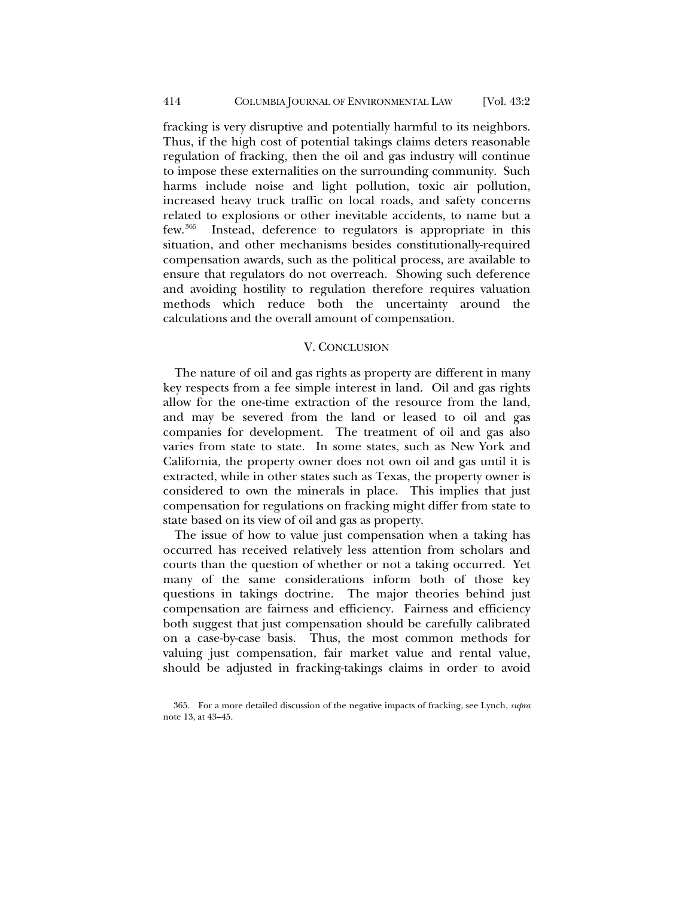fracking is very disruptive and potentially harmful to its neighbors. Thus, if the high cost of potential takings claims deters reasonable regulation of fracking, then the oil and gas industry will continue to impose these externalities on the surrounding community. Such harms include noise and light pollution, toxic air pollution, increased heavy truck traffic on local roads, and safety concerns related to explosions or other inevitable accidents, to name but a few.[365] Instead, deference to regulators is appropriate in this situation, and other mechanisms besides constitutionally-required compensation awards, such as the political process, are available to ensure that regulators do not overreach. Showing such deference and avoiding hostility to regulation therefore requires valuation methods which reduce both the uncertainty around the calculations and the overall amount of compensation.

## V. CONCLUSION

The nature of oil and gas rights as property are different in many key respects from a fee simple interest in land. Oil and gas rights allow for the one-time extraction of the resource from the land, and may be severed from the land or leased to oil and gas companies for development. The treatment of oil and gas also varies from state to state. In some states, such as New York and California, the property owner does not own oil and gas until it is extracted, while in other states such as Texas, the property owner is considered to own the minerals in place. This implies that just compensation for regulations on fracking might differ from state to state based on its view of oil and gas as property.

The issue of how to value just compensation when a taking has occurred has received relatively less attention from scholars and courts than the question of whether or not a taking occurred. Yet many of the same considerations inform both of those key questions in takings doctrine. The major theories behind just compensation are fairness and efficiency. Fairness and efficiency both suggest that just compensation should be carefully calibrated on a case-by-case basis. Thus, the most common methods for valuing just compensation, fair market value and rental value, should be adjusted in fracking-takings claims in order to avoid

365. For a more detailed discussion of the negative impacts of fracking, see Lynch, *supra* note 13, at 43–45.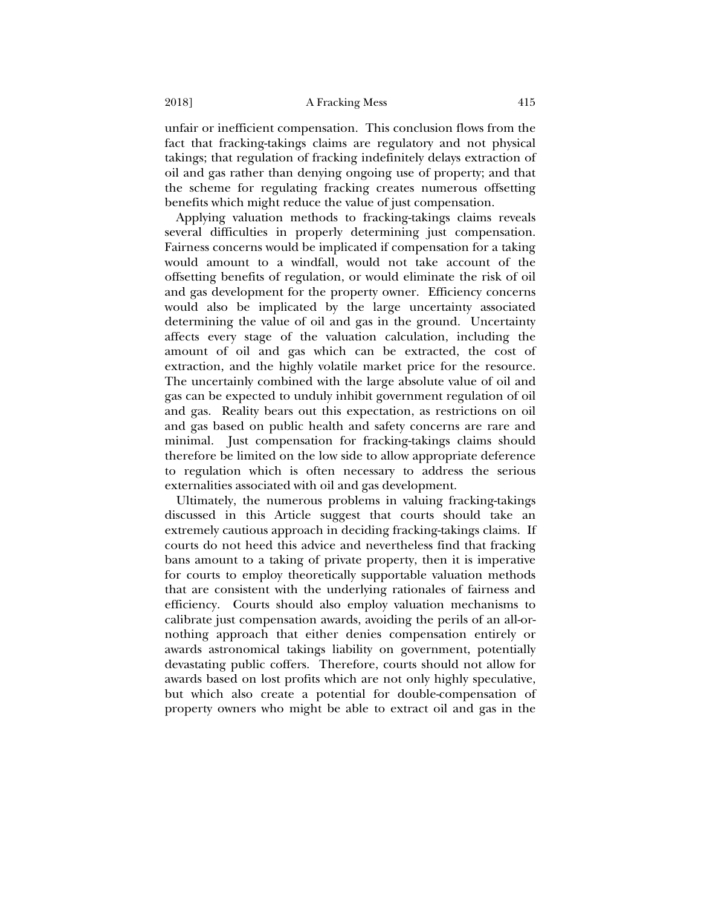unfair or inefficient compensation. This conclusion flows from the fact that fracking-takings claims are regulatory and not physical takings; that regulation of fracking indefinitely delays extraction of oil and gas rather than denying ongoing use of property; and that the scheme for regulating fracking creates numerous offsetting benefits which might reduce the value of just compensation.

Applying valuation methods to fracking-takings claims reveals several difficulties in properly determining just compensation. Fairness concerns would be implicated if compensation for a taking would amount to a windfall, would not take account of the offsetting benefits of regulation, or would eliminate the risk of oil and gas development for the property owner. Efficiency concerns would also be implicated by the large uncertainty associated determining the value of oil and gas in the ground. Uncertainty affects every stage of the valuation calculation, including the amount of oil and gas which can be extracted, the cost of extraction, and the highly volatile market price for the resource. The uncertainly combined with the large absolute value of oil and gas can be expected to unduly inhibit government regulation of oil and gas. Reality bears out this expectation, as restrictions on oil and gas based on public health and safety concerns are rare and minimal. Just compensation for fracking-takings claims should therefore be limited on the low side to allow appropriate deference to regulation which is often necessary to address the serious externalities associated with oil and gas development.

Ultimately, the numerous problems in valuing fracking-takings discussed in this Article suggest that courts should take an extremely cautious approach in deciding fracking-takings claims. If courts do not heed this advice and nevertheless find that fracking bans amount to a taking of private property, then it is imperative for courts to employ theoretically supportable valuation methods that are consistent with the underlying rationales of fairness and efficiency. Courts should also employ valuation mechanisms to calibrate just compensation awards, avoiding the perils of an all-or-nothing approach that either denies compensation entirely or awards astronomical takings liability on government, potentially devastating public coffers. Therefore, courts should not allow for awards based on lost profits which are not only highly speculative, but which also create a potential for double-compensation of property owners who might be able to extract oil and gas in the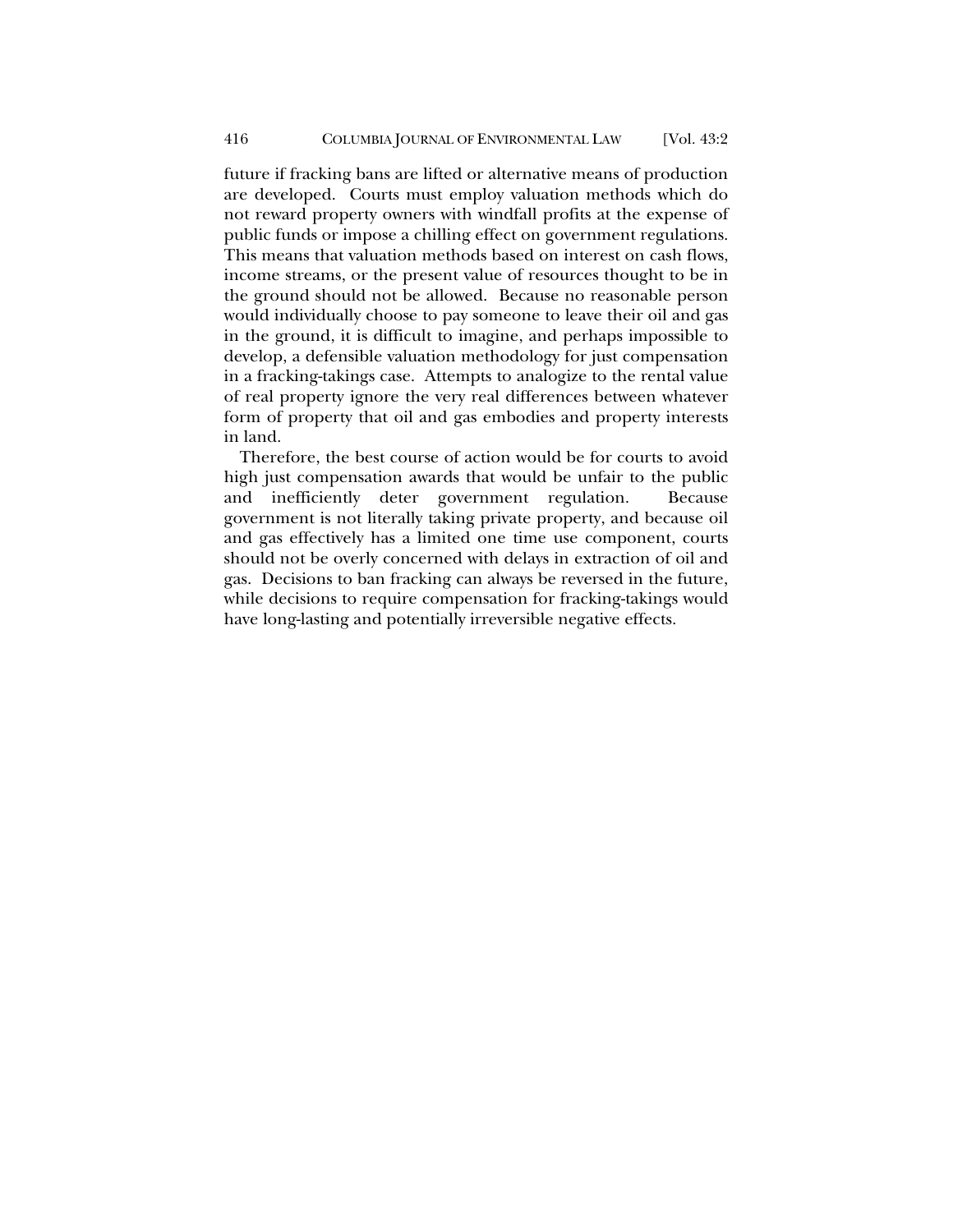future if fracking bans are lifted or alternative means of production are developed. Courts must employ valuation methods which do not reward property owners with windfall profits at the expense of public funds or impose a chilling effect on government regulations. This means that valuation methods based on interest on cash flows, income streams, or the present value of resources thought to be in the ground should not be allowed. Because no reasonable person would individually choose to pay someone to leave their oil and gas in the ground, it is difficult to imagine, and perhaps impossible to develop, a defensible valuation methodology for just compensation in a fracking-takings case. Attempts to analogize to the rental value of real property ignore the very real differences between whatever form of property that oil and gas embodies and property interests in land.

Therefore, the best course of action would be for courts to avoid high just compensation awards that would be unfair to the public and inefficiently deter government regulation. Because government is not literally taking private property, and because oil and gas effectively has a limited one time use component, courts should not be overly concerned with delays in extraction of oil and gas. Decisions to ban fracking can always be reversed in the future, while decisions to require compensation for fracking-takings would have long-lasting and potentially irreversible negative effects.